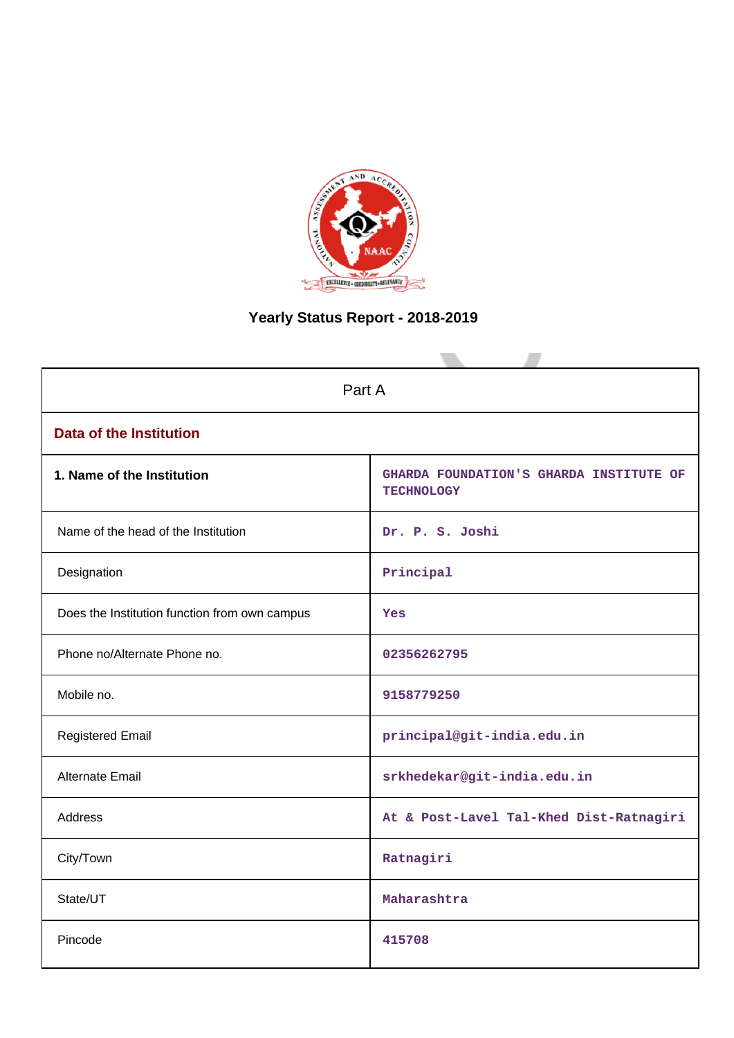# Yearly Status Report - 2018-2019

| Part A | |
|---|---|
| **Data of the Institution** | |
| **1. Name of the Institution** | GHARDA FOUNDATION'S GHARDA INSTITUTE OF TECHNOLOGY |
| Name of the head of the Institution | Dr. P. S. Joshi |
| Designation | Principal |
| Does the Institution function from own campus | Yes |
| Phone no/Alternate Phone no. | 02356262795 |
| Mobile no. | 9158779250 |
| Registered Email | principal@git-india.edu.in |
| Alternate Email | srkhedekar@git-india.edu.in |
| Address | At & Post-Lavel Tal-Khed Dist-Ratnagiri |
| City/Town | Ratnagiri |
| State/UT | Maharashtra |
| Pincode | 415708 |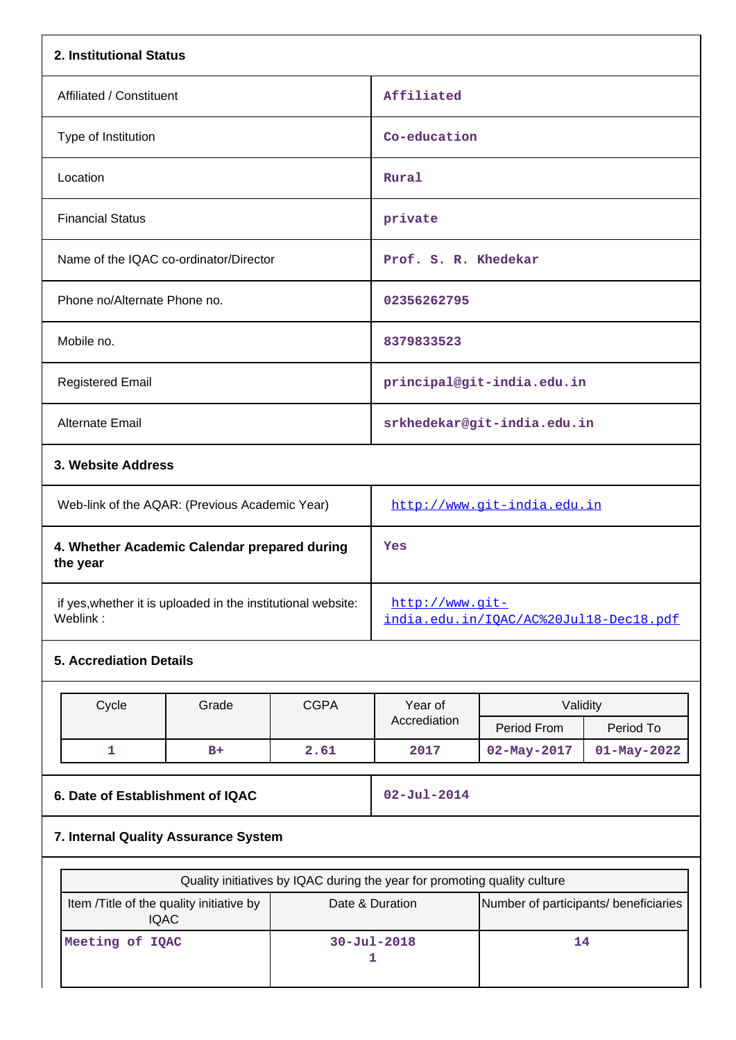## 2. Institutional Status

| | |
|---|---|
| Affiliated / Constituent | Affiliated |
| Type of Institution | Co-education |
| Location | Rural |
| Financial Status | private |
| Name of the IQAC co-ordinator/Director | Prof. S. R. Khedekar |
| Phone no/Alternate Phone no. | 02356262795 |
| Mobile no. | 8379833523 |
| Registered Email | principal@git-india.edu.in |
| Alternate Email | srkhedekar@git-india.edu.in |

## 3. Website Address

| | |
|---|---|
| Web-link of the AQAR: (Previous Academic Year) | http://www.git-india.edu.in |
| **4. Whether Academic Calendar prepared during the year** | Yes |
| if yes,whether it is uploaded in the institutional website: Weblink : | http://www.git-india.edu.in/IQAC/AC%20Jul18-Dec18.pdf |

## 5. Accrediation Details

| Cycle | Grade | CGPA | Year of Accrediation | Validity | |
|---|---|---|---|---|---|
| | | | | Period From | Period To |
| 1 | B+ | 2.61 | 2017 | 02-May-2017 | 01-May-2022 |

| | |
|---|---|
| **6. Date of Establishment of IQAC** | 02-Jul-2014 |

## 7. Internal Quality Assurance System

| Quality initiatives by IQAC during the year for promoting quality culture | | |
|---|---|---|
| Item /Title of the quality initiative by IQAC | Date & Duration | Number of participants/ beneficiaries |
| Meeting of IQAC | 30-Jul-2018<br>1 | 14 |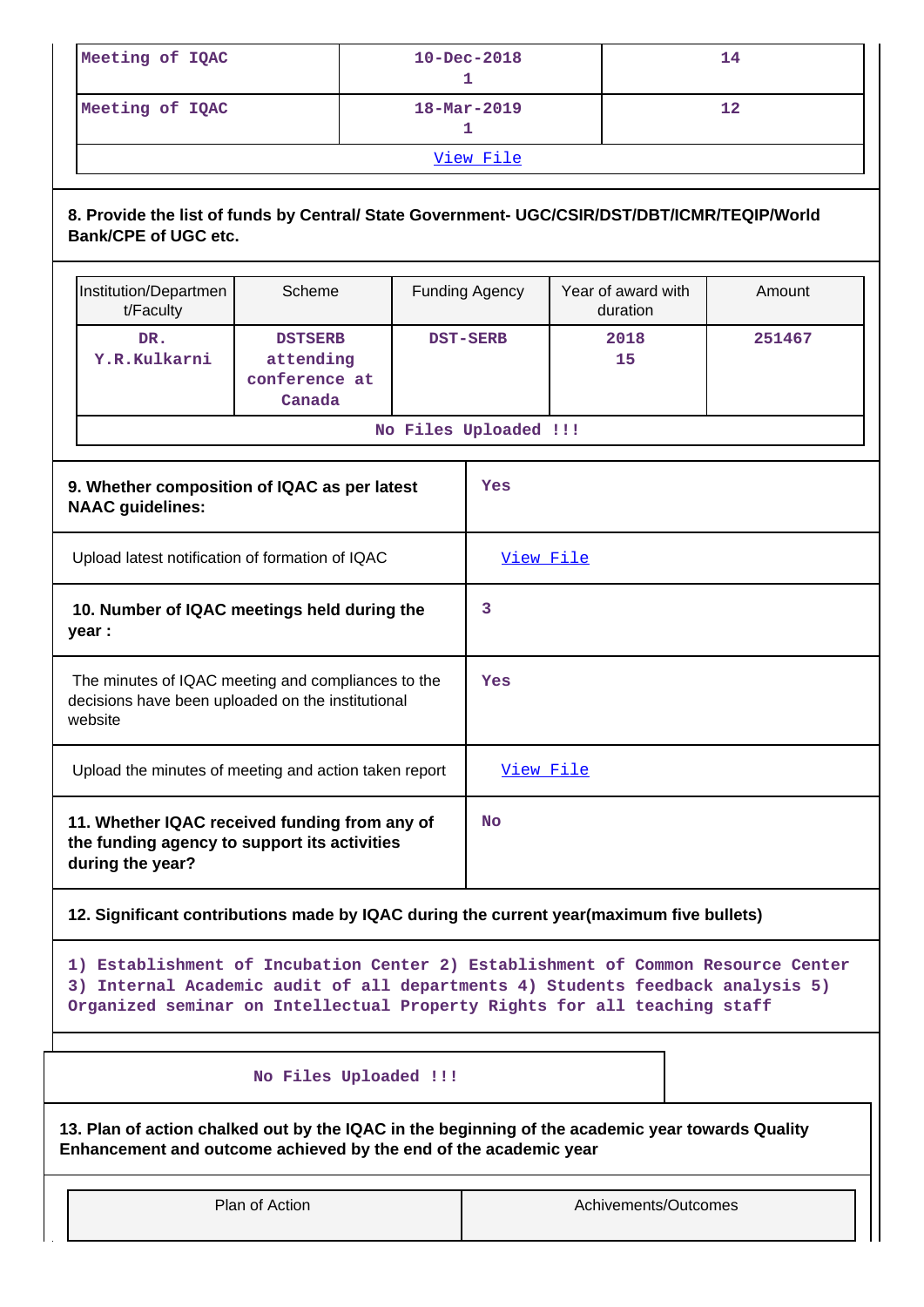| Meeting of IQAC | 10-Dec-2018<br>1 | 14 |
|---|---|---|
| Meeting of IQAC | 18-Mar-2019<br>1 | 12 |
| View File | | |

**8. Provide the list of funds by Central/ State Government- UGC/CSIR/DST/DBT/ICMR/TEQIP/World Bank/CPE of UGC etc.**

| Institution/Department/Faculty | Scheme | Funding Agency | Year of award with duration | Amount |
|---|---|---|---|---|
| DR. Y.R.Kulkarni | DSTSERB attending conference at Canada | DST-SERB | 2018<br>15 | 251467 |
| No Files Uploaded !!! | | | | |

| | |
|---|---|
| **9. Whether composition of IQAC as per latest NAAC guidelines:** | Yes |
| Upload latest notification of formation of IQAC | View File |
| **10. Number of IQAC meetings held during the year :** | 3 |
| The minutes of IQAC meeting and compliances to the decisions have been uploaded on the institutional website | Yes |
| Upload the minutes of meeting and action taken report | View File |
| **11. Whether IQAC received funding from any of the funding agency to support its activities during the year?** | No |

**12. Significant contributions made by IQAC during the current year(maximum five bullets)**

1) Establishment of Incubation Center 2) Establishment of Common Resource Center 3) Internal Academic audit of all departments 4) Students feedback analysis 5) Organized seminar on Intellectual Property Rights for all teaching staff

No Files Uploaded !!!

**13. Plan of action chalked out by the IQAC in the beginning of the academic year towards Quality Enhancement and outcome achieved by the end of the academic year**

| Plan of Action | Achivements/Outcomes |
|---|---|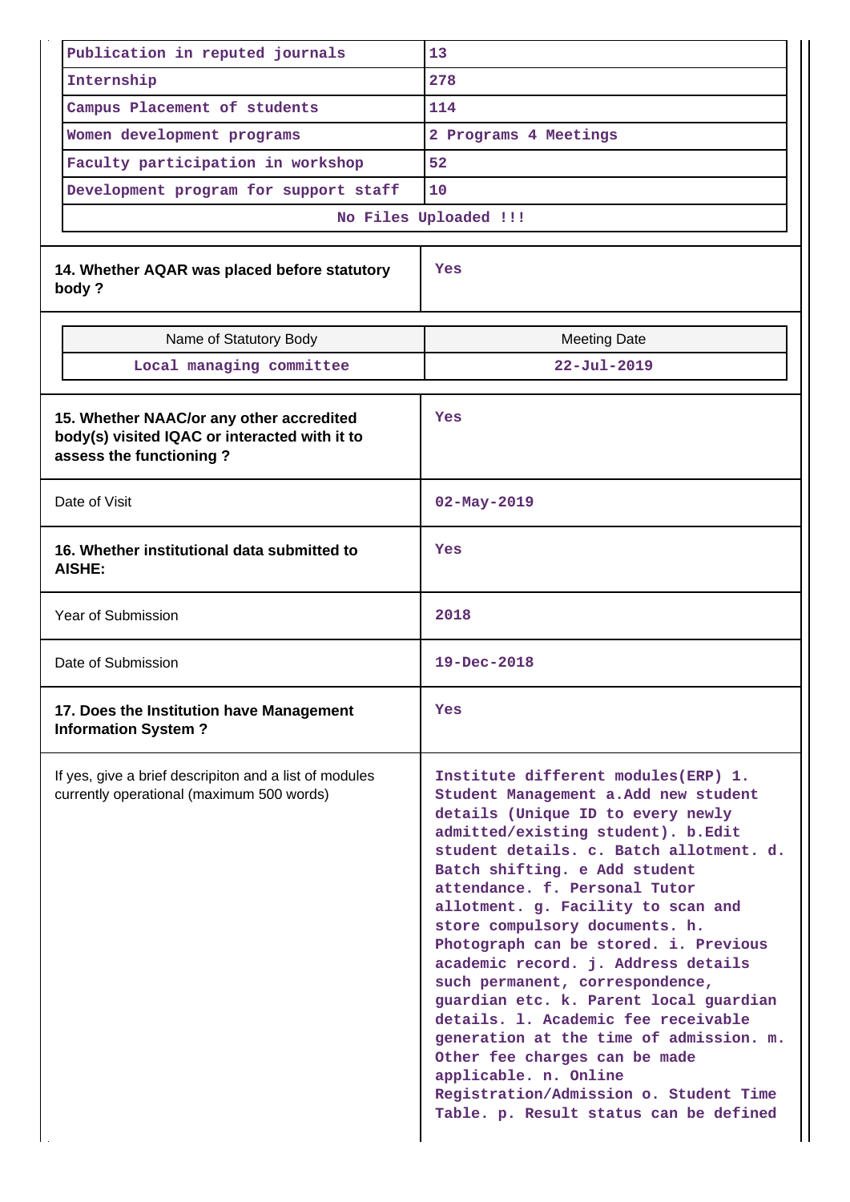| | |
|---|---|
| Publication in reputed journals | 13 |
| Internship | 278 |
| Campus Placement of students | 114 |
| Women development programs | 2 Programs 4 Meetings |
| Faculty participation in workshop | 52 |
| Development program for support staff | 10 |

No Files Uploaded !!!

| | |
|---|---|
| **14. Whether AQAR was placed before statutory body ?** | Yes |

| Name of Statutory Body | Meeting Date |
|---|---|
| Local managing committee | 22-Jul-2019 |

| | |
|---|---|
| **15. Whether NAAC/or any other accredited body(s) visited IQAC or interacted with it to assess the functioning ?** | Yes |
| Date of Visit | 02-May-2019 |
| **16. Whether institutional data submitted to AISHE:** | Yes |
| Year of Submission | 2018 |
| Date of Submission | 19-Dec-2018 |
| **17. Does the Institution have Management Information System ?** | Yes |
| If yes, give a brief descripiton and a list of modules currently operational (maximum 500 words) | Institute different modules(ERP) 1. Student Management a.Add new student details (Unique ID to every newly admitted/existing student). b.Edit student details. c. Batch allotment. d. Batch shifting. e Add student attendance. f. Personal Tutor allotment. g. Facility to scan and store compulsory documents. h. Photograph can be stored. i. Previous academic record. j. Address details such permanent, correspondence, guardian etc. k. Parent local guardian details. l. Academic fee receivable generation at the time of admission. m. Other fee charges can be made applicable. n. Online Registration/Admission o. Student Time Table. p. Result status can be defined |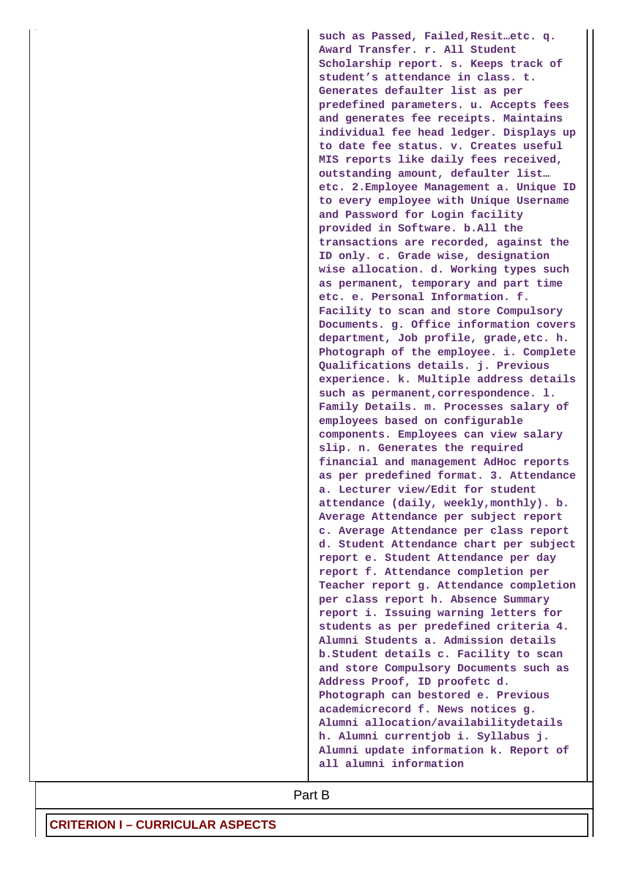|  | such as Passed, Failed,Resit…etc. q. Award Transfer. r. All Student Scholarship report. s. Keeps track of student's attendance in class. t. Generates defaulter list as per predefined parameters. u. Accepts fees and generates fee receipts. Maintains individual fee head ledger. Displays up to date fee status. v. Creates useful MIS reports like daily fees received, outstanding amount, defaulter list… etc. 2.Employee Management a. Unique ID to every employee with Unique Username and Password for Login facility provided in Software. b.All the transactions are recorded, against the ID only. c. Grade wise, designation wise allocation. d. Working types such as permanent, temporary and part time etc. e. Personal Information. f. Facility to scan and store Compulsory Documents. g. Office information covers department, Job profile, grade,etc. h. Photograph of the employee. i. Complete Qualifications details. j. Previous experience. k. Multiple address details such as permanent,correspondence. l. Family Details. m. Processes salary of employees based on configurable components. Employees can view salary slip. n. Generates the required financial and management AdHoc reports as per predefined format. 3. Attendance a. Lecturer view/Edit for student attendance (daily, weekly,monthly). b. Average Attendance per subject report c. Average Attendance per class report d. Student Attendance chart per subject report e. Student Attendance per day report f. Attendance completion per Teacher report g. Attendance completion per class report h. Absence Summary report i. Issuing warning letters for students as per predefined criteria 4. Alumni Students a. Admission details b.Student details c. Facility to scan and store Compulsory Documents such as Address Proof, ID proofetc d. Photograph can bestored e. Previous academicrecord f. News notices g. Alumni allocation/availabilitydetails h. Alumni currentjob i. Syllabus j. Alumni update information k. Report of all alumni information |

Part B

**CRITERION I – CURRICULAR ASPECTS**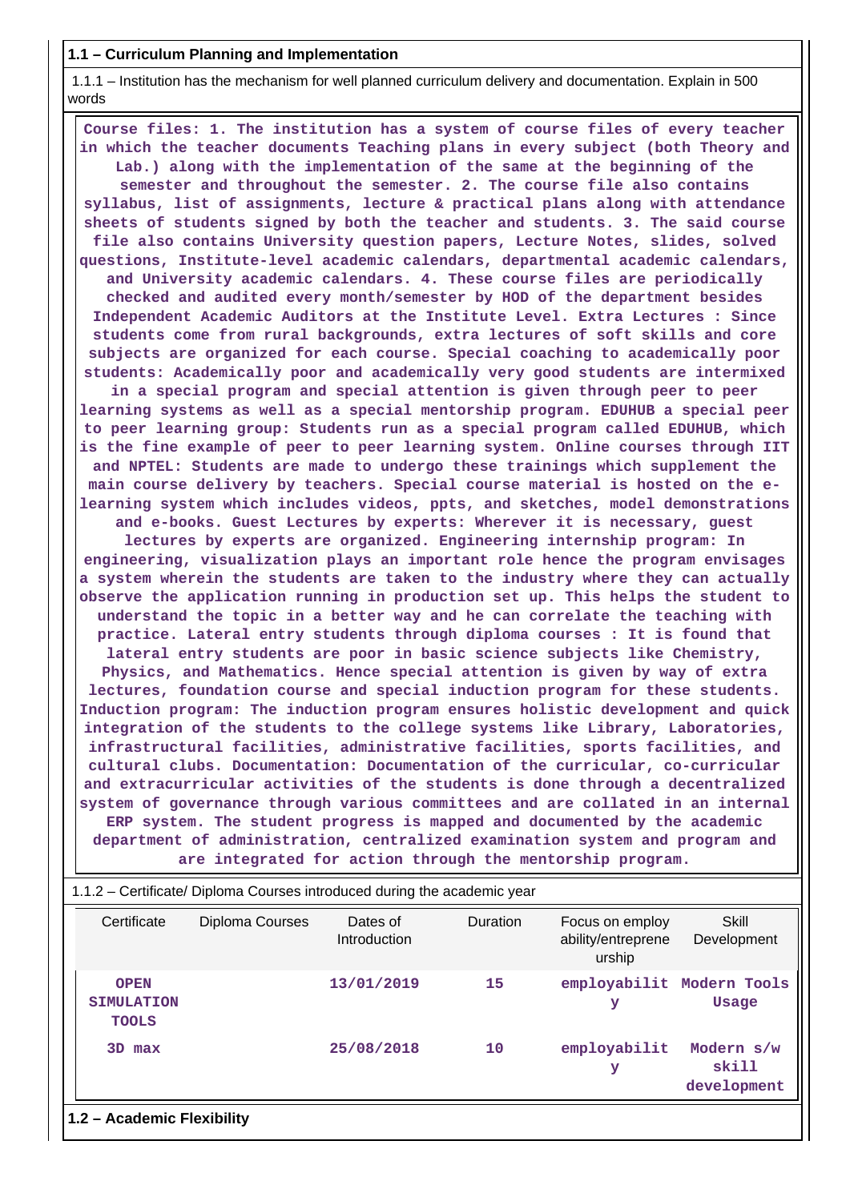**1.1 – Curriculum Planning and Implementation**

1.1.1 – Institution has the mechanism for well planned curriculum delivery and documentation. Explain in 500 words

Course files: 1. The institution has a system of course files of every teacher in which the teacher documents Teaching plans in every subject (both Theory and Lab.) along with the implementation of the same at the beginning of the semester and throughout the semester. 2. The course file also contains syllabus, list of assignments, lecture & practical plans along with attendance sheets of students signed by both the teacher and students. 3. The said course file also contains University question papers, Lecture Notes, slides, solved questions, Institute-level academic calendars, departmental academic calendars, and University academic calendars. 4. These course files are periodically checked and audited every month/semester by HOD of the department besides Independent Academic Auditors at the Institute Level. Extra Lectures : Since students come from rural backgrounds, extra lectures of soft skills and core subjects are organized for each course. Special coaching to academically poor students: Academically poor and academically very good students are intermixed in a special program and special attention is given through peer to peer learning systems as well as a special mentorship program. EDUHUB a special peer to peer learning group: Students run as a special program called EDUHUB, which is the fine example of peer to peer learning system. Online courses through IIT and NPTEL: Students are made to undergo these trainings which supplement the main course delivery by teachers. Special course material is hosted on the e-learning system which includes videos, ppts, and sketches, model demonstrations and e-books. Guest Lectures by experts: Wherever it is necessary, guest lectures by experts are organized. Engineering internship program: In engineering, visualization plays an important role hence the program envisages a system wherein the students are taken to the industry where they can actually observe the application running in production set up. This helps the student to understand the topic in a better way and he can correlate the teaching with practice. Lateral entry students through diploma courses : It is found that lateral entry students are poor in basic science subjects like Chemistry, Physics, and Mathematics. Hence special attention is given by way of extra lectures, foundation course and special induction program for these students. Induction program: The induction program ensures holistic development and quick integration of the students to the college systems like Library, Laboratories, infrastructural facilities, administrative facilities, sports facilities, and cultural clubs. Documentation: Documentation of the curricular, co-curricular and extracurricular activities of the students is done through a decentralized system of governance through various committees and are collated in an internal ERP system. The student progress is mapped and documented by the academic department of administration, centralized examination system and program and are integrated for action through the mentorship program.

1.1.2 – Certificate/ Diploma Courses introduced during the academic year

| Certificate | Diploma Courses | Dates of Introduction | Duration | Focus on employ ability/entreprene urship | Skill Development |
|---|---|---|---|---|---|
| OPEN SIMULATION TOOLS | | 13/01/2019 | 15 | employability | Modern Tools Usage |
| 3D max | | 25/08/2018 | 10 | employability | Modern s/w skill development |

**1.2 – Academic Flexibility**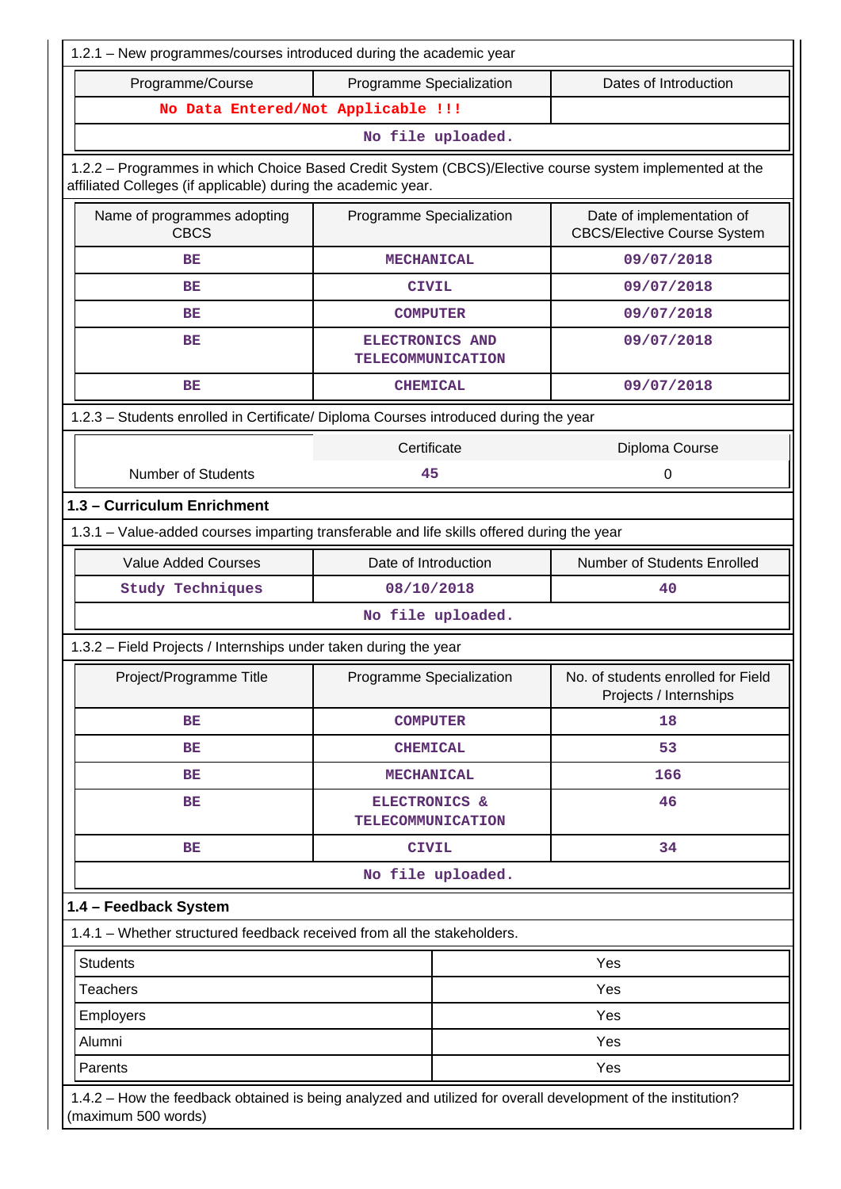1.2.1 – New programmes/courses introduced during the academic year

| Programme/Course | Programme Specialization | Dates of Introduction |
|---|---|---|
| No Data Entered/Not Applicable !!! | | |
| No file uploaded. | | |

1.2.2 – Programmes in which Choice Based Credit System (CBCS)/Elective course system implemented at the affiliated Colleges (if applicable) during the academic year.

| Name of programmes adopting CBCS | Programme Specialization | Date of implementation of CBCS/Elective Course System |
|---|---|---|
| BE | MECHANICAL | 09/07/2018 |
| BE | CIVIL | 09/07/2018 |
| BE | COMPUTER | 09/07/2018 |
| BE | ELECTRONICS AND TELECOMMUNICATION | 09/07/2018 |
| BE | CHEMICAL | 09/07/2018 |

1.2.3 – Students enrolled in Certificate/ Diploma Courses introduced during the year

| | Certificate | Diploma Course |
|---|---|---|
| Number of Students | 45 | 0 |

## 1.3 – Curriculum Enrichment

1.3.1 – Value-added courses imparting transferable and life skills offered during the year

| Value Added Courses | Date of Introduction | Number of Students Enrolled |
|---|---|---|
| Study Techniques | 08/10/2018 | 40 |
| No file uploaded. | | |

1.3.2 – Field Projects / Internships under taken during the year

| Project/Programme Title | Programme Specialization | No. of students enrolled for Field Projects / Internships |
|---|---|---|
| BE | COMPUTER | 18 |
| BE | CHEMICAL | 53 |
| BE | MECHANICAL | 166 |
| BE | ELECTRONICS & TELECOMMUNICATION | 46 |
| BE | CIVIL | 34 |
| No file uploaded. | | |

## 1.4 – Feedback System

1.4.1 – Whether structured feedback received from all the stakeholders.

| | |
|---|---|
| Students | Yes |
| Teachers | Yes |
| Employers | Yes |
| Alumni | Yes |
| Parents | Yes |

1.4.2 – How the feedback obtained is being analyzed and utilized for overall development of the institution? (maximum 500 words)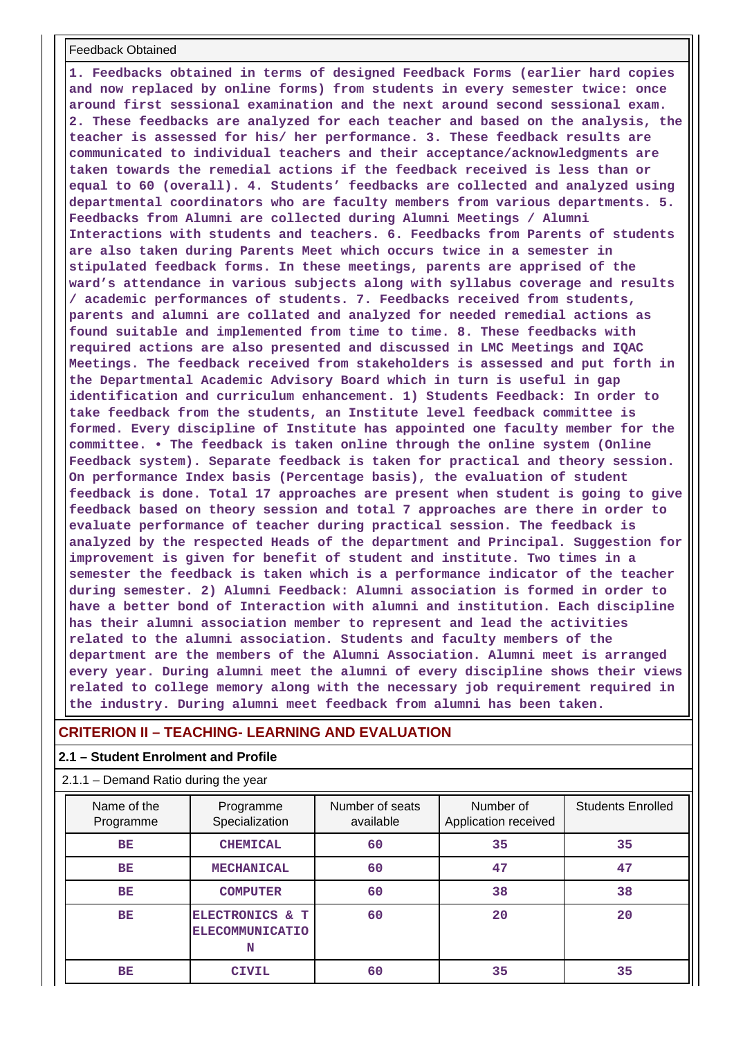Feedback Obtained

**1. Feedbacks obtained in terms of designed Feedback Forms (earlier hard copies and now replaced by online forms) from students in every semester twice: once around first sessional examination and the next around second sessional exam. 2. These feedbacks are analyzed for each teacher and based on the analysis, the teacher is assessed for his/ her performance. 3. These feedback results are communicated to individual teachers and their acceptance/acknowledgments are taken towards the remedial actions if the feedback received is less than or equal to 60 (overall). 4. Students' feedbacks are collected and analyzed using departmental coordinators who are faculty members from various departments. 5. Feedbacks from Alumni are collected during Alumni Meetings / Alumni Interactions with students and teachers. 6. Feedbacks from Parents of students are also taken during Parents Meet which occurs twice in a semester in stipulated feedback forms. In these meetings, parents are apprised of the ward's attendance in various subjects along with syllabus coverage and results / academic performances of students. 7. Feedbacks received from students, parents and alumni are collated and analyzed for needed remedial actions as found suitable and implemented from time to time. 8. These feedbacks with required actions are also presented and discussed in LMC Meetings and IQAC Meetings. The feedback received from stakeholders is assessed and put forth in the Departmental Academic Advisory Board which in turn is useful in gap identification and curriculum enhancement. 1) Students Feedback: In order to take feedback from the students, an Institute level feedback committee is formed. Every discipline of Institute has appointed one faculty member for the committee. • The feedback is taken online through the online system (Online Feedback system). Separate feedback is taken for practical and theory session. On performance Index basis (Percentage basis), the evaluation of student feedback is done. Total 17 approaches are present when student is going to give feedback based on theory session and total 7 approaches are there in order to evaluate performance of teacher during practical session. The feedback is analyzed by the respected Heads of the department and Principal. Suggestion for improvement is given for benefit of student and institute. Two times in a semester the feedback is taken which is a performance indicator of the teacher during semester. 2) Alumni Feedback: Alumni association is formed in order to have a better bond of Interaction with alumni and institution. Each discipline has their alumni association member to represent and lead the activities related to the alumni association. Students and faculty members of the department are the members of the Alumni Association. Alumni meet is arranged every year. During alumni meet the alumni of every discipline shows their views related to college memory along with the necessary job requirement required in the industry. During alumni meet feedback from alumni has been taken.**

## CRITERION II – TEACHING- LEARNING AND EVALUATION

### 2.1 – Student Enrolment and Profile

2.1.1 – Demand Ratio during the year

| Name of the Programme | Programme Specialization | Number of seats available | Number of Application received | Students Enrolled |
|---|---|---|---|---|
| BE | CHEMICAL | 60 | 35 | 35 |
| BE | MECHANICAL | 60 | 47 | 47 |
| BE | COMPUTER | 60 | 38 | 38 |
| BE | ELECTRONICS & TELECOMMUNICATION | 60 | 20 | 20 |
| BE | CIVIL | 60 | 35 | 35 |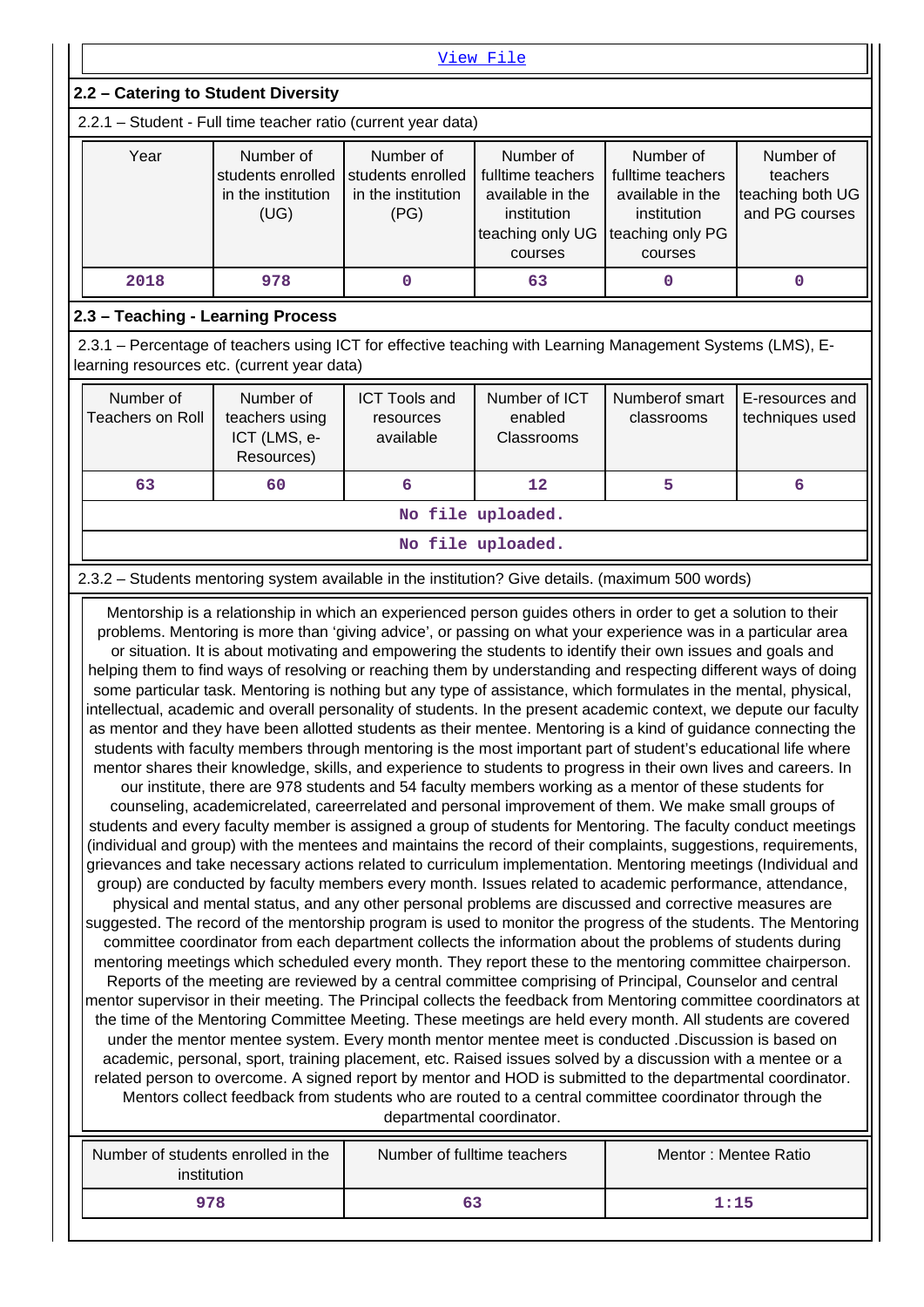[View File]

## 2.2 – Catering to Student Diversity

2.2.1 – Student - Full time teacher ratio (current year data)

| Year | Number of students enrolled in the institution (UG) | Number of students enrolled in the institution (PG) | Number of fulltime teachers available in the institution teaching only UG courses | Number of fulltime teachers available in the institution teaching only PG courses | Number of teachers teaching both UG and PG courses |
|---|---|---|---|---|---|
| 2018 | 978 | 0 | 63 | 0 | 0 |

## 2.3 – Teaching - Learning Process

2.3.1 – Percentage of teachers using ICT for effective teaching with Learning Management Systems (LMS), E-learning resources etc. (current year data)

| Number of Teachers on Roll | Number of teachers using ICT (LMS, e-Resources) | ICT Tools and resources available | Number of ICT enabled Classrooms | Numberof smart classrooms | E-resources and techniques used |
|---|---|---|---|---|---|
| 63 | 60 | 6 | 12 | 5 | 6 |

No file uploaded.

No file uploaded.

2.3.2 – Students mentoring system available in the institution? Give details. (maximum 500 words)

Mentorship is a relationship in which an experienced person guides others in order to get a solution to their problems. Mentoring is more than 'giving advice', or passing on what your experience was in a particular area or situation. It is about motivating and empowering the students to identify their own issues and goals and helping them to find ways of resolving or reaching them by understanding and respecting different ways of doing some particular task. Mentoring is nothing but any type of assistance, which formulates in the mental, physical, intellectual, academic and overall personality of students. In the present academic context, we depute our faculty as mentor and they have been allotted students as their mentee. Mentoring is a kind of guidance connecting the students with faculty members through mentoring is the most important part of student's educational life where mentor shares their knowledge, skills, and experience to students to progress in their own lives and careers. In our institute, there are 978 students and 54 faculty members working as a mentor of these students for counseling, academicrelated, careerrelated and personal improvement of them. We make small groups of students and every faculty member is assigned a group of students for Mentoring. The faculty conduct meetings (individual and group) with the mentees and maintains the record of their complaints, suggestions, requirements, grievances and take necessary actions related to curriculum implementation. Mentoring meetings (Individual and group) are conducted by faculty members every month. Issues related to academic performance, attendance, physical and mental status, and any other personal problems are discussed and corrective measures are suggested. The record of the mentorship program is used to monitor the progress of the students. The Mentoring committee coordinator from each department collects the information about the problems of students during mentoring meetings which scheduled every month. They report these to the mentoring committee chairperson. Reports of the meeting are reviewed by a central committee comprising of Principal, Counselor and central mentor supervisor in their meeting. The Principal collects the feedback from Mentoring committee coordinators at the time of the Mentoring Committee Meeting. These meetings are held every month. All students are covered under the mentor mentee system. Every month mentor mentee meet is conducted .Discussion is based on academic, personal, sport, training placement, etc. Raised issues solved by a discussion with a mentee or a related person to overcome. A signed report by mentor and HOD is submitted to the departmental coordinator. Mentors collect feedback from students who are routed to a central committee coordinator through the departmental coordinator.

| Number of students enrolled in the institution | Number of fulltime teachers | Mentor : Mentee Ratio |
|---|---|---|
| 978 | 63 | 1:15 |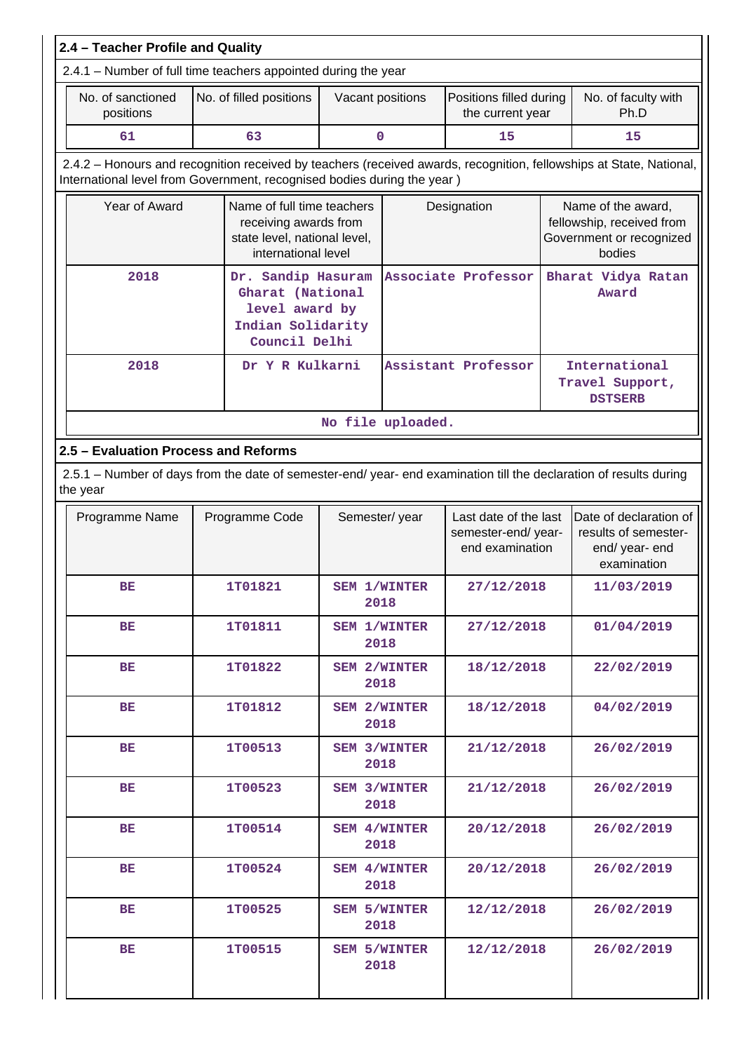## 2.4 – Teacher Profile and Quality

2.4.1 – Number of full time teachers appointed during the year

| No. of sanctioned positions | No. of filled positions | Vacant positions | Positions filled during the current year | No. of faculty with Ph.D |
|---|---|---|---|---|
| 61 | 63 | 0 | 15 | 15 |

2.4.2 – Honours and recognition received by teachers (received awards, recognition, fellowships at State, National, International level from Government, recognised bodies during the year )

| Year of Award | Name of full time teachers receiving awards from state level, national level, international level | Designation | Name of the award, fellowship, received from Government or recognized bodies |
|---|---|---|---|
| 2018 | Dr. Sandip Hasuram Gharat (National level award by Indian Solidarity Council Delhi | Associate Professor | Bharat Vidya Ratan Award |
| 2018 | Dr Y R Kulkarni | Assistant Professor | International Travel Support, DSTSERB |
| No file uploaded. | | | |

## 2.5 – Evaluation Process and Reforms

2.5.1 – Number of days from the date of semester-end/ year- end examination till the declaration of results during the year

| Programme Name | Programme Code | Semester/ year | Last date of the last semester-end/ year-end examination | Date of declaration of results of semester-end/ year- end examination |
|---|---|---|---|---|
| BE | 1T01821 | SEM 1/WINTER 2018 | 27/12/2018 | 11/03/2019 |
| BE | 1T01811 | SEM 1/WINTER 2018 | 27/12/2018 | 01/04/2019 |
| BE | 1T01822 | SEM 2/WINTER 2018 | 18/12/2018 | 22/02/2019 |
| BE | 1T01812 | SEM 2/WINTER 2018 | 18/12/2018 | 04/02/2019 |
| BE | 1T00513 | SEM 3/WINTER 2018 | 21/12/2018 | 26/02/2019 |
| BE | 1T00523 | SEM 3/WINTER 2018 | 21/12/2018 | 26/02/2019 |
| BE | 1T00514 | SEM 4/WINTER 2018 | 20/12/2018 | 26/02/2019 |
| BE | 1T00524 | SEM 4/WINTER 2018 | 20/12/2018 | 26/02/2019 |
| BE | 1T00525 | SEM 5/WINTER 2018 | 12/12/2018 | 26/02/2019 |
| BE | 1T00515 | SEM 5/WINTER 2018 | 12/12/2018 | 26/02/2019 |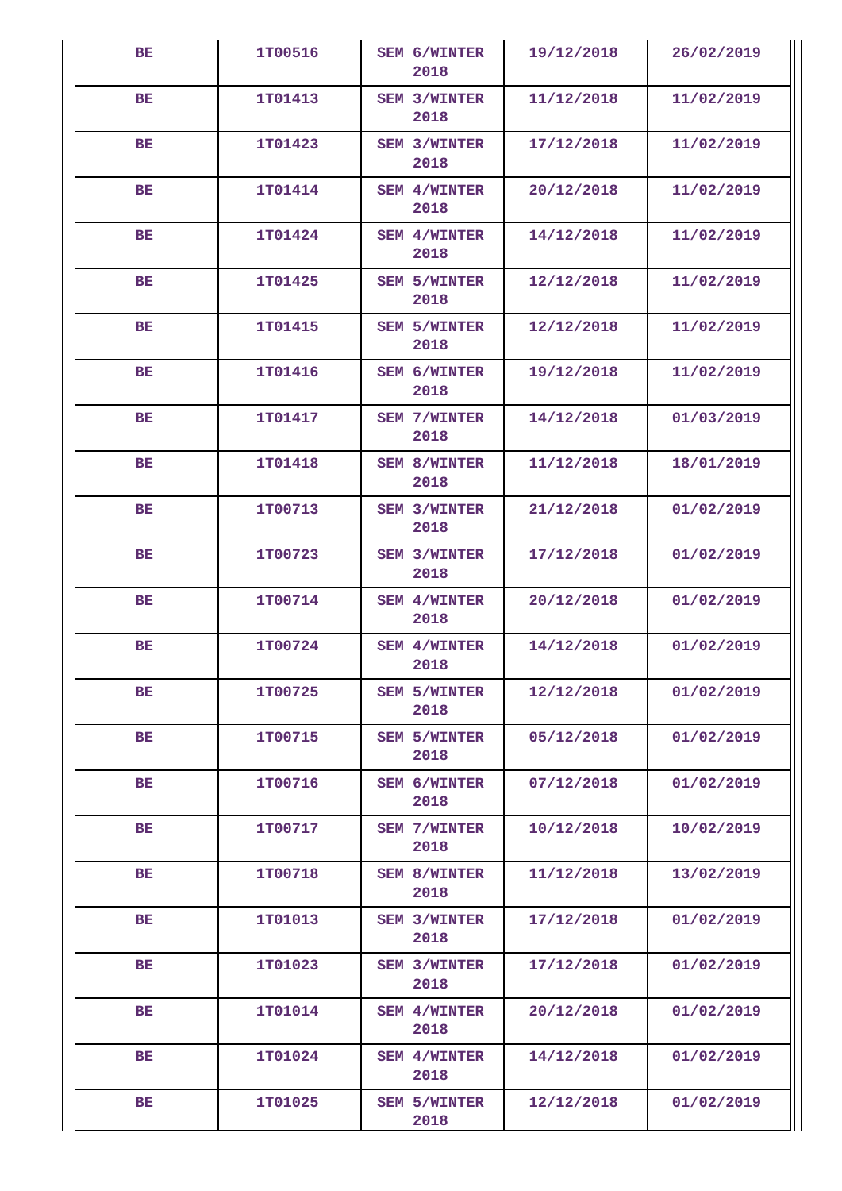| BE | 1T00516 | SEM 6/WINTER 2018 | 19/12/2018 | 26/02/2019 |
|---|---|---|---|---|
| BE | 1T01413 | SEM 3/WINTER 2018 | 11/12/2018 | 11/02/2019 |
| BE | 1T01423 | SEM 3/WINTER 2018 | 17/12/2018 | 11/02/2019 |
| BE | 1T01414 | SEM 4/WINTER 2018 | 20/12/2018 | 11/02/2019 |
| BE | 1T01424 | SEM 4/WINTER 2018 | 14/12/2018 | 11/02/2019 |
| BE | 1T01425 | SEM 5/WINTER 2018 | 12/12/2018 | 11/02/2019 |
| BE | 1T01415 | SEM 5/WINTER 2018 | 12/12/2018 | 11/02/2019 |
| BE | 1T01416 | SEM 6/WINTER 2018 | 19/12/2018 | 11/02/2019 |
| BE | 1T01417 | SEM 7/WINTER 2018 | 14/12/2018 | 01/03/2019 |
| BE | 1T01418 | SEM 8/WINTER 2018 | 11/12/2018 | 18/01/2019 |
| BE | 1T00713 | SEM 3/WINTER 2018 | 21/12/2018 | 01/02/2019 |
| BE | 1T00723 | SEM 3/WINTER 2018 | 17/12/2018 | 01/02/2019 |
| BE | 1T00714 | SEM 4/WINTER 2018 | 20/12/2018 | 01/02/2019 |
| BE | 1T00724 | SEM 4/WINTER 2018 | 14/12/2018 | 01/02/2019 |
| BE | 1T00725 | SEM 5/WINTER 2018 | 12/12/2018 | 01/02/2019 |
| BE | 1T00715 | SEM 5/WINTER 2018 | 05/12/2018 | 01/02/2019 |
| BE | 1T00716 | SEM 6/WINTER 2018 | 07/12/2018 | 01/02/2019 |
| BE | 1T00717 | SEM 7/WINTER 2018 | 10/12/2018 | 10/02/2019 |
| BE | 1T00718 | SEM 8/WINTER 2018 | 11/12/2018 | 13/02/2019 |
| BE | 1T01013 | SEM 3/WINTER 2018 | 17/12/2018 | 01/02/2019 |
| BE | 1T01023 | SEM 3/WINTER 2018 | 17/12/2018 | 01/02/2019 |
| BE | 1T01014 | SEM 4/WINTER 2018 | 20/12/2018 | 01/02/2019 |
| BE | 1T01024 | SEM 4/WINTER 2018 | 14/12/2018 | 01/02/2019 |
| BE | 1T01025 | SEM 5/WINTER 2018 | 12/12/2018 | 01/02/2019 |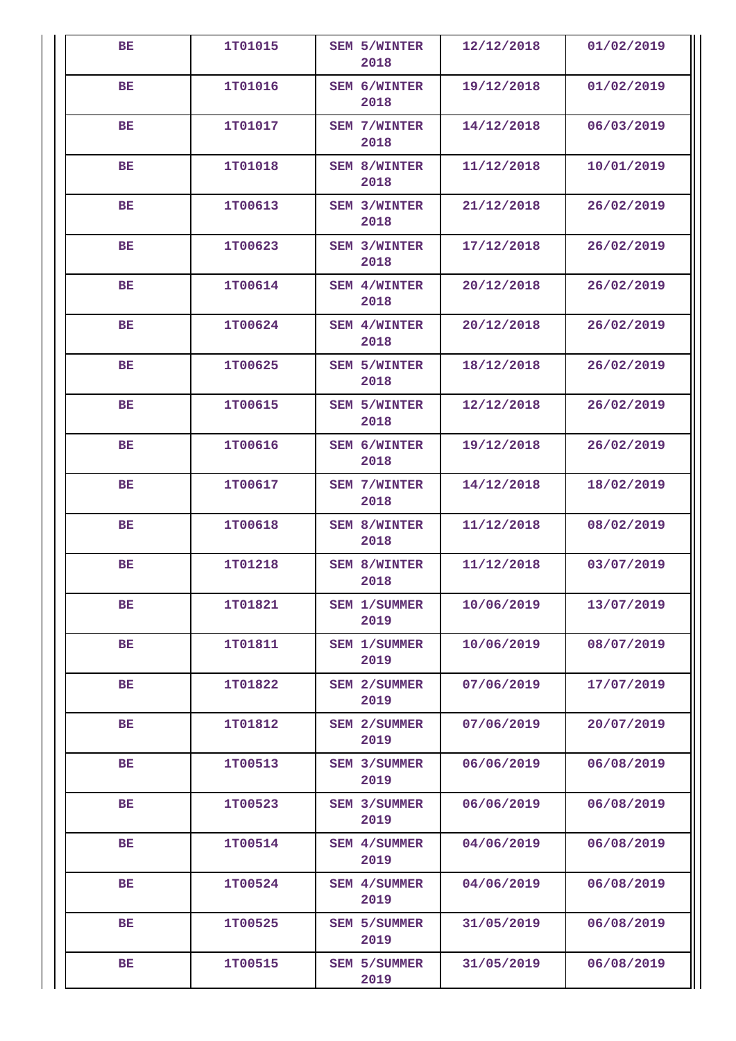| BE | 1T01015 | SEM 5/WINTER 2018 | 12/12/2018 | 01/02/2019 |
|---|---|---|---|---|
| BE | 1T01016 | SEM 6/WINTER 2018 | 19/12/2018 | 01/02/2019 |
| BE | 1T01017 | SEM 7/WINTER 2018 | 14/12/2018 | 06/03/2019 |
| BE | 1T01018 | SEM 8/WINTER 2018 | 11/12/2018 | 10/01/2019 |
| BE | 1T00613 | SEM 3/WINTER 2018 | 21/12/2018 | 26/02/2019 |
| BE | 1T00623 | SEM 3/WINTER 2018 | 17/12/2018 | 26/02/2019 |
| BE | 1T00614 | SEM 4/WINTER 2018 | 20/12/2018 | 26/02/2019 |
| BE | 1T00624 | SEM 4/WINTER 2018 | 20/12/2018 | 26/02/2019 |
| BE | 1T00625 | SEM 5/WINTER 2018 | 18/12/2018 | 26/02/2019 |
| BE | 1T00615 | SEM 5/WINTER 2018 | 12/12/2018 | 26/02/2019 |
| BE | 1T00616 | SEM 6/WINTER 2018 | 19/12/2018 | 26/02/2019 |
| BE | 1T00617 | SEM 7/WINTER 2018 | 14/12/2018 | 18/02/2019 |
| BE | 1T00618 | SEM 8/WINTER 2018 | 11/12/2018 | 08/02/2019 |
| BE | 1T01218 | SEM 8/WINTER 2018 | 11/12/2018 | 03/07/2019 |
| BE | 1T01821 | SEM 1/SUMMER 2019 | 10/06/2019 | 13/07/2019 |
| BE | 1T01811 | SEM 1/SUMMER 2019 | 10/06/2019 | 08/07/2019 |
| BE | 1T01822 | SEM 2/SUMMER 2019 | 07/06/2019 | 17/07/2019 |
| BE | 1T01812 | SEM 2/SUMMER 2019 | 07/06/2019 | 20/07/2019 |
| BE | 1T00513 | SEM 3/SUMMER 2019 | 06/06/2019 | 06/08/2019 |
| BE | 1T00523 | SEM 3/SUMMER 2019 | 06/06/2019 | 06/08/2019 |
| BE | 1T00514 | SEM 4/SUMMER 2019 | 04/06/2019 | 06/08/2019 |
| BE | 1T00524 | SEM 4/SUMMER 2019 | 04/06/2019 | 06/08/2019 |
| BE | 1T00525 | SEM 5/SUMMER 2019 | 31/05/2019 | 06/08/2019 |
| BE | 1T00515 | SEM 5/SUMMER 2019 | 31/05/2019 | 06/08/2019 |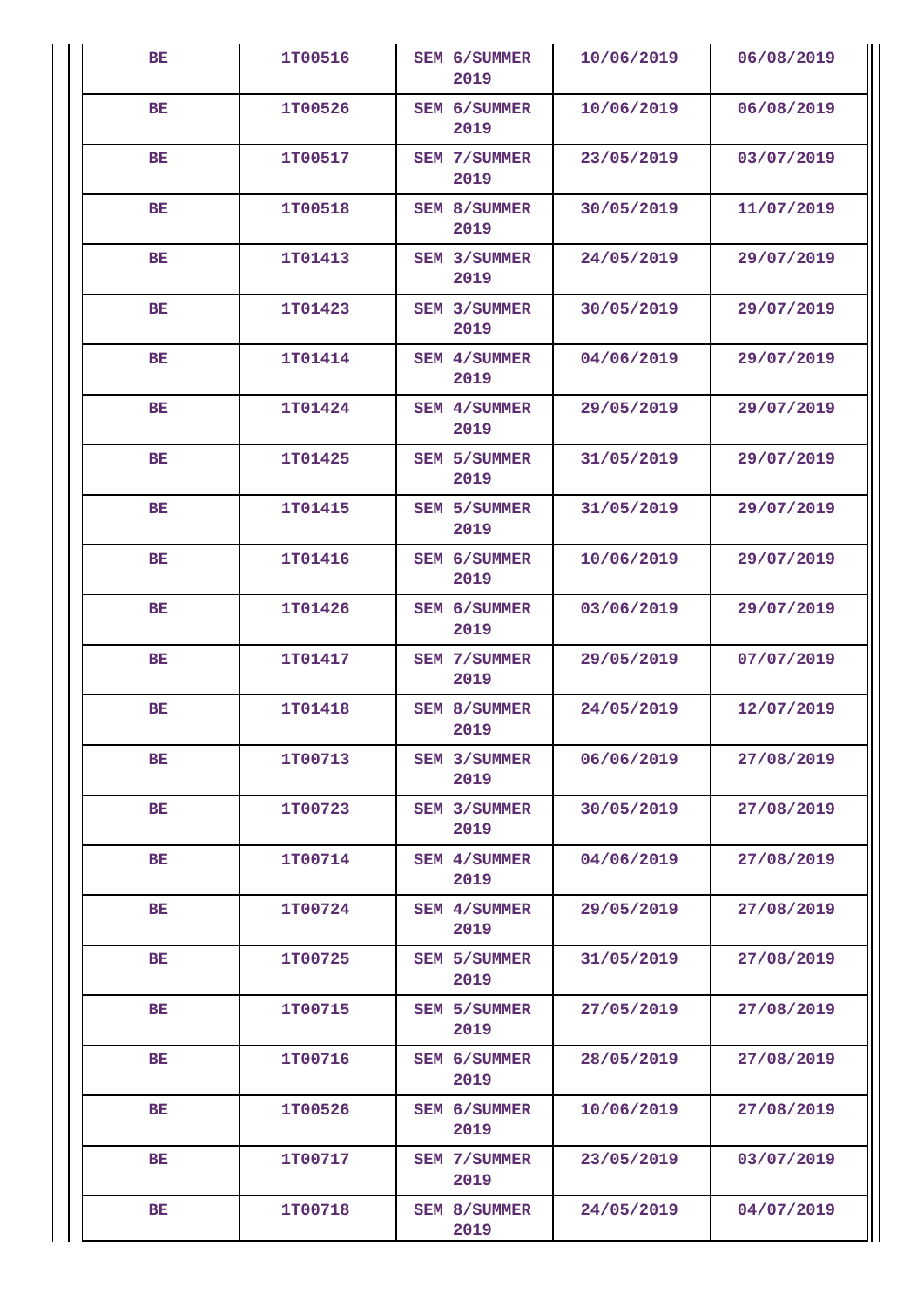| BE | 1T00516 | SEM 6/SUMMER 2019 | 10/06/2019 | 06/08/2019 |
|---|---|---|---|---|
| BE | 1T00526 | SEM 6/SUMMER 2019 | 10/06/2019 | 06/08/2019 |
| BE | 1T00517 | SEM 7/SUMMER 2019 | 23/05/2019 | 03/07/2019 |
| BE | 1T00518 | SEM 8/SUMMER 2019 | 30/05/2019 | 11/07/2019 |
| BE | 1T01413 | SEM 3/SUMMER 2019 | 24/05/2019 | 29/07/2019 |
| BE | 1T01423 | SEM 3/SUMMER 2019 | 30/05/2019 | 29/07/2019 |
| BE | 1T01414 | SEM 4/SUMMER 2019 | 04/06/2019 | 29/07/2019 |
| BE | 1T01424 | SEM 4/SUMMER 2019 | 29/05/2019 | 29/07/2019 |
| BE | 1T01425 | SEM 5/SUMMER 2019 | 31/05/2019 | 29/07/2019 |
| BE | 1T01415 | SEM 5/SUMMER 2019 | 31/05/2019 | 29/07/2019 |
| BE | 1T01416 | SEM 6/SUMMER 2019 | 10/06/2019 | 29/07/2019 |
| BE | 1T01426 | SEM 6/SUMMER 2019 | 03/06/2019 | 29/07/2019 |
| BE | 1T01417 | SEM 7/SUMMER 2019 | 29/05/2019 | 07/07/2019 |
| BE | 1T01418 | SEM 8/SUMMER 2019 | 24/05/2019 | 12/07/2019 |
| BE | 1T00713 | SEM 3/SUMMER 2019 | 06/06/2019 | 27/08/2019 |
| BE | 1T00723 | SEM 3/SUMMER 2019 | 30/05/2019 | 27/08/2019 |
| BE | 1T00714 | SEM 4/SUMMER 2019 | 04/06/2019 | 27/08/2019 |
| BE | 1T00724 | SEM 4/SUMMER 2019 | 29/05/2019 | 27/08/2019 |
| BE | 1T00725 | SEM 5/SUMMER 2019 | 31/05/2019 | 27/08/2019 |
| BE | 1T00715 | SEM 5/SUMMER 2019 | 27/05/2019 | 27/08/2019 |
| BE | 1T00716 | SEM 6/SUMMER 2019 | 28/05/2019 | 27/08/2019 |
| BE | 1T00526 | SEM 6/SUMMER 2019 | 10/06/2019 | 27/08/2019 |
| BE | 1T00717 | SEM 7/SUMMER 2019 | 23/05/2019 | 03/07/2019 |
| BE | 1T00718 | SEM 8/SUMMER 2019 | 24/05/2019 | 04/07/2019 |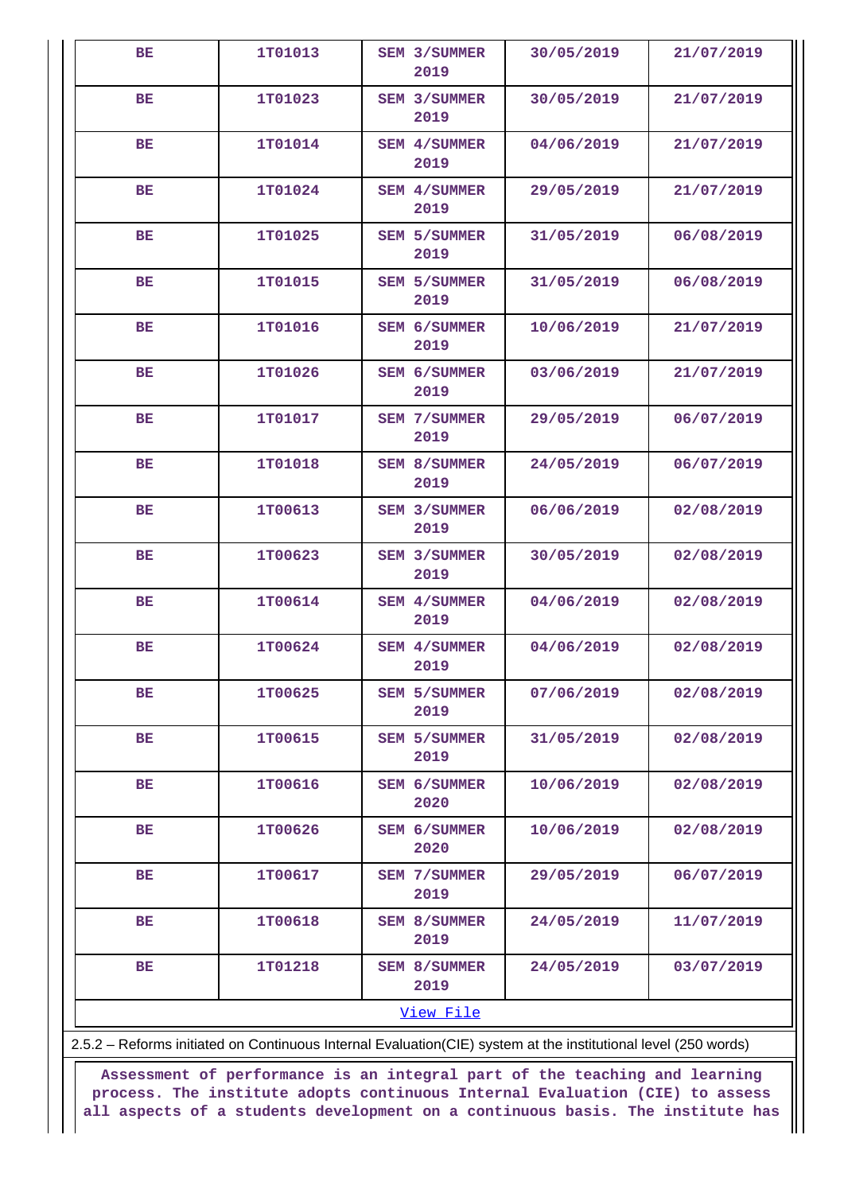| BE | 1T01013 | SEM 3/SUMMER 2019 | 30/05/2019 | 21/07/2019 |
|---|---|---|---|---|
| BE | 1T01023 | SEM 3/SUMMER 2019 | 30/05/2019 | 21/07/2019 |
| BE | 1T01014 | SEM 4/SUMMER 2019 | 04/06/2019 | 21/07/2019 |
| BE | 1T01024 | SEM 4/SUMMER 2019 | 29/05/2019 | 21/07/2019 |
| BE | 1T01025 | SEM 5/SUMMER 2019 | 31/05/2019 | 06/08/2019 |
| BE | 1T01015 | SEM 5/SUMMER 2019 | 31/05/2019 | 06/08/2019 |
| BE | 1T01016 | SEM 6/SUMMER 2019 | 10/06/2019 | 21/07/2019 |
| BE | 1T01026 | SEM 6/SUMMER 2019 | 03/06/2019 | 21/07/2019 |
| BE | 1T01017 | SEM 7/SUMMER 2019 | 29/05/2019 | 06/07/2019 |
| BE | 1T01018 | SEM 8/SUMMER 2019 | 24/05/2019 | 06/07/2019 |
| BE | 1T00613 | SEM 3/SUMMER 2019 | 06/06/2019 | 02/08/2019 |
| BE | 1T00623 | SEM 3/SUMMER 2019 | 30/05/2019 | 02/08/2019 |
| BE | 1T00614 | SEM 4/SUMMER 2019 | 04/06/2019 | 02/08/2019 |
| BE | 1T00624 | SEM 4/SUMMER 2019 | 04/06/2019 | 02/08/2019 |
| BE | 1T00625 | SEM 5/SUMMER 2019 | 07/06/2019 | 02/08/2019 |
| BE | 1T00615 | SEM 5/SUMMER 2019 | 31/05/2019 | 02/08/2019 |
| BE | 1T00616 | SEM 6/SUMMER 2020 | 10/06/2019 | 02/08/2019 |
| BE | 1T00626 | SEM 6/SUMMER 2020 | 10/06/2019 | 02/08/2019 |
| BE | 1T00617 | SEM 7/SUMMER 2019 | 29/05/2019 | 06/07/2019 |
| BE | 1T00618 | SEM 8/SUMMER 2019 | 24/05/2019 | 11/07/2019 |
| BE | 1T01218 | SEM 8/SUMMER 2019 | 24/05/2019 | 03/07/2019 |

View File

2.5.2 – Reforms initiated on Continuous Internal Evaluation(CIE) system at the institutional level (250 words)

**Assessment of performance is an integral part of the teaching and learning process. The institute adopts continuous Internal Evaluation (CIE) to assess all aspects of a students development on a continuous basis. The institute has**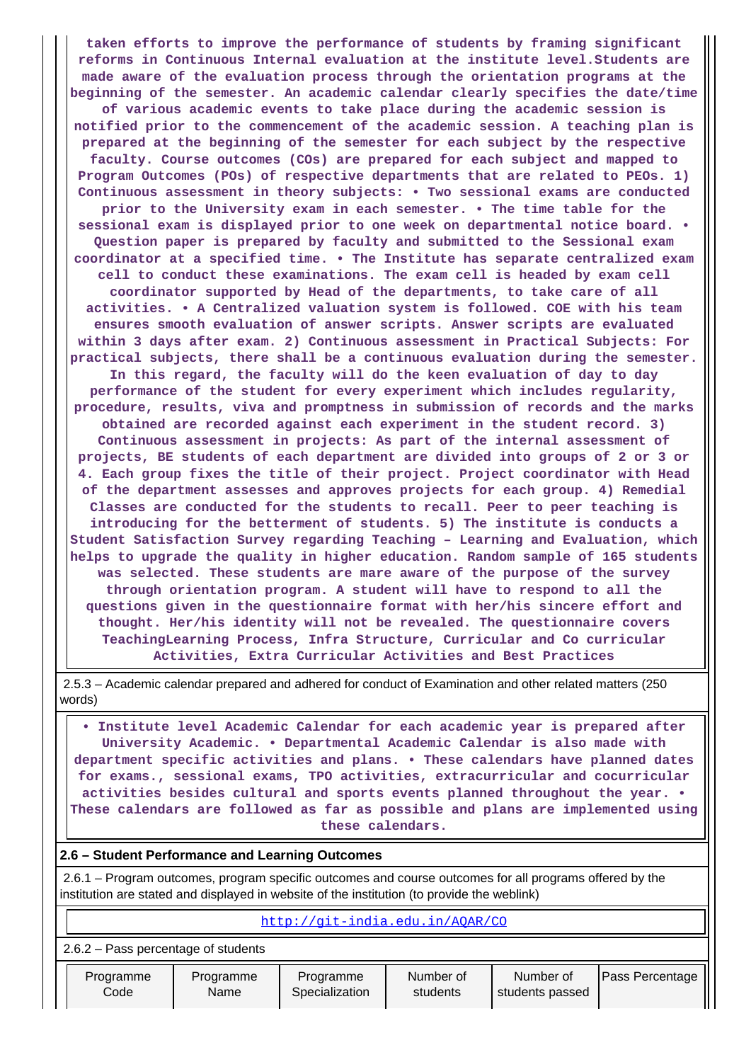**taken efforts to improve the performance of students by framing significant reforms in Continuous Internal evaluation at the institute level.Students are made aware of the evaluation process through the orientation programs at the beginning of the semester. An academic calendar clearly specifies the date/time of various academic events to take place during the academic session is notified prior to the commencement of the academic session. A teaching plan is prepared at the beginning of the semester for each subject by the respective faculty. Course outcomes (COs) are prepared for each subject and mapped to Program Outcomes (POs) of respective departments that are related to PEOs. 1) Continuous assessment in theory subjects: • Two sessional exams are conducted prior to the University exam in each semester. • The time table for the sessional exam is displayed prior to one week on departmental notice board. • Question paper is prepared by faculty and submitted to the Sessional exam coordinator at a specified time. • The Institute has separate centralized exam cell to conduct these examinations. The exam cell is headed by exam cell coordinator supported by Head of the departments, to take care of all activities. • A Centralized valuation system is followed. COE with his team ensures smooth evaluation of answer scripts. Answer scripts are evaluated within 3 days after exam. 2) Continuous assessment in Practical Subjects: For practical subjects, there shall be a continuous evaluation during the semester. In this regard, the faculty will do the keen evaluation of day to day performance of the student for every experiment which includes regularity, procedure, results, viva and promptness in submission of records and the marks obtained are recorded against each experiment in the student record. 3) Continuous assessment in projects: As part of the internal assessment of projects, BE students of each department are divided into groups of 2 or 3 or 4. Each group fixes the title of their project. Project coordinator with Head of the department assesses and approves projects for each group. 4) Remedial Classes are conducted for the students to recall. Peer to peer teaching is introducing for the betterment of students. 5) The institute is conducts a Student Satisfaction Survey regarding Teaching – Learning and Evaluation, which helps to upgrade the quality in higher education. Random sample of 165 students was selected. These students are mare aware of the purpose of the survey through orientation program. A student will have to respond to all the questions given in the questionnaire format with her/his sincere effort and thought. Her/his identity will not be revealed. The questionnaire covers TeachingLearning Process, Infra Structure, Curricular and Co curricular Activities, Extra Curricular Activities and Best Practices**

2.5.3 – Academic calendar prepared and adhered for conduct of Examination and other related matters (250 words)

**• Institute level Academic Calendar for each academic year is prepared after University Academic. • Departmental Academic Calendar is also made with department specific activities and plans. • These calendars have planned dates for exams., sessional exams, TPO activities, extracurricular and cocurricular activities besides cultural and sports events planned throughout the year. • These calendars are followed as far as possible and plans are implemented using these calendars.**

## 2.6 – Student Performance and Learning Outcomes

2.6.1 – Program outcomes, program specific outcomes and course outcomes for all programs offered by the institution are stated and displayed in website of the institution (to provide the weblink)

http://git-india.edu.in/AQAR/CO

2.6.2 – Pass percentage of students

| Programme Code | Programme Name | Programme Specialization | Number of students | Number of students passed | Pass Percentage |
|---|---|---|---|---|---|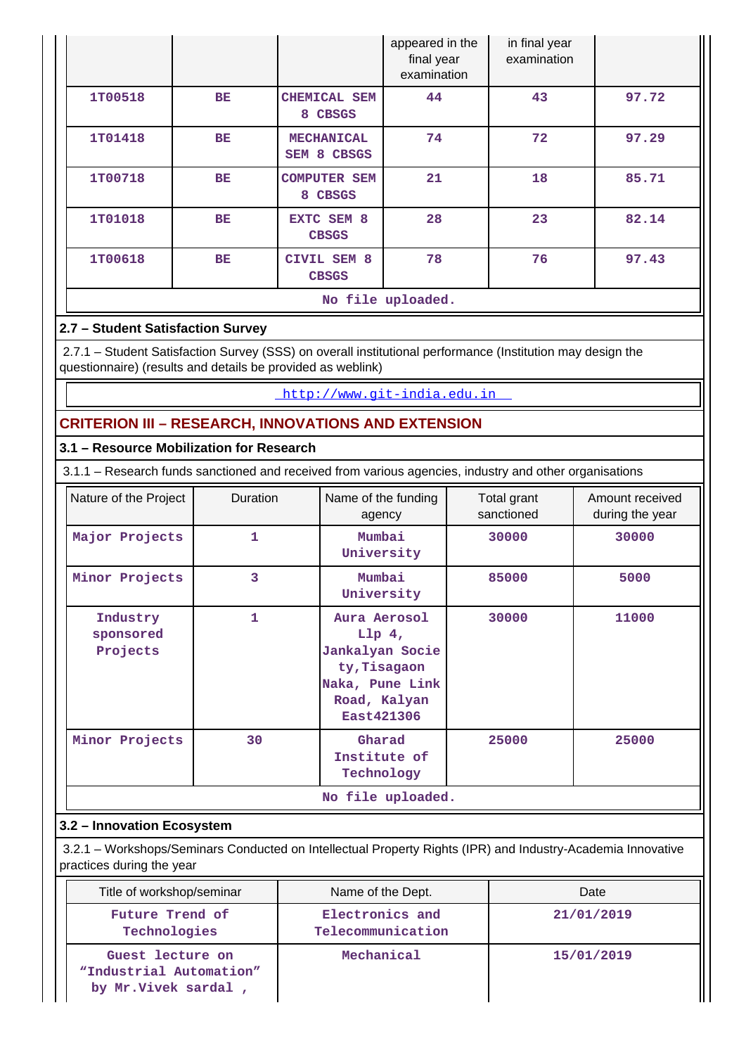| | | | appeared in the final year examination | in final year examination | |
|---|---|---|---|---|---|
| 1T00518 | BE | CHEMICAL SEM 8 CBSGS | 44 | 43 | 97.72 |
| 1T01418 | BE | MECHANICAL SEM 8 CBSGS | 74 | 72 | 97.29 |
| 1T00718 | BE | COMPUTER SEM 8 CBSGS | 21 | 18 | 85.71 |
| 1T01018 | BE | EXTC SEM 8 CBSGS | 28 | 23 | 82.14 |
| 1T00618 | BE | CIVIL SEM 8 CBSGS | 78 | 76 | 97.43 |

No file uploaded.

### 2.7 – Student Satisfaction Survey

2.7.1 – Student Satisfaction Survey (SSS) on overall institutional performance (Institution may design the questionnaire) (results and details be provided as weblink)

http://www.git-india.edu.in

## CRITERION III – RESEARCH, INNOVATIONS AND EXTENSION

### 3.1 – Resource Mobilization for Research

3.1.1 – Research funds sanctioned and received from various agencies, industry and other organisations

| Nature of the Project | Duration | Name of the funding agency | Total grant sanctioned | Amount received during the year |
|---|---|---|---|---|
| Major Projects | 1 | Mumbai University | 30000 | 30000 |
| Minor Projects | 3 | Mumbai University | 85000 | 5000 |
| Industry sponsored Projects | 1 | Aura Aerosol Llp 4, Jankalyan Society,Tisagaon Naka, Pune Link Road, Kalyan East421306 | 30000 | 11000 |
| Minor Projects | 30 | Gharad Institute of Technology | 25000 | 25000 |

No file uploaded.

### 3.2 – Innovation Ecosystem

3.2.1 – Workshops/Seminars Conducted on Intellectual Property Rights (IPR) and Industry-Academia Innovative practices during the year

| Title of workshop/seminar | Name of the Dept. | Date |
|---|---|---|
| Future Trend of Technologies | Electronics and Telecommunication | 21/01/2019 |
| Guest lecture on "Industrial Automation" by Mr.Vivek sardal , | Mechanical | 15/01/2019 |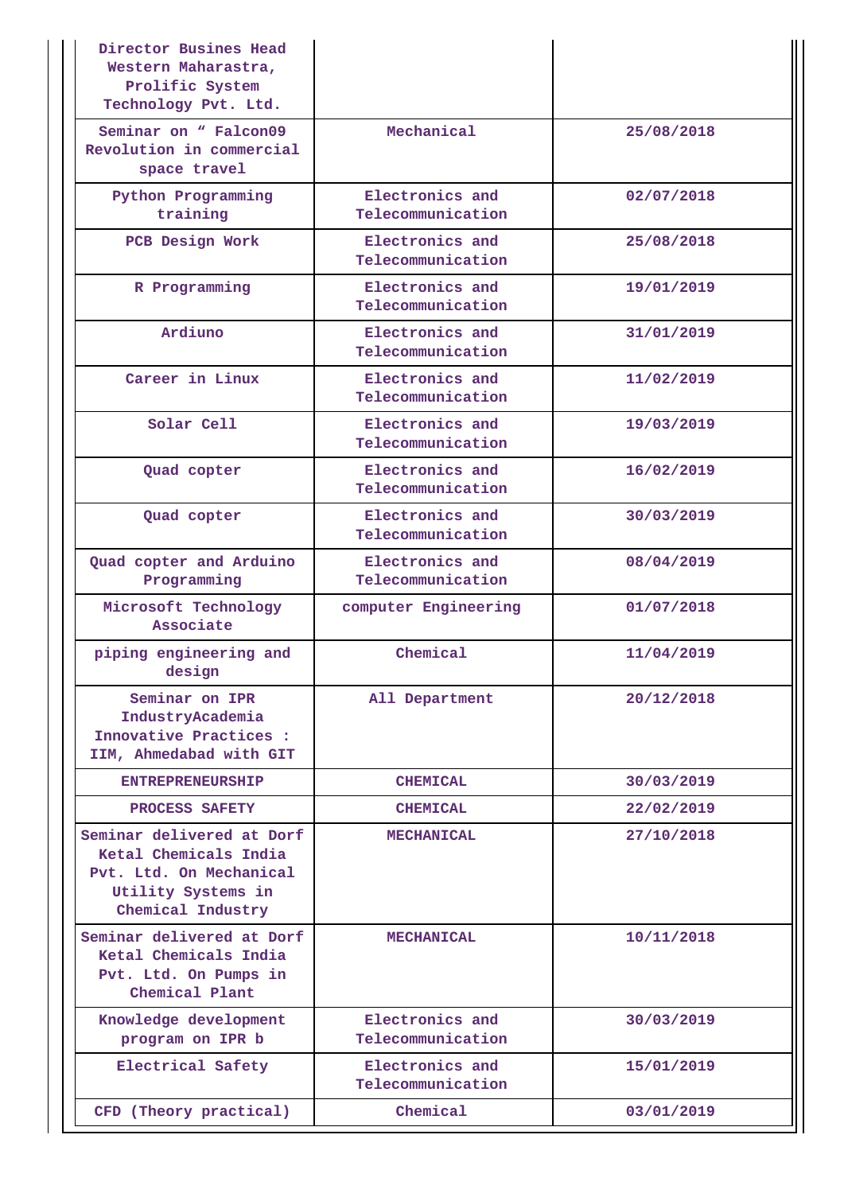| | | |
|---|---|---|
| Director Busines Head Western Maharastra, Prolific System Technology Pvt. Ltd. | | |
| Seminar on " Falcon09 Revolution in commercial space travel | Mechanical | 25/08/2018 |
| Python Programming training | Electronics and Telecommunication | 02/07/2018 |
| PCB Design Work | Electronics and Telecommunication | 25/08/2018 |
| R Programming | Electronics and Telecommunication | 19/01/2019 |
| Ardiuno | Electronics and Telecommunication | 31/01/2019 |
| Career in Linux | Electronics and Telecommunication | 11/02/2019 |
| Solar Cell | Electronics and Telecommunication | 19/03/2019 |
| Quad copter | Electronics and Telecommunication | 16/02/2019 |
| Quad copter | Electronics and Telecommunication | 30/03/2019 |
| Quad copter and Arduino Programming | Electronics and Telecommunication | 08/04/2019 |
| Microsoft Technology Associate | computer Engineering | 01/07/2018 |
| piping engineering and design | Chemical | 11/04/2019 |
| Seminar on IPR IndustryAcademia Innovative Practices : IIM, Ahmedabad with GIT | All Department | 20/12/2018 |
| ENTREPRENEURSHIP | CHEMICAL | 30/03/2019 |
| PROCESS SAFETY | CHEMICAL | 22/02/2019 |
| Seminar delivered at Dorf Ketal Chemicals India Pvt. Ltd. On Mechanical Utility Systems in Chemical Industry | MECHANICAL | 27/10/2018 |
| Seminar delivered at Dorf Ketal Chemicals India Pvt. Ltd. On Pumps in Chemical Plant | MECHANICAL | 10/11/2018 |
| Knowledge development program on IPR b | Electronics and Telecommunication | 30/03/2019 |
| Electrical Safety | Electronics and Telecommunication | 15/01/2019 |
| CFD (Theory practical) | Chemical | 03/01/2019 |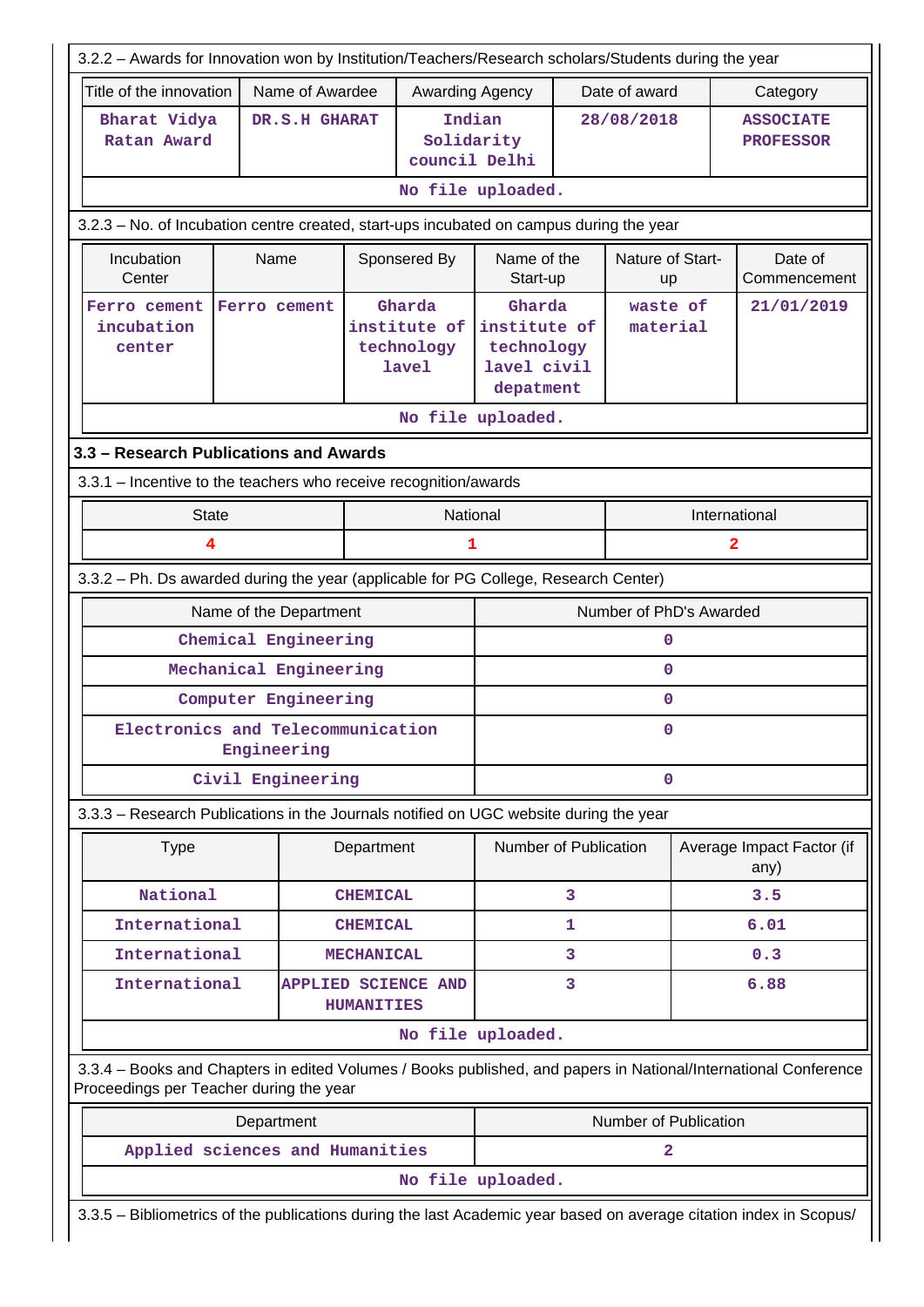3.2.2 – Awards for Innovation won by Institution/Teachers/Research scholars/Students during the year

| Title of the innovation | Name of Awardee | Awarding Agency | Date of award | Category |
|---|---|---|---|---|
| Bharat Vidya Ratan Award | DR.S.H GHARAT | Indian Solidarity council Delhi | 28/08/2018 | ASSOCIATE PROFESSOR |

No file uploaded.

3.2.3 – No. of Incubation centre created, start-ups incubated on campus during the year

| Incubation Center | Name | Sponsered By | Name of the Start-up | Nature of Start-up | Date of Commencement |
|---|---|---|---|---|---|
| Ferro cement incubation center | Ferro cement | Gharda institute of technology lavel | Gharda institute of technology lavel civil depatment | waste of material | 21/01/2019 |

No file uploaded.

## 3.3 – Research Publications and Awards

3.3.1 – Incentive to the teachers who receive recognition/awards

| State | National | International |
|---|---|---|
| 4 | 1 | 2 |

3.3.2 – Ph. Ds awarded during the year (applicable for PG College, Research Center)

| Name of the Department | Number of PhD's Awarded |
|---|---|
| Chemical Engineering | 0 |
| Mechanical Engineering | 0 |
| Computer Engineering | 0 |
| Electronics and Telecommunication Engineering | 0 |
| Civil Engineering | 0 |

3.3.3 – Research Publications in the Journals notified on UGC website during the year

| Type | Department | Number of Publication | Average Impact Factor (if any) |
|---|---|---|---|
| National | CHEMICAL | 3 | 3.5 |
| International | CHEMICAL | 1 | 6.01 |
| International | MECHANICAL | 3 | 0.3 |
| International | APPLIED SCIENCE AND HUMANITIES | 3 | 6.88 |

No file uploaded.

3.3.4 – Books and Chapters in edited Volumes / Books published, and papers in National/International Conference Proceedings per Teacher during the year

| Department | Number of Publication |
|---|---|
| Applied sciences and Humanities | 2 |

No file uploaded.

3.3.5 – Bibliometrics of the publications during the last Academic year based on average citation index in Scopus/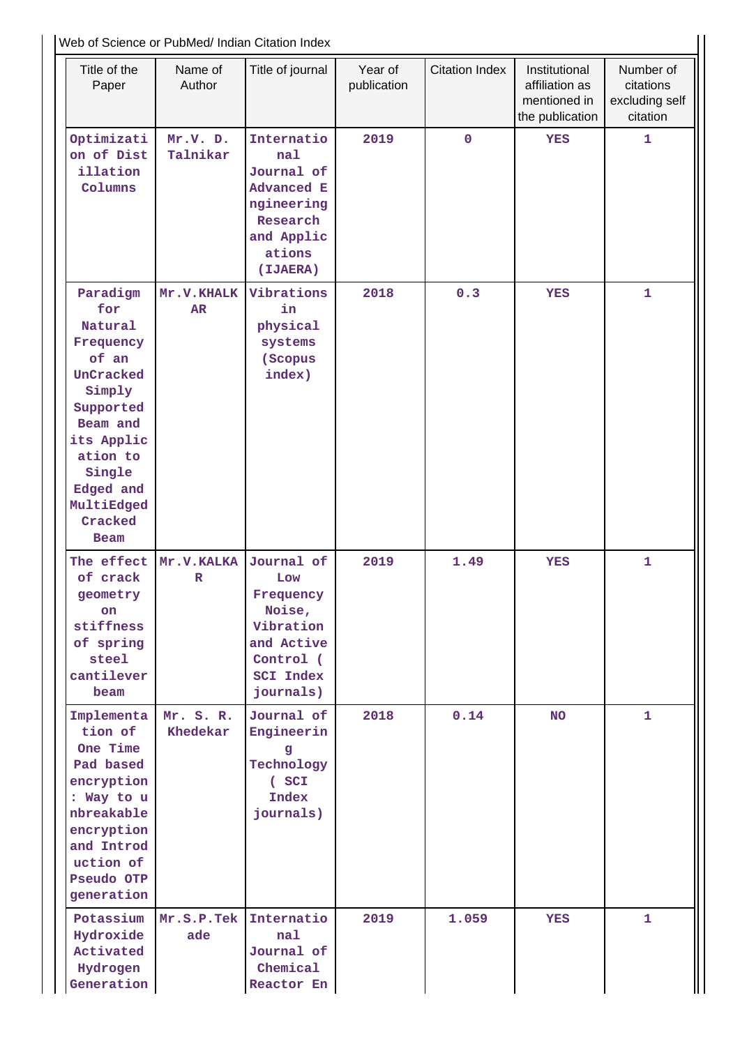Web of Science or PubMed/ Indian Citation Index

| Title of the Paper | Name of Author | Title of journal | Year of publication | Citation Index | Institutional affiliation as mentioned in the publication | Number of citations excluding self citation |
|---|---|---|---|---|---|---|
| Optimization of Distillation Columns | Mr.V. D. Talnikar | International Journal of Advanced Engineering Research and Applications (IJAERA) | 2019 | 0 | YES | 1 |
| Paradigm for Natural Frequency of an UnCracked Simply Supported Beam and its Application to Single Edged and MultiEdged Cracked Beam | Mr.V.KHALKAR | Vibrations in physical systems (Scopus index) | 2018 | 0.3 | YES | 1 |
| The effect of crack geometry on stiffness of spring steel cantilever beam | Mr.V.KALKAR | Journal of Low Frequency Noise, Vibration and Active Control ( SCI Index journals) | 2019 | 1.49 | YES | 1 |
| Implementation of One Time Pad based encryption: Way to unbreakable encryption and Introduction of Pseudo OTP generation | Mr. S. R. Khedekar | Journal of Engineering Technology ( SCI Index journals) | 2018 | 0.14 | NO | 1 |
| Potassium Hydroxide Activated Hydrogen Generation | Mr.S.P.Tekade | International Journal of Chemical Reactor En | 2019 | 1.059 | YES | 1 |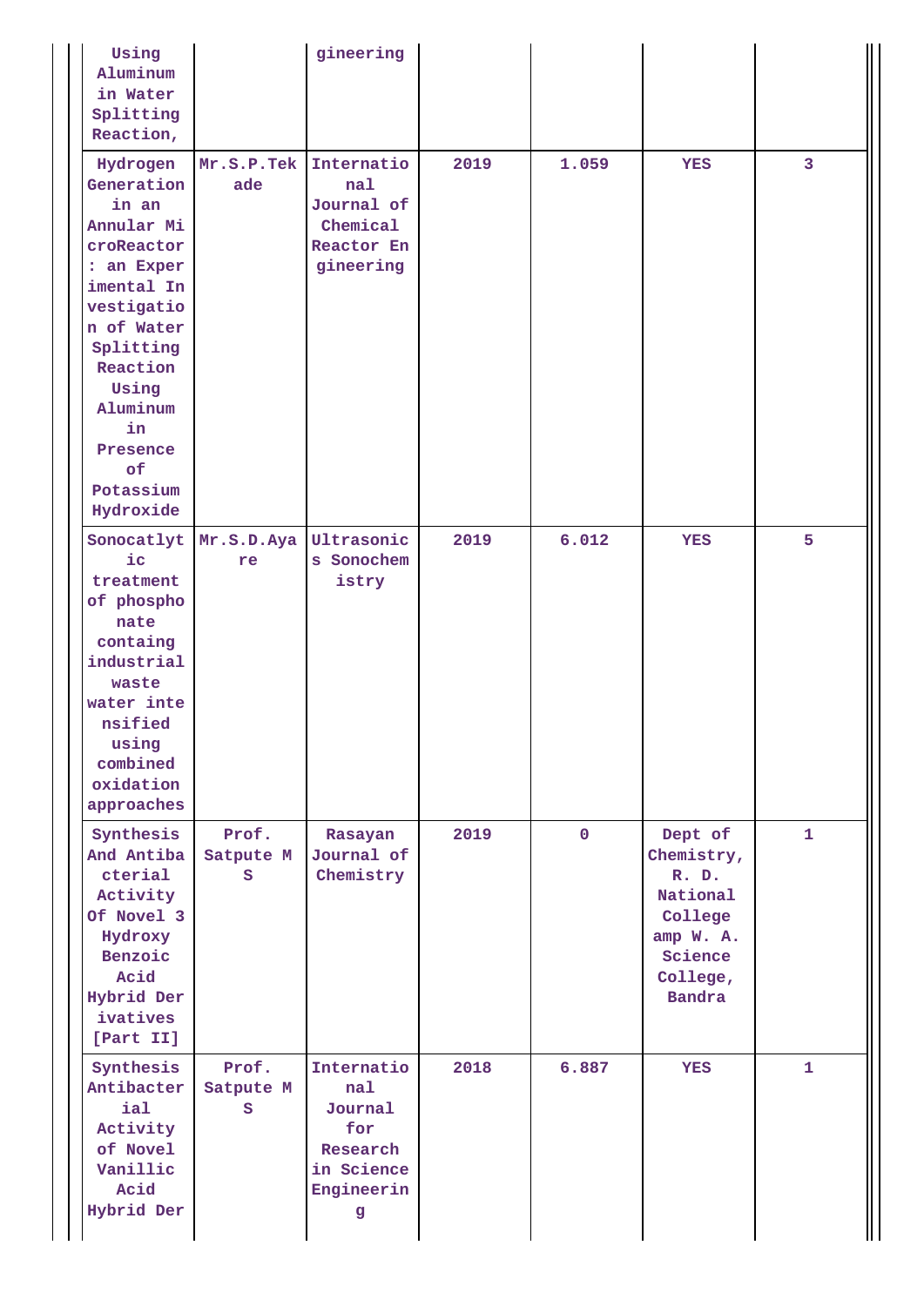| | | | | | | |
|---|---|---|---|---|---|---|
| Using Aluminum in Water Splitting Reaction, | | gineering | | | | |
| Hydrogen Generation in an Annular MicroReactor : an Experimental Investigation of Water Splitting Reaction Using Aluminum in Presence of Potassium Hydroxide | Mr.S.P.Tekade | International Journal of Chemical Reactor Engineering | 2019 | 1.059 | YES | 3 |
| Sonocatlytic treatment of phosphonate containg industrial waste water intensified using combined oxidation approaches | Mr.S.D.Ayare | Ultrasonics Sonochemistry | 2019 | 6.012 | YES | 5 |
| Synthesis And Antibacterial Activity Of Novel 3 Hydroxy Benzoic Acid Hybrid Derivatives [Part II] | Prof. Satpute M S | Rasayan Journal of Chemistry | 2019 | 0 | Dept of Chemistry, R. D. National College amp W. A. Science College, Bandra | 1 |
| Synthesis Antibacterial Activity of Novel Vanillic Acid Hybrid Der | Prof. Satpute M S | International Journal for Research in Science Engineering | 2018 | 6.887 | YES | 1 |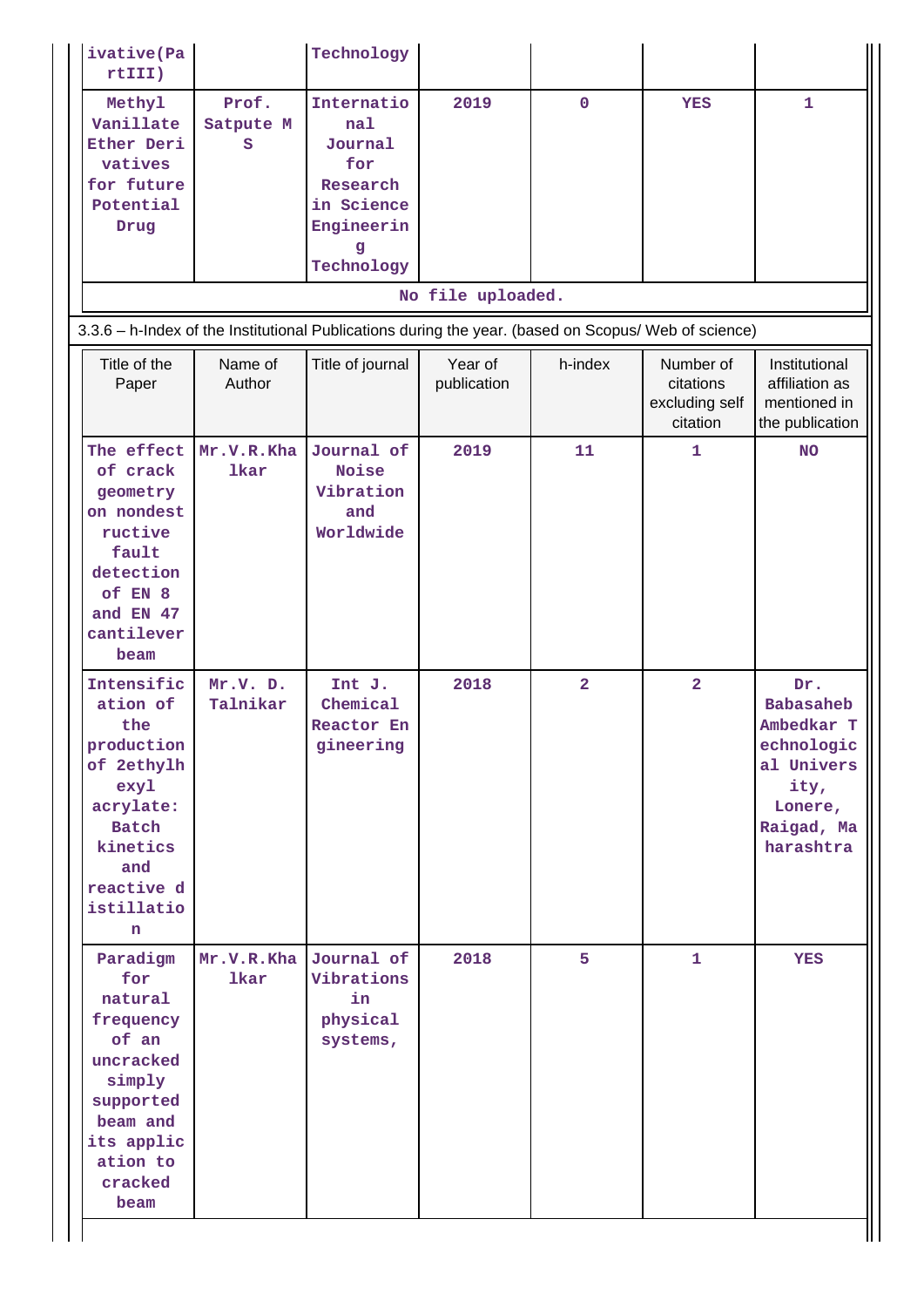| ivative(PartIII) | | Technology | | | | |
|---|---|---|---|---|---|---|
| Methyl Vanillate Ether Derivatives for future Potential Drug | Prof. Satpute M S | International Journal for Research in Science Engineering Technology | 2019 | 0 | YES | 1 |

No file uploaded.

3.3.6 – h-Index of the Institutional Publications during the year. (based on Scopus/ Web of science)

| Title of the Paper | Name of Author | Title of journal | Year of publication | h-index | Number of citations excluding self citation | Institutional affiliation as mentioned in the publication |
|---|---|---|---|---|---|---|
| The effect of crack geometry on nondestructive fault detection of EN 8 and EN 47 cantilever beam | Mr.V.R.Khalkar | Journal of Noise Vibration and Worldwide | 2019 | 11 | 1 | NO |
| Intensification of the production of 2ethylhexyl acrylate: Batch kinetics and reactive distillation | Mr.V. D. Talnikar | Int J. Chemical Reactor Engineering | 2018 | 2 | 2 | Dr. Babasaheb Ambedkar Technological University, Lonere, Raigad, Maharashtra |
| Paradigm for natural frequency of an uncracked simply supported beam and its application to cracked beam | Mr.V.R.Khalkar | Journal of Vibrations in physical systems, | 2018 | 5 | 1 | YES |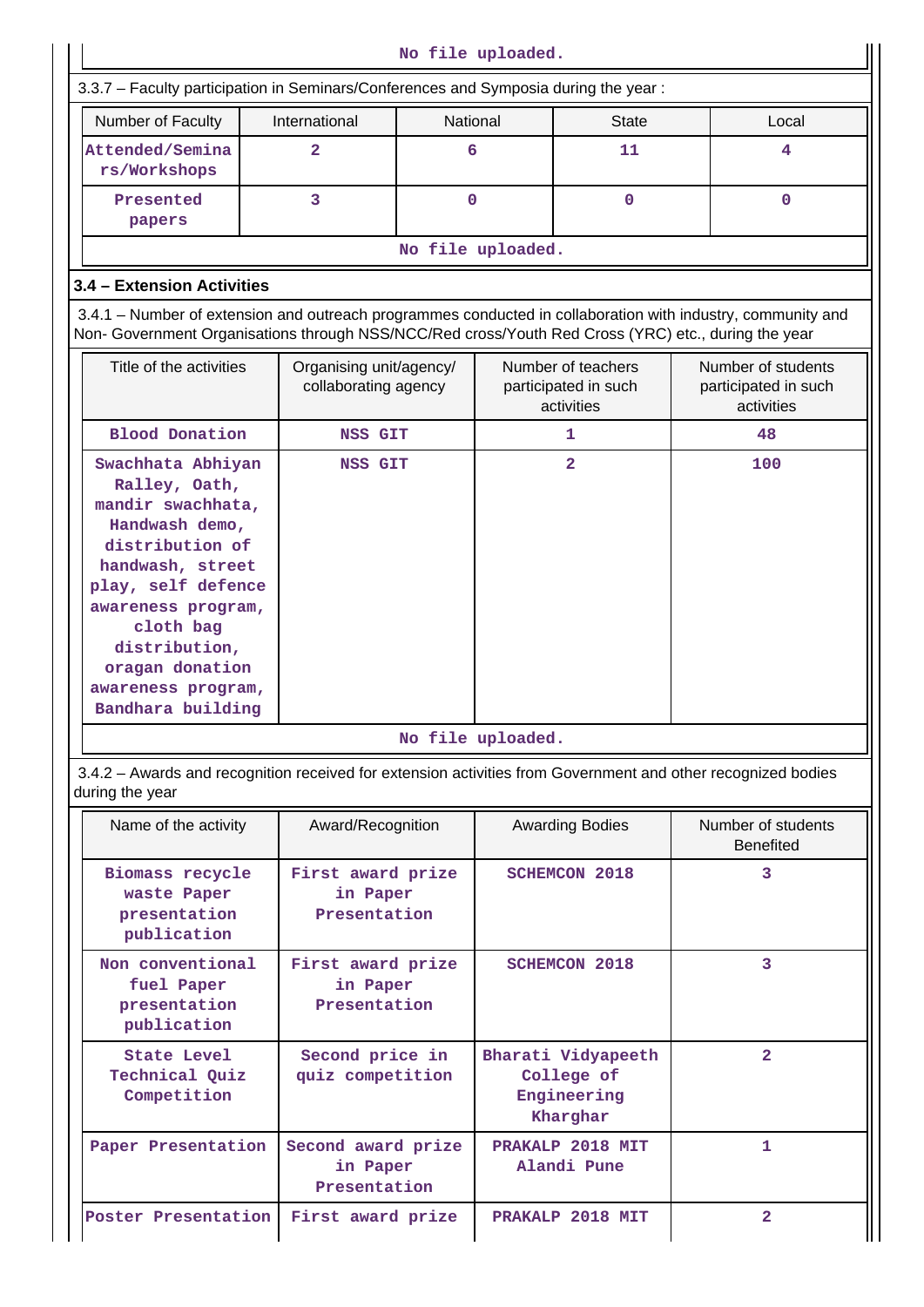No file uploaded.

3.3.7 – Faculty participation in Seminars/Conferences and Symposia during the year :

| Number of Faculty | International | National | State | Local |
|---|---|---|---|---|
| Attended/Seminars/Workshops | 2 | 6 | 11 | 4 |
| Presented papers | 3 | 0 | 0 | 0 |

No file uploaded.

### 3.4 – Extension Activities

3.4.1 – Number of extension and outreach programmes conducted in collaboration with industry, community and Non- Government Organisations through NSS/NCC/Red cross/Youth Red Cross (YRC) etc., during the year

| Title of the activities | Organising unit/agency/ collaborating agency | Number of teachers participated in such activities | Number of students participated in such activities |
|---|---|---|---|
| Blood Donation | NSS GIT | 1 | 48 |
| Swachhata Abhiyan Ralley, Oath, mandir swachhata, Handwash demo, distribution of handwash, street play, self defence awareness program, cloth bag distribution, oragan donation awareness program, Bandhara building | NSS GIT | 2 | 100 |

No file uploaded.

3.4.2 – Awards and recognition received for extension activities from Government and other recognized bodies during the year

| Name of the activity | Award/Recognition | Awarding Bodies | Number of students Benefited |
|---|---|---|---|
| Biomass recycle waste Paper presentation publication | First award prize in Paper Presentation | SCHEMCON 2018 | 3 |
| Non conventional fuel Paper presentation publication | First award prize in Paper Presentation | SCHEMCON 2018 | 3 |
| State Level Technical Quiz Competition | Second price in quiz competition | Bharati Vidyapeeth College of Engineering Kharghar | 2 |
| Paper Presentation | Second award prize in Paper Presentation | PRAKALP 2018 MIT Alandi Pune | 1 |
| Poster Presentation | First award prize | PRAKALP 2018 MIT | 2 |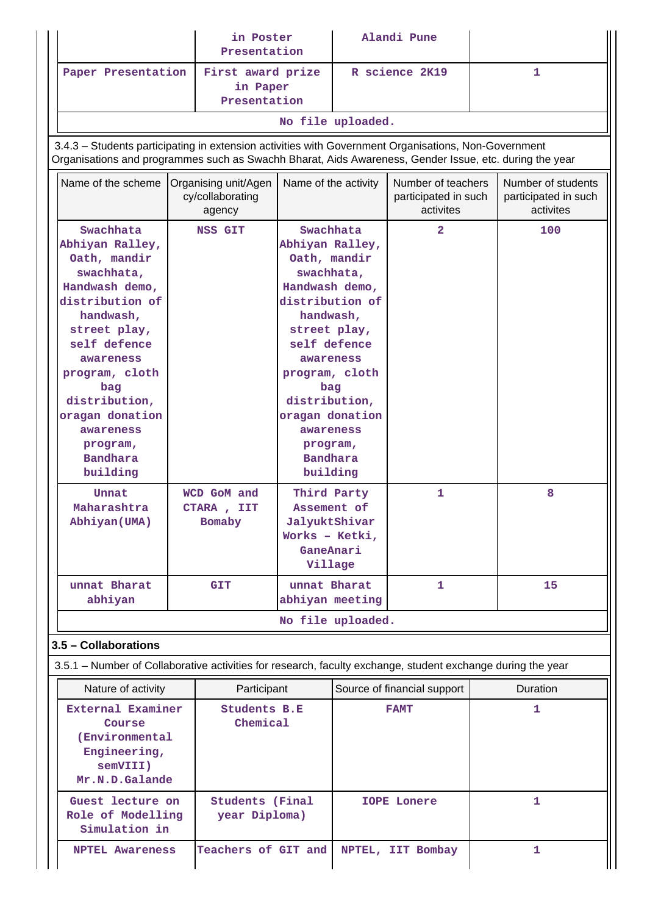| | in Poster Presentation | Alandi Pune | |
|---|---|---|---|
| Paper Presentation | First award prize in Paper Presentation | R science 2K19 | 1 |

No file uploaded.

3.4.3 – Students participating in extension activities with Government Organisations, Non-Government Organisations and programmes such as Swachh Bharat, Aids Awareness, Gender Issue, etc. during the year

| Name of the scheme | Organising unit/Agency/collaborating agency | Name of the activity | Number of teachers participated in such activites | Number of students participated in such activites |
|---|---|---|---|---|
| Swachhata Abhiyan Ralley, Oath, mandir swachhata, Handwash demo, distribution of handwash, street play, self defence awareness program, cloth bag distribution, oragan donation awareness program, Bandhara building | NSS GIT | Swachhata Abhiyan Ralley, Oath, mandir swachhata, Handwash demo, distribution of handwash, street play, self defence awareness program, cloth bag distribution, oragan donation awareness program, Bandhara building | 2 | 100 |
| Unnat Maharashtra Abhiyan(UMA) | WCD GoM and CTARA , IIT Bomaby | Third Party Assement of JalyuktShivar Works – Ketki, GaneAnari Village | 1 | 8 |
| unnat Bharat abhiyan | GIT | unnat Bharat abhiyan meeting | 1 | 15 |

No file uploaded.

### 3.5 – Collaborations

3.5.1 – Number of Collaborative activities for research, faculty exchange, student exchange during the year

| Nature of activity | Participant | Source of financial support | Duration |
|---|---|---|---|
| External Examiner Course (Environmental Engineering, semVIII) Mr.N.D.Galande | Students B.E Chemical | FAMT | 1 |
| Guest lecture on Role of Modelling Simulation in | Students (Final year Diploma) | IOPE Lonere | 1 |
| NPTEL Awareness | Teachers of GIT and | NPTEL, IIT Bombay | 1 |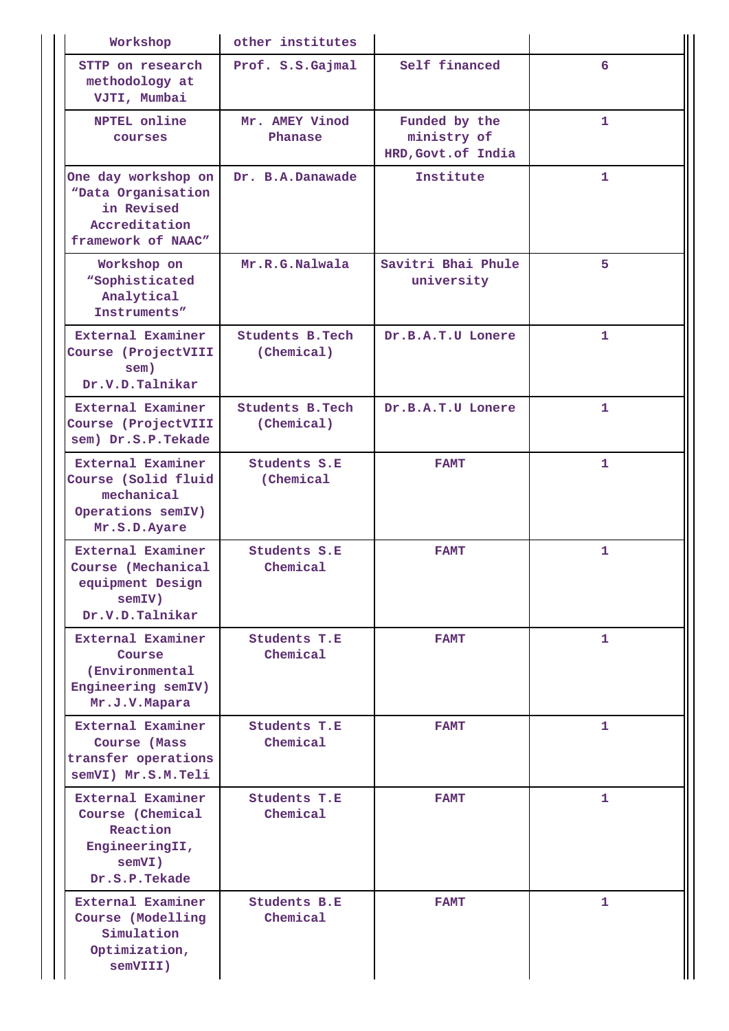| Workshop | other institutes | | |
|---|---|---|---|
| STTP on research methodology at VJTI, Mumbai | Prof. S.S.Gajmal | Self financed | 6 |
| NPTEL online courses | Mr. AMEY Vinod Phanase | Funded by the ministry of HRD,Govt.of India | 1 |
| One day workshop on “Data Organisation in Revised Accreditation framework of NAAC” | Dr. B.A.Danawade | Institute | 1 |
| Workshop on “Sophisticated Analytical Instruments” | Mr.R.G.Nalwala | Savitri Bhai Phule university | 5 |
| External Examiner Course (ProjectVIII sem) Dr.V.D.Talnikar | Students B.Tech (Chemical) | Dr.B.A.T.U Lonere | 1 |
| External Examiner Course (ProjectVIII sem) Dr.S.P.Tekade | Students B.Tech (Chemical) | Dr.B.A.T.U Lonere | 1 |
| External Examiner Course (Solid fluid mechanical Operations semIV) Mr.S.D.Ayare | Students S.E (Chemical | FAMT | 1 |
| External Examiner Course (Mechanical equipment Design semIV) Dr.V.D.Talnikar | Students S.E Chemical | FAMT | 1 |
| External Examiner Course (Environmental Engineering semIV) Mr.J.V.Mapara | Students T.E Chemical | FAMT | 1 |
| External Examiner Course (Mass transfer operations semVI) Mr.S.M.Teli | Students T.E Chemical | FAMT | 1 |
| External Examiner Course (Chemical Reaction EngineeringII, semVI) Dr.S.P.Tekade | Students T.E Chemical | FAMT | 1 |
| External Examiner Course (Modelling Simulation Optimization, semVIII) | Students B.E Chemical | FAMT | 1 |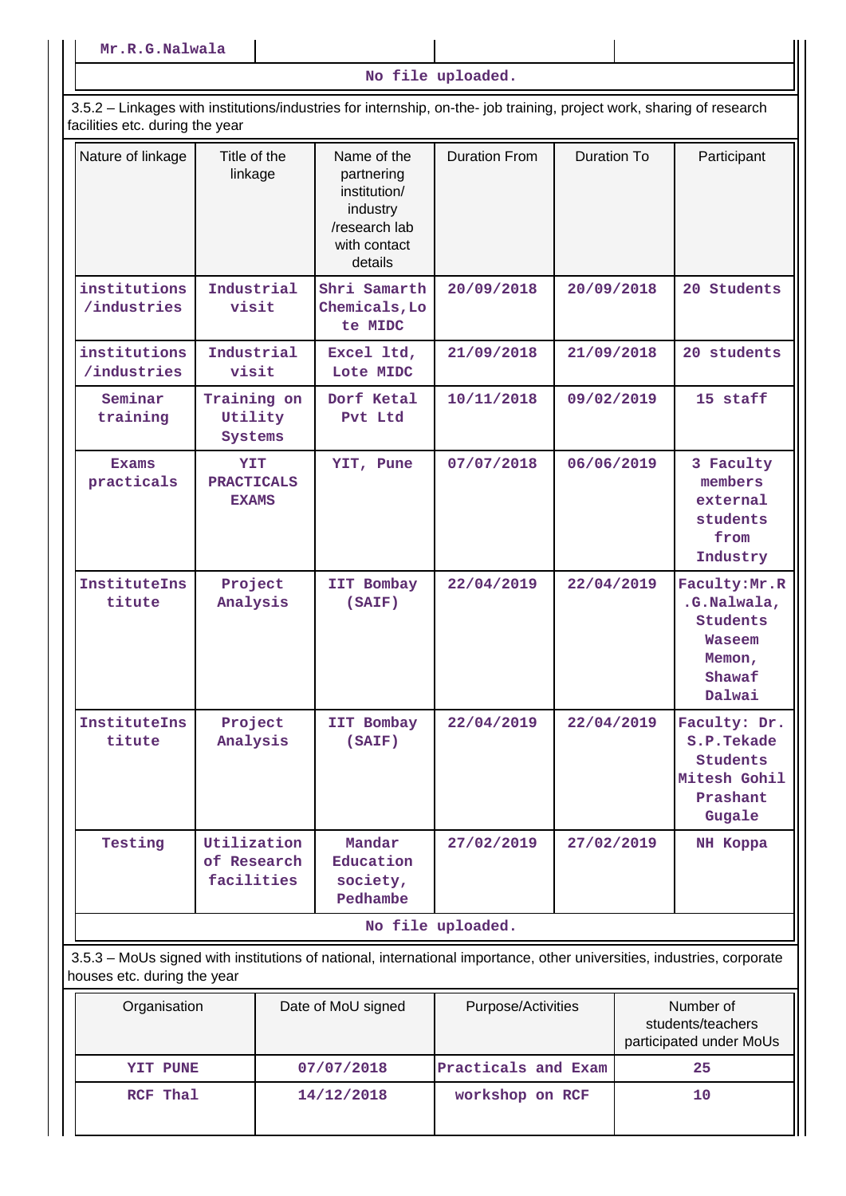| Mr.R.G.Nalwala | | | |
|---|---|---|---|

No file uploaded.

3.5.2 – Linkages with institutions/industries for internship, on-the- job training, project work, sharing of research facilities etc. during the year

| Nature of linkage | Title of the linkage | Name of the partnering institution/ industry /research lab with contact details | Duration From | Duration To | Participant |
|---|---|---|---|---|---|
| institutions /industries | Industrial visit | Shri Samarth Chemicals,Lote MIDC | 20/09/2018 | 20/09/2018 | 20 Students |
| institutions /industries | Industrial visit | Excel ltd, Lote MIDC | 21/09/2018 | 21/09/2018 | 20 students |
| Seminar training | Training on Utility Systems | Dorf Ketal Pvt Ltd | 10/11/2018 | 09/02/2019 | 15 staff |
| Exams practicals | YIT PRACTICALS EXAMS | YIT, Pune | 07/07/2018 | 06/06/2019 | 3 Faculty members external students from Industry |
| InstituteInstitute | Project Analysis | IIT Bombay (SAIF) | 22/04/2019 | 22/04/2019 | Faculty:Mr.R.G.Nalwala, Students Waseem Memon, Shawaf Dalwai |
| InstituteInstitute | Project Analysis | IIT Bombay (SAIF) | 22/04/2019 | 22/04/2019 | Faculty: Dr. S.P.Tekade Students Mitesh Gohil Prashant Gugale |
| Testing | Utilization of Research facilities | Mandar Education society, Pedhambe | 27/02/2019 | 27/02/2019 | NH Koppa |

No file uploaded.

3.5.3 – MoUs signed with institutions of national, international importance, other universities, industries, corporate houses etc. during the year

| Organisation | Date of MoU signed | Purpose/Activities | Number of students/teachers participated under MoUs |
|---|---|---|---|
| YIT PUNE | 07/07/2018 | Practicals and Exam | 25 |
| RCF Thal | 14/12/2018 | workshop on RCF | 10 |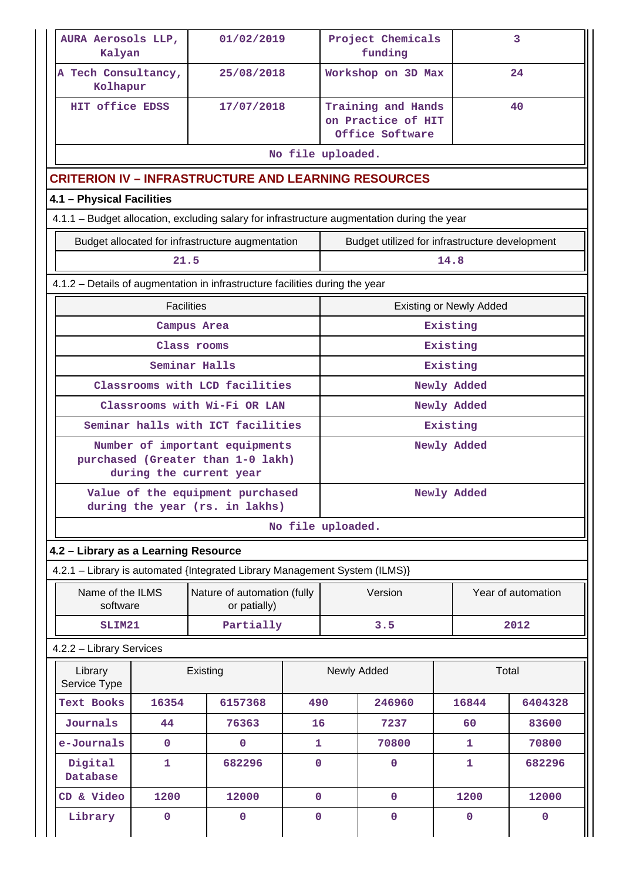| AURA Aerosols LLP, Kalyan | 01/02/2019 | Project Chemicals funding | 3 |
|---|---|---|---|
| A Tech Consultancy, Kolhapur | 25/08/2018 | Workshop on 3D Max | 24 |
| HIT office EDSS | 17/07/2018 | Training and Hands on Practice of HIT Office Software | 40 |
| No file uploaded. | | | |

## CRITERION IV – INFRASTRUCTURE AND LEARNING RESOURCES

### 4.1 – Physical Facilities

4.1.1 – Budget allocation, excluding salary for infrastructure augmentation during the year

| Budget allocated for infrastructure augmentation | Budget utilized for infrastructure development |
|---|---|
| 21.5 | 14.8 |

4.1.2 – Details of augmentation in infrastructure facilities during the year

| Facilities | Existing or Newly Added |
|---|---|
| Campus Area | Existing |
| Class rooms | Existing |
| Seminar Halls | Existing |
| Classrooms with LCD facilities | Newly Added |
| Classrooms with Wi-Fi OR LAN | Newly Added |
| Seminar halls with ICT facilities | Existing |
| Number of important equipments purchased (Greater than 1-0 lakh) during the current year | Newly Added |
| Value of the equipment purchased during the year (rs. in lakhs) | Newly Added |
| No file uploaded. | |

### 4.2 – Library as a Learning Resource

4.2.1 – Library is automated {Integrated Library Management System (ILMS)}

| Name of the ILMS software | Nature of automation (fully or patially) | Version | Year of automation |
|---|---|---|---|
| SLIM21 | Partially | 3.5 | 2012 |

4.2.2 – Library Services

| Library Service Type | Existing | | Newly Added | | Total | |
|---|---|---|---|---|---|---|
| Text Books | 16354 | 6157368 | 490 | 246960 | 16844 | 6404328 |
| Journals | 44 | 76363 | 16 | 7237 | 60 | 83600 |
| e-Journals | 0 | 0 | 1 | 70800 | 1 | 70800 |
| Digital Database | 1 | 682296 | 0 | 0 | 1 | 682296 |
| CD & Video | 1200 | 12000 | 0 | 0 | 1200 | 12000 |
| Library | 0 | 0 | 0 | 0 | 0 | 0 |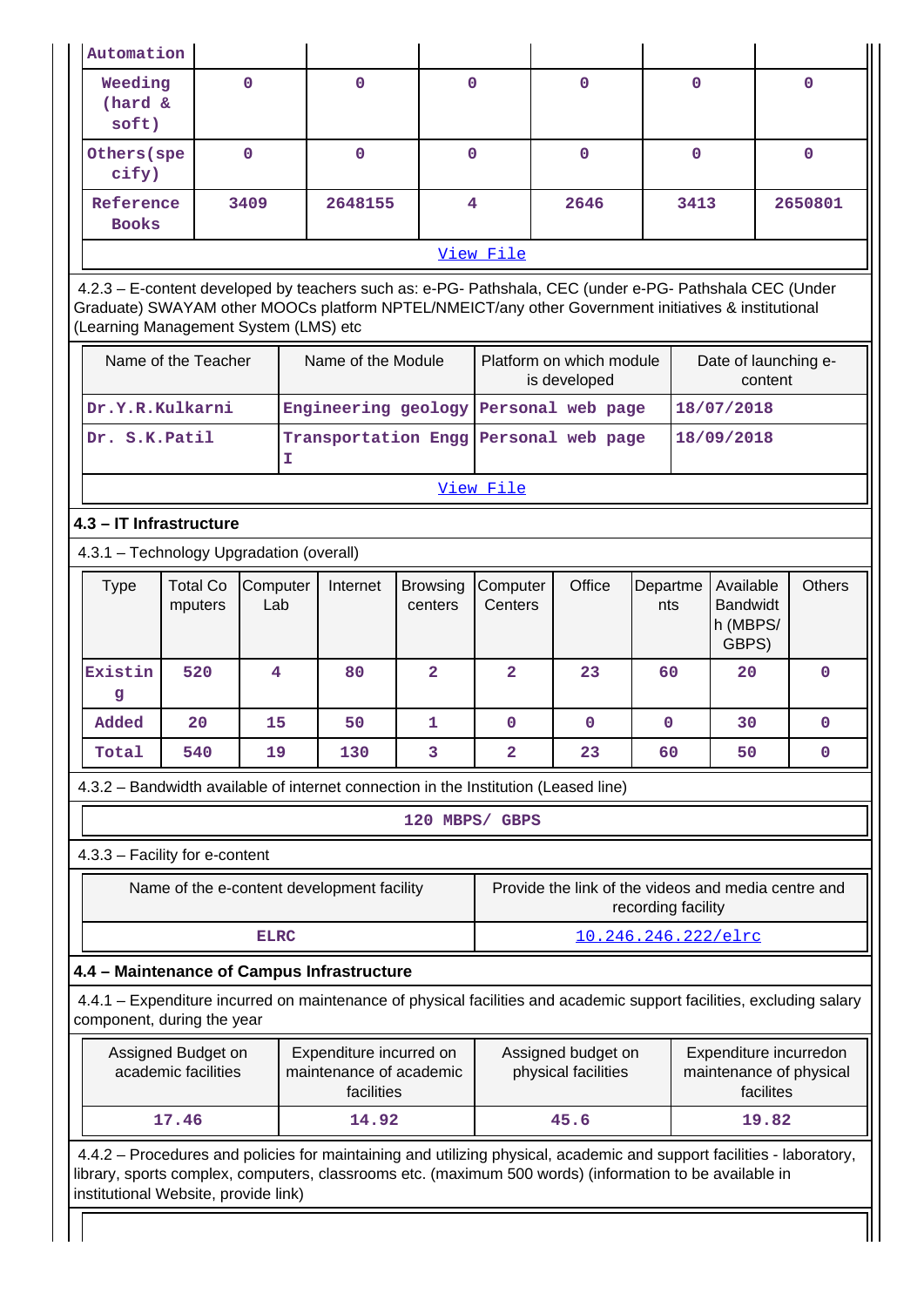| Automation | | | | | | |
|---|---|---|---|---|---|---|
| Weeding (hard & soft) | 0 | 0 | 0 | 0 | 0 | 0 |
| Others(specify) | 0 | 0 | 0 | 0 | 0 | 0 |
| Reference Books | 3409 | 2648155 | 4 | 2646 | 3413 | 2650801 |

View File

4.2.3 – E-content developed by teachers such as: e-PG- Pathshala, CEC (under e-PG- Pathshala CEC (Under Graduate) SWAYAM other MOOCs platform NPTEL/NMEICT/any other Government initiatives & institutional (Learning Management System (LMS) etc

| Name of the Teacher | Name of the Module | Platform on which module is developed | Date of launching e-content |
|---|---|---|---|
| Dr.Y.R.Kulkarni | Engineering geology | Personal web page | 18/07/2018 |
| Dr. S.K.Patil | Transportation Engg I | Personal web page | 18/09/2018 |

View File

### 4.3 – IT Infrastructure

4.3.1 – Technology Upgradation (overall)

| Type | Total Computers | Computer Lab | Internet | Browsing centers | Computer Centers | Office | Departments | Available Bandwidth (MBPS/ GBPS) | Others |
|---|---|---|---|---|---|---|---|---|---|
| Existing | 520 | 4 | 80 | 2 | 2 | 23 | 60 | 20 | 0 |
| Added | 20 | 15 | 50 | 1 | 0 | 0 | 0 | 30 | 0 |
| Total | 540 | 19 | 130 | 3 | 2 | 23 | 60 | 50 | 0 |

4.3.2 – Bandwidth available of internet connection in the Institution (Leased line)

120 MBPS/ GBPS

4.3.3 – Facility for e-content

| Name of the e-content development facility | Provide the link of the videos and media centre and recording facility |
|---|---|
| ELRC | 10.246.246.222/elrc |

### 4.4 – Maintenance of Campus Infrastructure

4.4.1 – Expenditure incurred on maintenance of physical facilities and academic support facilities, excluding salary component, during the year

| Assigned Budget on academic facilities | Expenditure incurred on maintenance of academic facilities | Assigned budget on physical facilities | Expenditure incurredon maintenance of physical facilites |
|---|---|---|---|
| 17.46 | 14.92 | 45.6 | 19.82 |

4.4.2 – Procedures and policies for maintaining and utilizing physical, academic and support facilities - laboratory, library, sports complex, computers, classrooms etc. (maximum 500 words) (information to be available in institutional Website, provide link)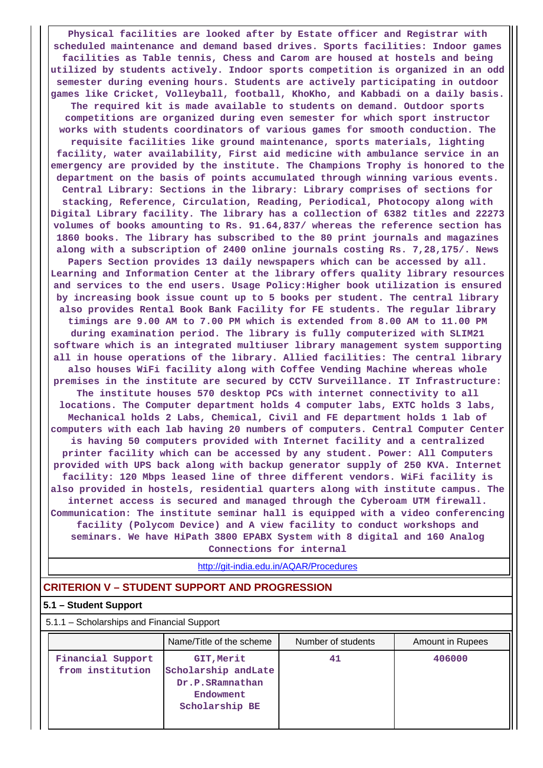Physical facilities are looked after by Estate officer and Registrar with scheduled maintenance and demand based drives. Sports facilities: Indoor games facilities as Table tennis, Chess and Carom are housed at hostels and being utilized by students actively. Indoor sports competition is organized in an odd semester during evening hours. Students are actively participating in outdoor games like Cricket, Volleyball, football, KhoKho, and Kabbadi on a daily basis. The required kit is made available to students on demand. Outdoor sports competitions are organized during even semester for which sport instructor works with students coordinators of various games for smooth conduction. The requisite facilities like ground maintenance, sports materials, lighting facility, water availability, First aid medicine with ambulance service in an emergency are provided by the institute. The Champions Trophy is honored to the department on the basis of points accumulated through winning various events. Central Library: Sections in the library: Library comprises of sections for stacking, Reference, Circulation, Reading, Periodical, Photocopy along with Digital Library facility. The library has a collection of 6382 titles and 22273 volumes of books amounting to Rs. 91.64,837/ whereas the reference section has 1860 books. The library has subscribed to the 80 print journals and magazines along with a subscription of 2400 online journals costing Rs. 7,28,175/. News Papers Section provides 13 daily newspapers which can be accessed by all. Learning and Information Center at the library offers quality library resources and services to the end users. Usage Policy:Higher book utilization is ensured by increasing book issue count up to 5 books per student. The central library also provides Rental Book Bank Facility for FE students. The regular library timings are 9.00 AM to 7.00 PM which is extended from 8.00 AM to 11.00 PM during examination period. The library is fully computerized with SLIM21 software which is an integrated multiuser library management system supporting all in house operations of the library. Allied facilities: The central library also houses WiFi facility along with Coffee Vending Machine whereas whole premises in the institute are secured by CCTV Surveillance. IT Infrastructure: The institute houses 570 desktop PCs with internet connectivity to all locations. The Computer department holds 4 computer labs, EXTC holds 3 labs, Mechanical holds 2 Labs, Chemical, Civil and FE department holds 1 lab of computers with each lab having 20 numbers of computers. Central Computer Center is having 50 computers provided with Internet facility and a centralized printer facility which can be accessed by any student. Power: All Computers provided with UPS back along with backup generator supply of 250 KVA. Internet facility: 120 Mbps leased line of three different vendors. WiFi facility is also provided in hostels, residential quarters along with institute campus. The internet access is secured and managed through the Cyberoam UTM firewall. Communication: The institute seminar hall is equipped with a video conferencing facility (Polycom Device) and A view facility to conduct workshops and seminars. We have HiPath 3800 EPABX System with 8 digital and 160 Analog Connections for internal

http://git-india.edu.in/AQAR/Procedures

## CRITERION V – STUDENT SUPPORT AND PROGRESSION

### 5.1 – Student Support

5.1.1 – Scholarships and Financial Support

| | Name/Title of the scheme | Number of students | Amount in Rupees |
|---|---|---|---|
| Financial Support from institution | GIT,Merit Scholarship andLate Dr.P.SRamnathan Endowment Scholarship BE | 41 | 406000 |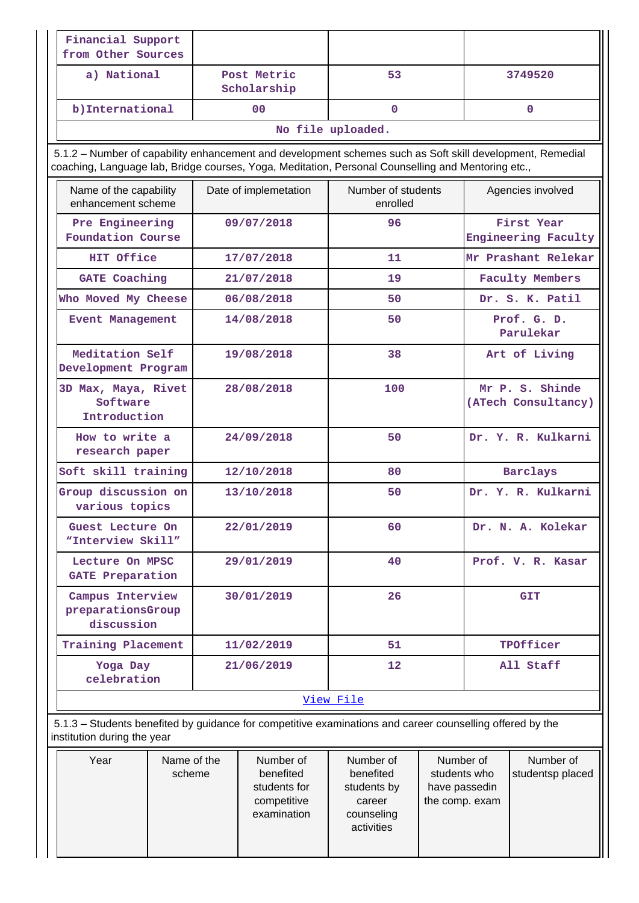| Financial Support from Other Sources | | | |
|---|---|---|---|
| a) National | Post Metric Scholarship | 53 | 3749520 |
| b)International | 00 | 0 | 0 |

No file uploaded.

5.1.2 – Number of capability enhancement and development schemes such as Soft skill development, Remedial coaching, Language lab, Bridge courses, Yoga, Meditation, Personal Counselling and Mentoring etc.,

| Name of the capability enhancement scheme | Date of implemetation | Number of students enrolled | Agencies involved |
|---|---|---|---|
| Pre Engineering Foundation Course | 09/07/2018 | 96 | First Year Engineering Faculty |
| HIT Office | 17/07/2018 | 11 | Mr Prashant Relekar |
| GATE Coaching | 21/07/2018 | 19 | Faculty Members |
| Who Moved My Cheese | 06/08/2018 | 50 | Dr. S. K. Patil |
| Event Management | 14/08/2018 | 50 | Prof. G. D. Parulekar |
| Meditation Self Development Program | 19/08/2018 | 38 | Art of Living |
| 3D Max, Maya, Rivet Software Introduction | 28/08/2018 | 100 | Mr P. S. Shinde (ATech Consultancy) |
| How to write a research paper | 24/09/2018 | 50 | Dr. Y. R. Kulkarni |
| Soft skill training | 12/10/2018 | 80 | Barclays |
| Group discussion on various topics | 13/10/2018 | 50 | Dr. Y. R. Kulkarni |
| Guest Lecture On "Interview Skill" | 22/01/2019 | 60 | Dr. N. A. Kolekar |
| Lecture On MPSC GATE Preparation | 29/01/2019 | 40 | Prof. V. R. Kasar |
| Campus Interview preparationsGroup discussion | 30/01/2019 | 26 | GIT |
| Training Placement | 11/02/2019 | 51 | TPOfficer |
| Yoga Day celebration | 21/06/2019 | 12 | All Staff |

View File

5.1.3 – Students benefited by guidance for competitive examinations and career counselling offered by the institution during the year

| Year | Name of the scheme | Number of benefited students for competitive examination | Number of benefited students by career counseling activities | Number of students who have passedin the comp. exam | Number of studentsp placed |
|---|---|---|---|---|---|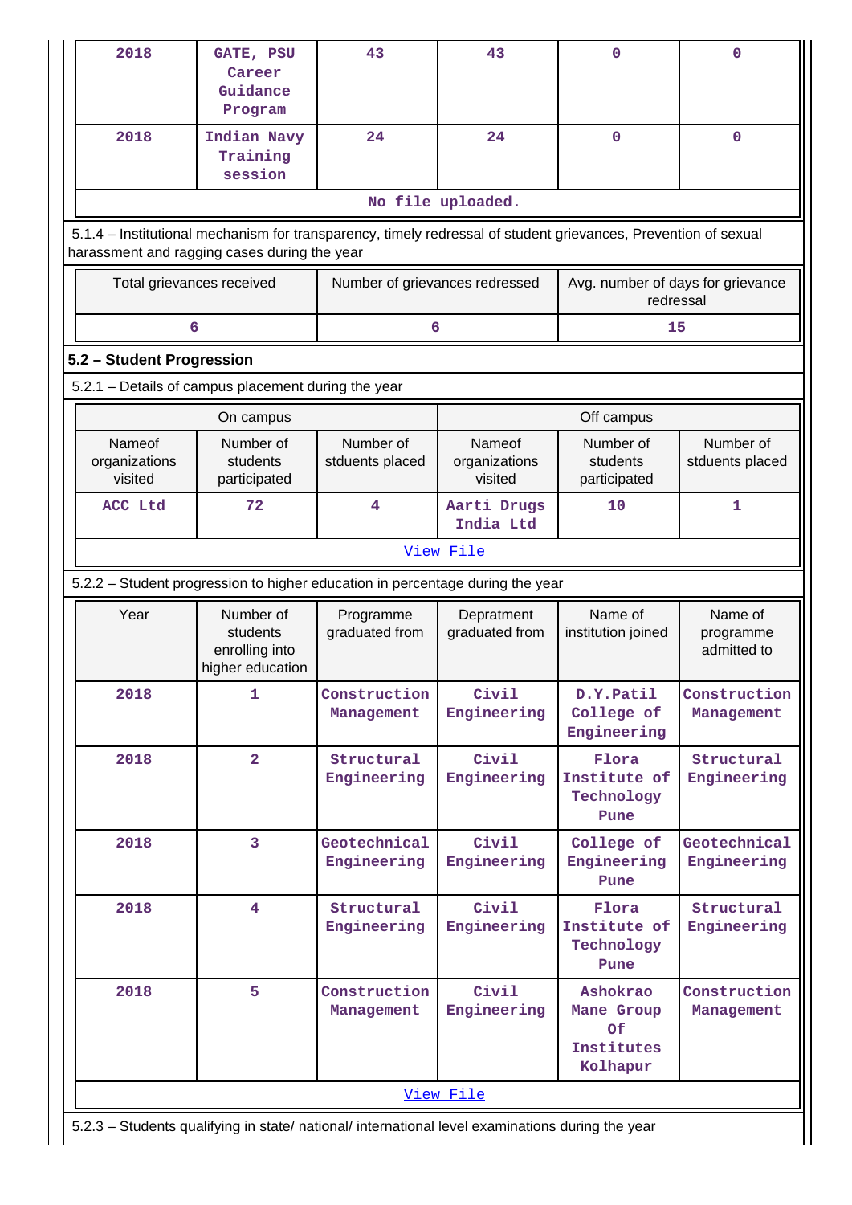| 2018 | GATE, PSU Career Guidance Program | 43 | 43 | 0 | 0 |
|---|---|---|---|---|---|
| 2018 | Indian Navy Training session | 24 | 24 | 0 | 0 |

No file uploaded.

5.1.4 – Institutional mechanism for transparency, timely redressal of student grievances, Prevention of sexual harassment and ragging cases during the year

| Total grievances received | Number of grievances redressed | Avg. number of days for grievance redressal |
|---|---|---|
| 6 | 6 | 15 |

## 5.2 – Student Progression

5.2.1 – Details of campus placement during the year

| On campus | | | Off campus | | |
|---|---|---|---|---|---|
| Nameof organizations visited | Number of students participated | Number of stduents placed | Nameof organizations visited | Number of students participated | Number of stduents placed |
| ACC Ltd | 72 | 4 | Aarti Drugs India Ltd | 10 | 1 |

[View File]

5.2.2 – Student progression to higher education in percentage during the year

| Year | Number of students enrolling into higher education | Programme graduated from | Depratment graduated from | Name of institution joined | Name of programme admitted to |
|---|---|---|---|---|---|
| 2018 | 1 | Construction Management | Civil Engineering | D.Y.Patil College of Engineering | Construction Management |
| 2018 | 2 | Structural Engineering | Civil Engineering | Flora Institute of Technology Pune | Structural Engineering |
| 2018 | 3 | Geotechnical Engineering | Civil Engineering | College of Engineering Pune | Geotechnical Engineering |
| 2018 | 4 | Structural Engineering | Civil Engineering | Flora Institute of Technology Pune | Structural Engineering |
| 2018 | 5 | Construction Management | Civil Engineering | Ashokrao Mane Group Of Institutes Kolhapur | Construction Management |

[View File]

5.2.3 – Students qualifying in state/ national/ international level examinations during the year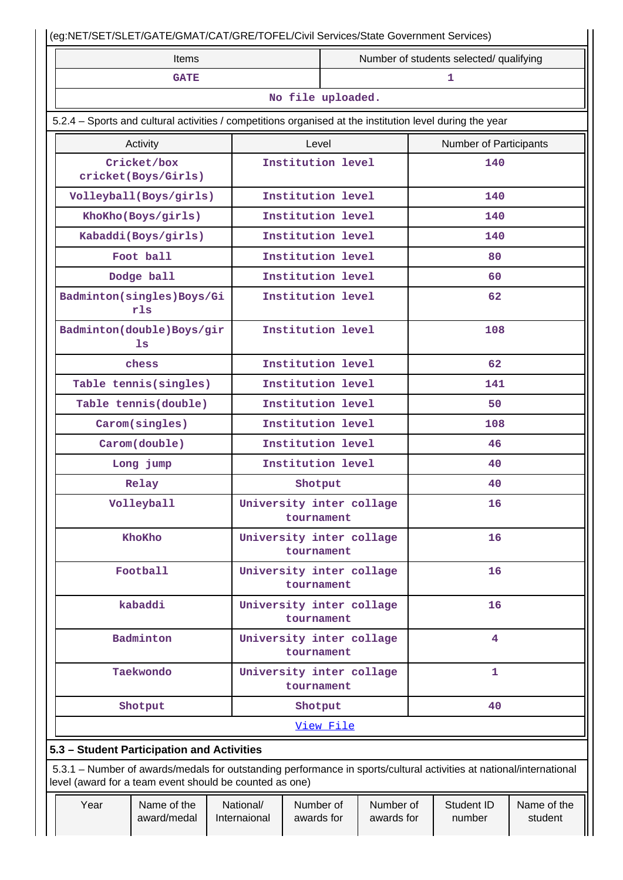(eg:NET/SET/SLET/GATE/GMAT/CAT/GRE/TOFEL/Civil Services/State Government Services)

| Items | Number of students selected/ qualifying |
|---|---|
| GATE | 1 |
| No file uploaded. | |

5.2.4 – Sports and cultural activities / competitions organised at the institution level during the year

| Activity | Level | Number of Participants |
|---|---|---|
| Cricket/box cricket(Boys/Girls) | Institution level | 140 |
| Volleyball(Boys/girls) | Institution level | 140 |
| KhoKho(Boys/girls) | Institution level | 140 |
| Kabaddi(Boys/girls) | Institution level | 140 |
| Foot ball | Institution level | 80 |
| Dodge ball | Institution level | 60 |
| Badminton(singles)Boys/Girls | Institution level | 62 |
| Badminton(double)Boys/girls | Institution level | 108 |
| chess | Institution level | 62 |
| Table tennis(singles) | Institution level | 141 |
| Table tennis(double) | Institution level | 50 |
| Carom(singles) | Institution level | 108 |
| Carom(double) | Institution level | 46 |
| Long jump | Institution level | 40 |
| Relay | Shotput | 40 |
| Volleyball | University inter collage tournament | 16 |
| KhoKho | University inter collage tournament | 16 |
| Football | University inter collage tournament | 16 |
| kabaddi | University inter collage tournament | 16 |
| Badminton | University inter collage tournament | 4 |
| Taekwondo | University inter collage tournament | 1 |
| Shotput | Shotput | 40 |
| View File | | |

## 5.3 – Student Participation and Activities

5.3.1 – Number of awards/medals for outstanding performance in sports/cultural activities at national/international level (award for a team event should be counted as one)

| Year | Name of the award/medal | National/ Internaional | Number of awards for | Number of awards for | Student ID number | Name of the student |
|---|---|---|---|---|---|---|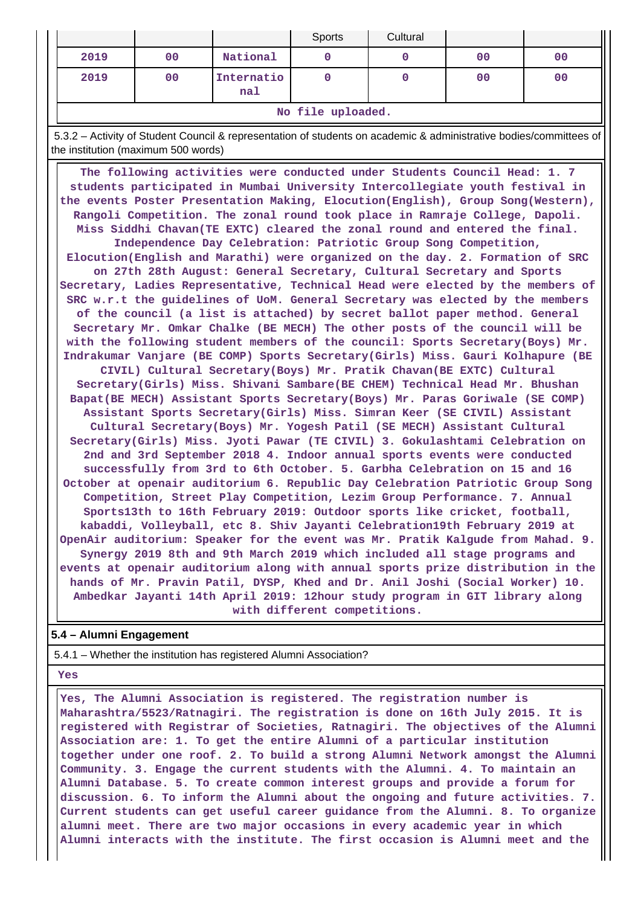| | | | Sports | Cultural | | |
|---|---|---|---|---|---|---|
| 2019 | 00 | National | 0 | 0 | 00 | 00 |
| 2019 | 00 | International | 0 | 0 | 00 | 00 |
| No file uploaded. | | | | | | |

5.3.2 – Activity of Student Council & representation of students on academic & administrative bodies/committees of the institution (maximum 500 words)

The following activities were conducted under Students Council Head: 1. 7 students participated in Mumbai University Intercollegiate youth festival in the events Poster Presentation Making, Elocution(English), Group Song(Western), Rangoli Competition. The zonal round took place in Ramraje College, Dapoli. Miss Siddhi Chavan(TE EXTC) cleared the zonal round and entered the final. Independence Day Celebration: Patriotic Group Song Competition, Elocution(English and Marathi) were organized on the day. 2. Formation of SRC on 27th 28th August: General Secretary, Cultural Secretary and Sports Secretary, Ladies Representative, Technical Head were elected by the members of SRC w.r.t the guidelines of UoM. General Secretary was elected by the members of the council (a list is attached) by secret ballot paper method. General Secretary Mr. Omkar Chalke (BE MECH) The other posts of the council will be with the following student members of the council: Sports Secretary(Boys) Mr. Indrakumar Vanjare (BE COMP) Sports Secretary(Girls) Miss. Gauri Kolhapure (BE CIVIL) Cultural Secretary(Boys) Mr. Pratik Chavan(BE EXTC) Cultural Secretary(Girls) Miss. Shivani Sambare(BE CHEM) Technical Head Mr. Bhushan Bapat(BE MECH) Assistant Sports Secretary(Boys) Mr. Paras Goriwale (SE COMP) Assistant Sports Secretary(Girls) Miss. Simran Keer (SE CIVIL) Assistant Cultural Secretary(Boys) Mr. Yogesh Patil (SE MECH) Assistant Cultural Secretary(Girls) Miss. Jyoti Pawar (TE CIVIL) 3. Gokulashtami Celebration on 2nd and 3rd September 2018 4. Indoor annual sports events were conducted successfully from 3rd to 6th October. 5. Garbha Celebration on 15 and 16 October at openair auditorium 6. Republic Day Celebration Patriotic Group Song Competition, Street Play Competition, Lezim Group Performance. 7. Annual Sports13th to 16th February 2019: Outdoor sports like cricket, football, kabaddi, Volleyball, etc 8. Shiv Jayanti Celebration19th February 2019 at OpenAir auditorium: Speaker for the event was Mr. Pratik Kalgude from Mahad. 9. Synergy 2019 8th and 9th March 2019 which included all stage programs and events at openair auditorium along with annual sports prize distribution in the hands of Mr. Pravin Patil, DYSP, Khed and Dr. Anil Joshi (Social Worker) 10. Ambedkar Jayanti 14th April 2019: 12hour study program in GIT library along with different competitions.

**5.4 – Alumni Engagement**

5.4.1 – Whether the institution has registered Alumni Association?

Yes

Yes, The Alumni Association is registered. The registration number is Maharashtra/5523/Ratnagiri. The registration is done on 16th July 2015. It is registered with Registrar of Societies, Ratnagiri. The objectives of the Alumni Association are: 1. To get the entire Alumni of a particular institution together under one roof. 2. To build a strong Alumni Network amongst the Alumni Community. 3. Engage the current students with the Alumni. 4. To maintain an Alumni Database. 5. To create common interest groups and provide a forum for discussion. 6. To inform the Alumni about the ongoing and future activities. 7. Current students can get useful career guidance from the Alumni. 8. To organize alumni meet. There are two major occasions in every academic year in which Alumni interacts with the institute. The first occasion is Alumni meet and the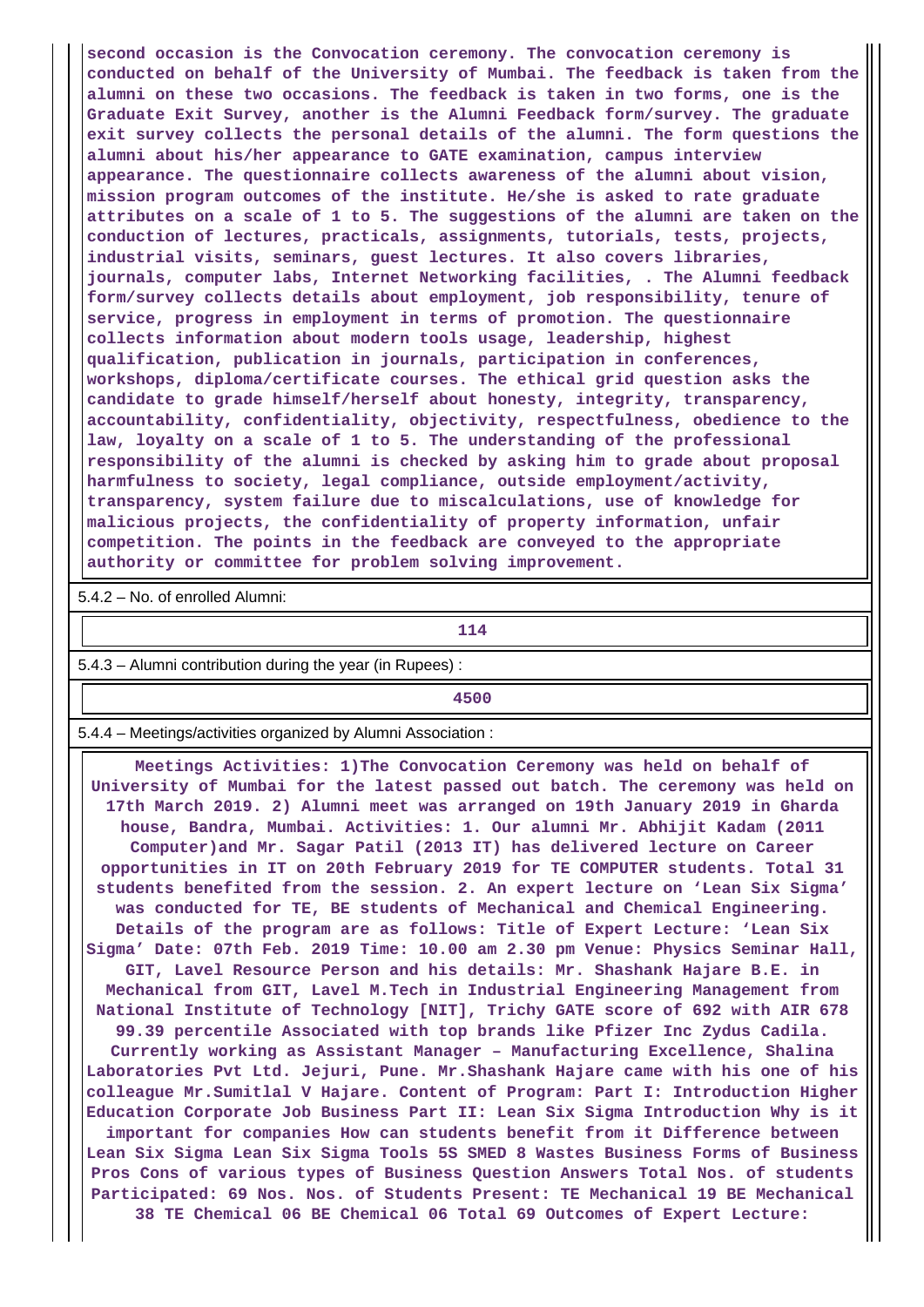**second occasion is the Convocation ceremony. The convocation ceremony is conducted on behalf of the University of Mumbai. The feedback is taken from the alumni on these two occasions. The feedback is taken in two forms, one is the Graduate Exit Survey, another is the Alumni Feedback form/survey. The graduate exit survey collects the personal details of the alumni. The form questions the alumni about his/her appearance to GATE examination, campus interview appearance. The questionnaire collects awareness of the alumni about vision, mission program outcomes of the institute. He/she is asked to rate graduate attributes on a scale of 1 to 5. The suggestions of the alumni are taken on the conduction of lectures, practicals, assignments, tutorials, tests, projects, industrial visits, seminars, guest lectures. It also covers libraries, journals, computer labs, Internet Networking facilities, . The Alumni feedback form/survey collects details about employment, job responsibility, tenure of service, progress in employment in terms of promotion. The questionnaire collects information about modern tools usage, leadership, highest qualification, publication in journals, participation in conferences, workshops, diploma/certificate courses. The ethical grid question asks the candidate to grade himself/herself about honesty, integrity, transparency, accountability, confidentiality, objectivity, respectfulness, obedience to the law, loyalty on a scale of 1 to 5. The understanding of the professional responsibility of the alumni is checked by asking him to grade about proposal harmfulness to society, legal compliance, outside employment/activity, transparency, system failure due to miscalculations, use of knowledge for malicious projects, the confidentiality of property information, unfair competition. The points in the feedback are conveyed to the appropriate authority or committee for problem solving improvement.**

5.4.2 – No. of enrolled Alumni:

**114**

5.4.3 – Alumni contribution during the year (in Rupees) :

**4500**

5.4.4 – Meetings/activities organized by Alumni Association :

**Meetings Activities: 1)The Convocation Ceremony was held on behalf of University of Mumbai for the latest passed out batch. The ceremony was held on 17th March 2019. 2) Alumni meet was arranged on 19th January 2019 in Gharda house, Bandra, Mumbai. Activities: 1. Our alumni Mr. Abhijit Kadam (2011 Computer)and Mr. Sagar Patil (2013 IT) has delivered lecture on Career opportunities in IT on 20th February 2019 for TE COMPUTER students. Total 31 students benefited from the session. 2. An expert lecture on 'Lean Six Sigma' was conducted for TE, BE students of Mechanical and Chemical Engineering. Details of the program are as follows: Title of Expert Lecture: 'Lean Six Sigma' Date: 07th Feb. 2019 Time: 10.00 am 2.30 pm Venue: Physics Seminar Hall, GIT, Lavel Resource Person and his details: Mr. Shashank Hajare B.E. in Mechanical from GIT, Lavel M.Tech in Industrial Engineering Management from National Institute of Technology [NIT], Trichy GATE score of 692 with AIR 678 99.39 percentile Associated with top brands like Pfizer Inc Zydus Cadila. Currently working as Assistant Manager – Manufacturing Excellence, Shalina Laboratories Pvt Ltd. Jejuri, Pune. Mr.Shashank Hajare came with his one of his colleague Mr.Sumitlal V Hajare. Content of Program: Part I: Introduction Higher Education Corporate Job Business Part II: Lean Six Sigma Introduction Why is it important for companies How can students benefit from it Difference between Lean Six Sigma Lean Six Sigma Tools 5S SMED 8 Wastes Business Forms of Business Pros Cons of various types of Business Question Answers Total Nos. of students Participated: 69 Nos. Nos. of Students Present: TE Mechanical 19 BE Mechanical 38 TE Chemical 06 BE Chemical 06 Total 69 Outcomes of Expert Lecture:**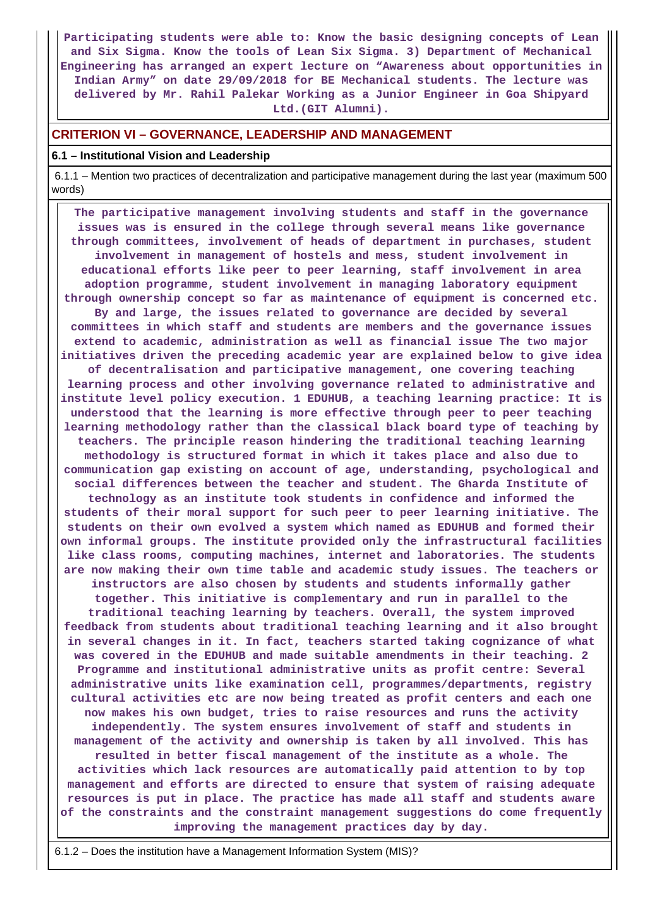**Participating students were able to: Know the basic designing concepts of Lean and Six Sigma. Know the tools of Lean Six Sigma. 3) Department of Mechanical Engineering has arranged an expert lecture on "Awareness about opportunities in Indian Army" on date 29/09/2018 for BE Mechanical students. The lecture was delivered by Mr. Rahil Palekar Working as a Junior Engineer in Goa Shipyard Ltd.(GIT Alumni).**

## CRITERION VI – GOVERNANCE, LEADERSHIP AND MANAGEMENT

### 6.1 – Institutional Vision and Leadership

6.1.1 – Mention two practices of decentralization and participative management during the last year (maximum 500 words)

**The participative management involving students and staff in the governance issues was is ensured in the college through several means like governance through committees, involvement of heads of department in purchases, student involvement in management of hostels and mess, student involvement in educational efforts like peer to peer learning, staff involvement in area adoption programme, student involvement in managing laboratory equipment through ownership concept so far as maintenance of equipment is concerned etc. By and large, the issues related to governance are decided by several committees in which staff and students are members and the governance issues extend to academic, administration as well as financial issue The two major initiatives driven the preceding academic year are explained below to give idea of decentralisation and participative management, one covering teaching learning process and other involving governance related to administrative and institute level policy execution. 1 EDUHUB, a teaching learning practice: It is understood that the learning is more effective through peer to peer teaching learning methodology rather than the classical black board type of teaching by teachers. The principle reason hindering the traditional teaching learning methodology is structured format in which it takes place and also due to communication gap existing on account of age, understanding, psychological and social differences between the teacher and student. The Gharda Institute of technology as an institute took students in confidence and informed the students of their moral support for such peer to peer learning initiative. The students on their own evolved a system which named as EDUHUB and formed their own informal groups. The institute provided only the infrastructural facilities like class rooms, computing machines, internet and laboratories. The students are now making their own time table and academic study issues. The teachers or instructors are also chosen by students and students informally gather together. This initiative is complementary and run in parallel to the traditional teaching learning by teachers. Overall, the system improved feedback from students about traditional teaching learning and it also brought in several changes in it. In fact, teachers started taking cognizance of what was covered in the EDUHUB and made suitable amendments in their teaching. 2 Programme and institutional administrative units as profit centre: Several administrative units like examination cell, programmes/departments, registry cultural activities etc are now being treated as profit centers and each one now makes his own budget, tries to raise resources and runs the activity independently. The system ensures involvement of staff and students in management of the activity and ownership is taken by all involved. This has resulted in better fiscal management of the institute as a whole. The activities which lack resources are automatically paid attention to by top management and efforts are directed to ensure that system of raising adequate resources is put in place. The practice has made all staff and students aware of the constraints and the constraint management suggestions do come frequently improving the management practices day by day.**

6.1.2 – Does the institution have a Management Information System (MIS)?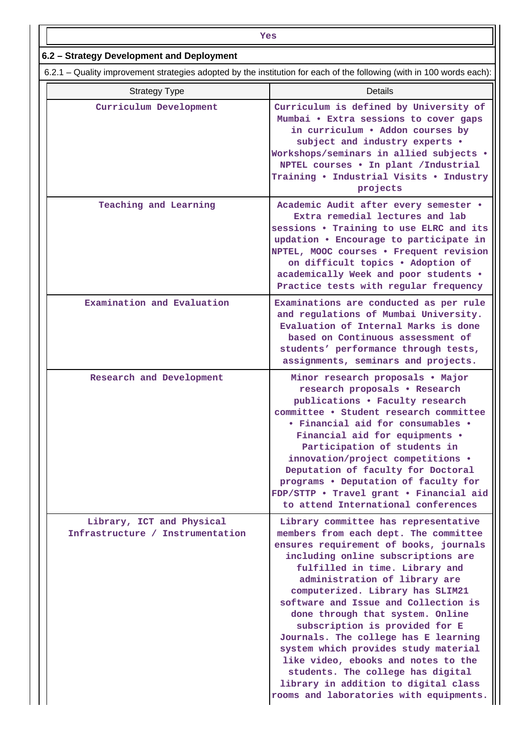| Yes |
|---|

## 6.2 – Strategy Development and Deployment

6.2.1 – Quality improvement strategies adopted by the institution for each of the following (with in 100 words each):

| Strategy Type | Details |
|---|---|
| Curriculum Development | Curriculum is defined by University of Mumbai • Extra sessions to cover gaps in curriculum • Addon courses by subject and industry experts • Workshops/seminars in allied subjects • NPTEL courses • In plant /Industrial Training • Industrial Visits • Industry projects |
| Teaching and Learning | Academic Audit after every semester • Extra remedial lectures and lab sessions • Training to use ELRC and its updation • Encourage to participate in NPTEL, MOOC courses • Frequent revision on difficult topics • Adoption of academically Week and poor students • Practice tests with regular frequency |
| Examination and Evaluation | Examinations are conducted as per rule and regulations of Mumbai University. Evaluation of Internal Marks is done based on Continuous assessment of students' performance through tests, assignments, seminars and projects. |
| Research and Development | Minor research proposals • Major research proposals • Research publications • Faculty research committee • Student research committee • Financial aid for consumables • Financial aid for equipments • Participation of students in innovation/project competitions • Deputation of faculty for Doctoral programs • Deputation of faculty for FDP/STTP • Travel grant • Financial aid to attend International conferences |
| Library, ICT and Physical Infrastructure / Instrumentation | Library committee has representative members from each dept. The committee ensures requirement of books, journals including online subscriptions are fulfilled in time. Library and administration of library are computerized. Library has SLIM21 software and Issue and Collection is done through that system. Online subscription is provided for E Journals. The college has E learning system which provides study material like video, ebooks and notes to the students. The college has digital library in addition to digital class rooms and laboratories with equipments. |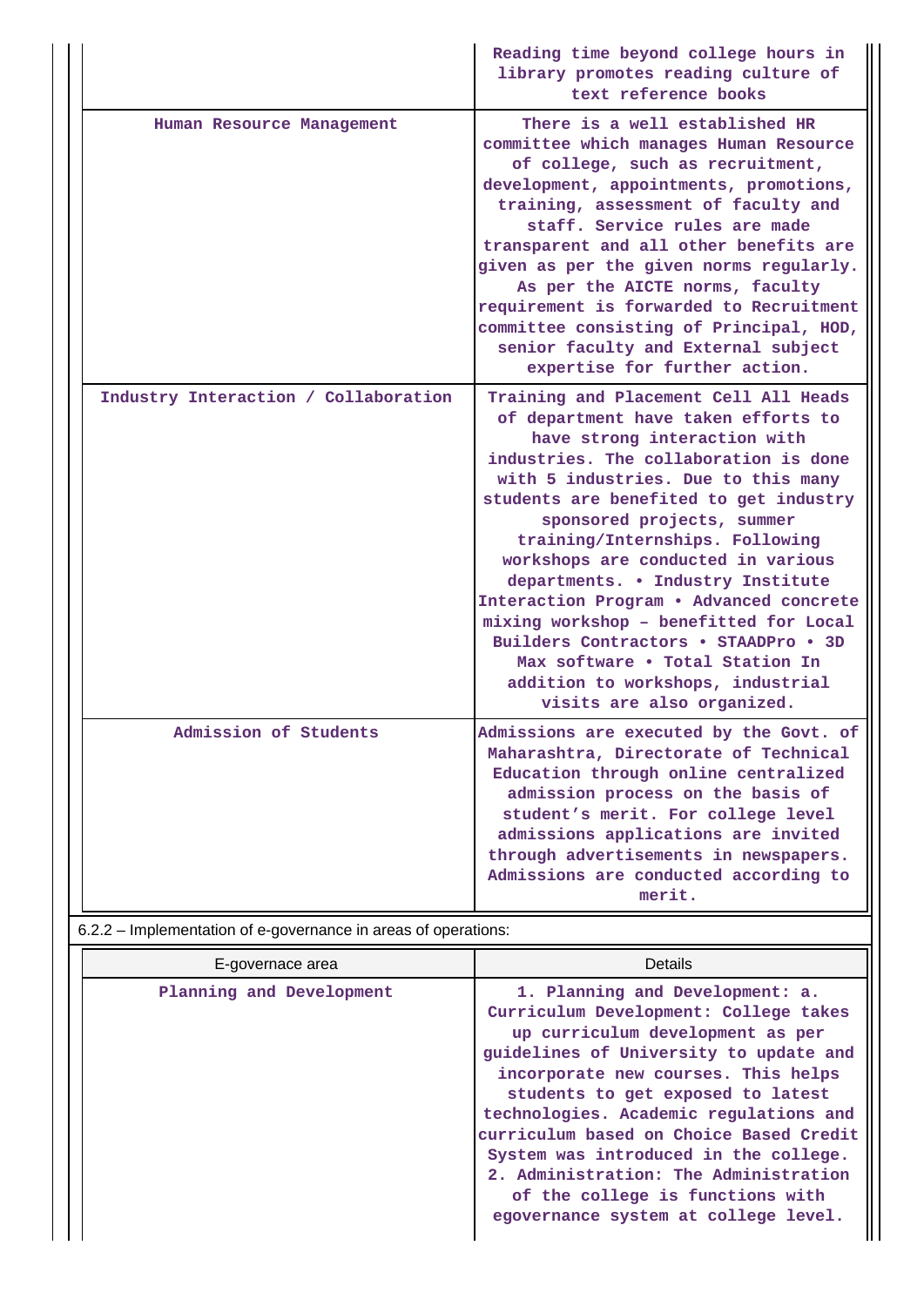| | |
|---|---|
| | Reading time beyond college hours in library promotes reading culture of text reference books |
| Human Resource Management | There is a well established HR committee which manages Human Resource of college, such as recruitment, development, appointments, promotions, training, assessment of faculty and staff. Service rules are made transparent and all other benefits are given as per the given norms regularly. As per the AICTE norms, faculty requirement is forwarded to Recruitment committee consisting of Principal, HOD, senior faculty and External subject expertise for further action. |
| Industry Interaction / Collaboration | Training and Placement Cell All Heads of department have taken efforts to have strong interaction with industries. The collaboration is done with 5 industries. Due to this many students are benefited to get industry sponsored projects, summer training/Internships. Following workshops are conducted in various departments. • Industry Institute Interaction Program • Advanced concrete mixing workshop – benefitted for Local Builders Contractors • STAADPro • 3D Max software • Total Station In addition to workshops, industrial visits are also organized. |
| Admission of Students | Admissions are executed by the Govt. of Maharashtra, Directorate of Technical Education through online centralized admission process on the basis of student's merit. For college level admissions applications are invited through advertisements in newspapers. Admissions are conducted according to merit. |

6.2.2 – Implementation of e-governance in areas of operations:

| E-governace area | Details |
|---|---|
| Planning and Development | 1. Planning and Development: a. Curriculum Development: College takes up curriculum development as per guidelines of University to update and incorporate new courses. This helps students to get exposed to latest technologies. Academic regulations and curriculum based on Choice Based Credit System was introduced in the college. 2. Administration: The Administration of the college is functions with egovernance system at college level. |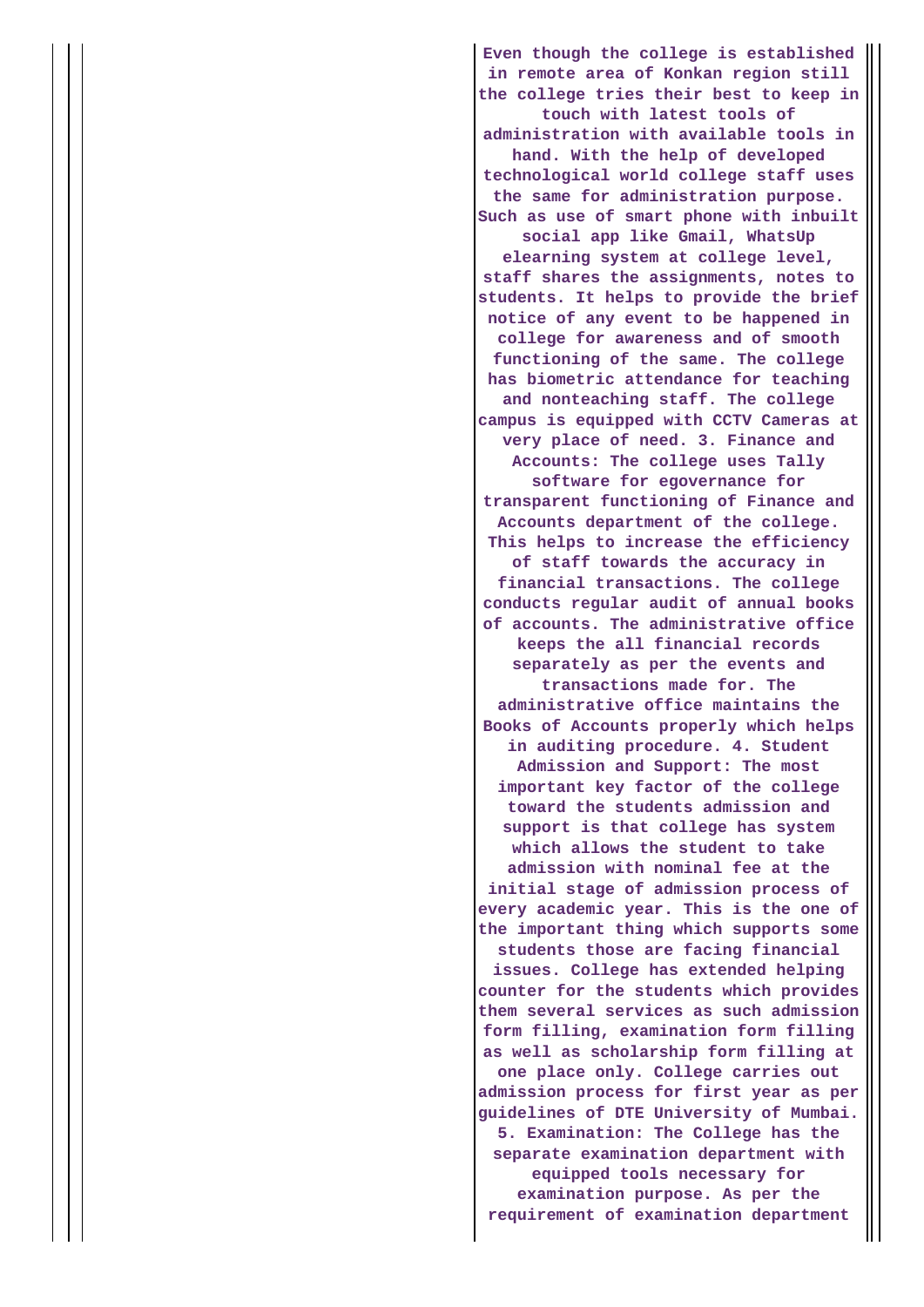Even though the college is established in remote area of Konkan region still the college tries their best to keep in touch with latest tools of administration with available tools in hand. With the help of developed technological world college staff uses the same for administration purpose. Such as use of smart phone with inbuilt social app like Gmail, WhatsUp elearning system at college level, staff shares the assignments, notes to students. It helps to provide the brief notice of any event to be happened in college for awareness and of smooth functioning of the same. The college has biometric attendance for teaching and nonteaching staff. The college campus is equipped with CCTV Cameras at very place of need. 3. Finance and Accounts: The college uses Tally software for egovernance for transparent functioning of Finance and Accounts department of the college. This helps to increase the efficiency of staff towards the accuracy in financial transactions. The college conducts regular audit of annual books of accounts. The administrative office keeps the all financial records separately as per the events and transactions made for. The administrative office maintains the Books of Accounts properly which helps in auditing procedure. 4. Student Admission and Support: The most important key factor of the college toward the students admission and support is that college has system which allows the student to take admission with nominal fee at the initial stage of admission process of every academic year. This is the one of the important thing which supports some students those are facing financial issues. College has extended helping counter for the students which provides them several services as such admission form filling, examination form filling as well as scholarship form filling at one place only. College carries out admission process for first year as per guidelines of DTE University of Mumbai. 5. Examination: The College has the separate examination department with equipped tools necessary for examination purpose. As per the requirement of examination department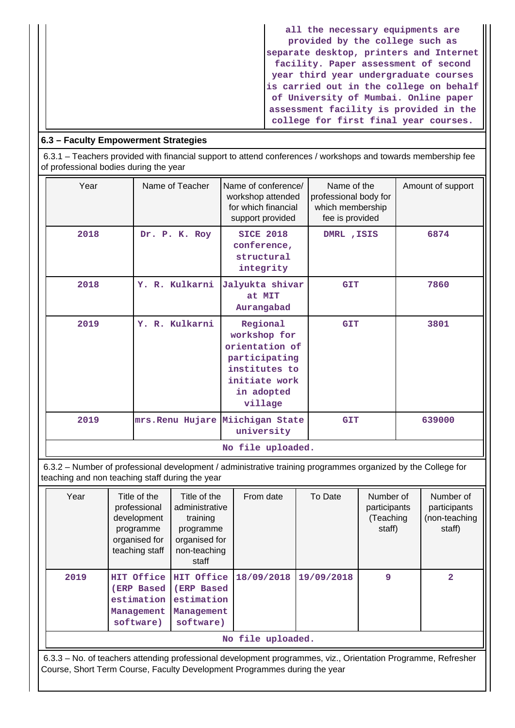| | all the necessary equipments are provided by the college such as separate desktop, printers and Internet facility. Paper assessment of second year third year undergraduate courses is carried out in the college on behalf of University of Mumbai. Online paper assessment facility is provided in the college for first final year courses. |
|---|---|

## 6.3 – Faculty Empowerment Strategies

6.3.1 – Teachers provided with financial support to attend conferences / workshops and towards membership fee of professional bodies during the year

| Year | Name of Teacher | Name of conference/ workshop attended for which financial support provided | Name of the professional body for which membership fee is provided | Amount of support |
|---|---|---|---|---|
| 2018 | Dr. P. K. Roy | SICE 2018 conference, structural integrity | DMRL ,ISIS | 6874 |
| 2018 | Y. R. Kulkarni | Jalyukta shivar at MIT Aurangabad | GIT | 7860 |
| 2019 | Y. R. Kulkarni | Regional workshop for orientation of participating institutes to initiate work in adopted village | GIT | 3801 |
| 2019 | mrs.Renu Hujare | Miichigan State university | GIT | 639000 |

No file uploaded.

6.3.2 – Number of professional development / administrative training programmes organized by the College for teaching and non teaching staff during the year

| Year | Title of the professional development programme organised for teaching staff | Title of the administrative training programme organised for non-teaching staff | From date | To Date | Number of participants (Teaching staff) | Number of participants (non-teaching staff) |
|---|---|---|---|---|---|---|
| 2019 | HIT Office (ERP Based estimation Management software) | HIT Office (ERP Based estimation Management software) | 18/09/2018 | 19/09/2018 | 9 | 2 |

No file uploaded.

6.3.3 – No. of teachers attending professional development programmes, viz., Orientation Programme, Refresher Course, Short Term Course, Faculty Development Programmes during the year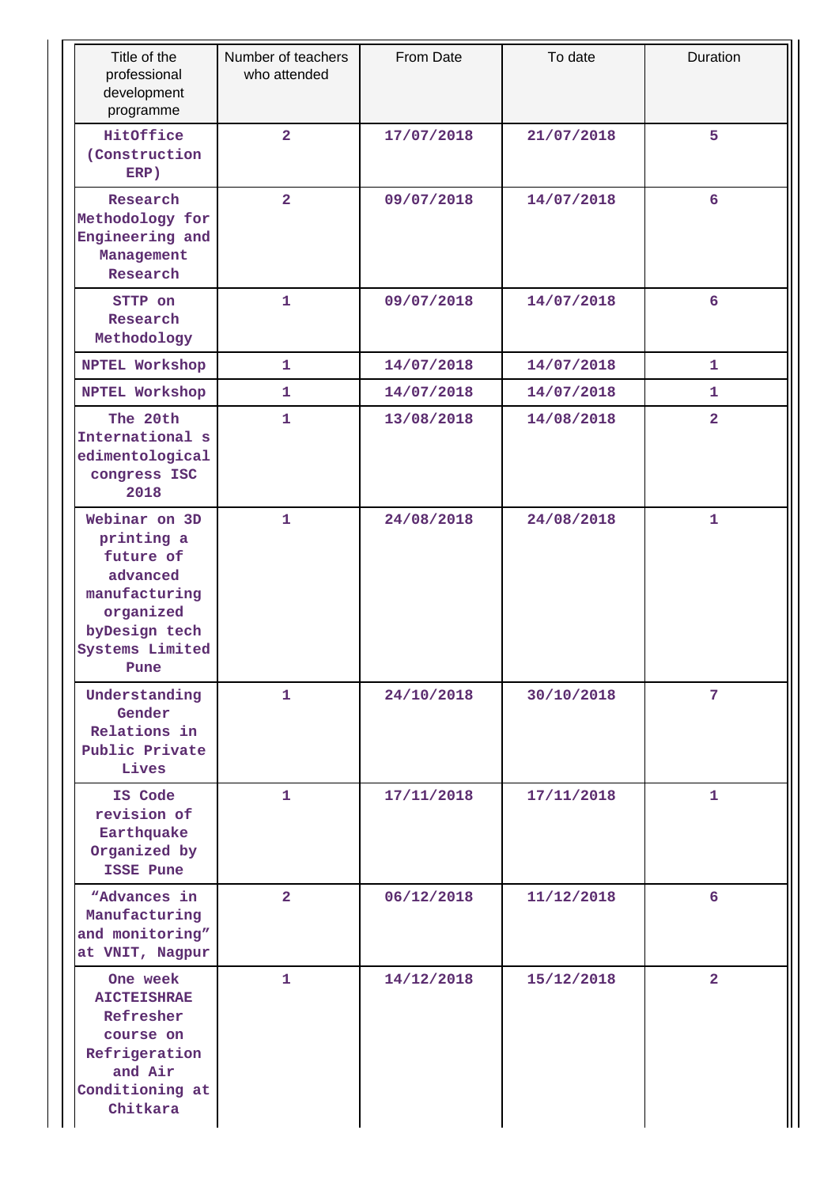| Title of the professional development programme | Number of teachers who attended | From Date | To date | Duration |
|---|---|---|---|---|
| HitOffice (Construction ERP) | 2 | 17/07/2018 | 21/07/2018 | 5 |
| Research Methodology for Engineering and Management Research | 2 | 09/07/2018 | 14/07/2018 | 6 |
| STTP on Research Methodology | 1 | 09/07/2018 | 14/07/2018 | 6 |
| NPTEL Workshop | 1 | 14/07/2018 | 14/07/2018 | 1 |
| NPTEL Workshop | 1 | 14/07/2018 | 14/07/2018 | 1 |
| The 20th International s edimentological congress ISC 2018 | 1 | 13/08/2018 | 14/08/2018 | 2 |
| Webinar on 3D printing a future of advanced manufacturing organized byDesign tech Systems Limited Pune | 1 | 24/08/2018 | 24/08/2018 | 1 |
| Understanding Gender Relations in Public Private Lives | 1 | 24/10/2018 | 30/10/2018 | 7 |
| IS Code revision of Earthquake Organized by ISSE Pune | 1 | 17/11/2018 | 17/11/2018 | 1 |
| "Advances in Manufacturing and monitoring" at VNIT, Nagpur | 2 | 06/12/2018 | 11/12/2018 | 6 |
| One week AICTEISHRAE Refresher course on Refrigeration and Air Conditioning at Chitkara | 1 | 14/12/2018 | 15/12/2018 | 2 |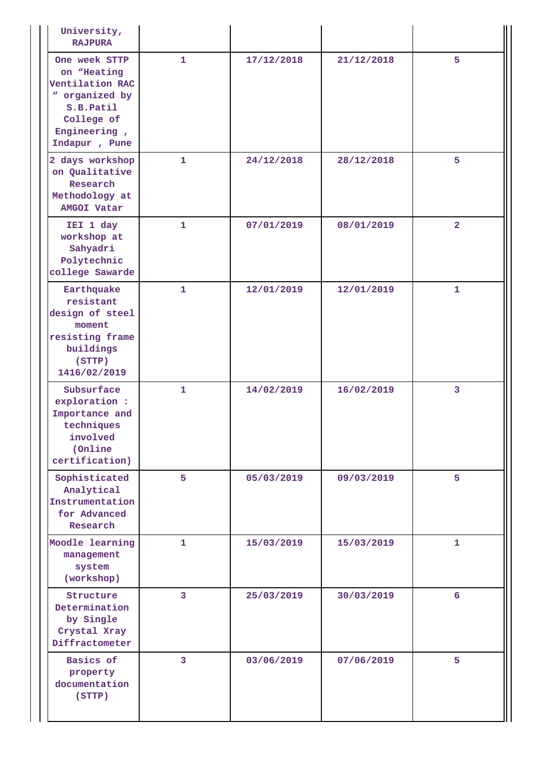| | | | | |
|---|---|---|---|---|
| University, RAJPURA | | | | |
| One week STTP on “Heating Ventilation RAC ” organized by S.B.Patil College of Engineering , Indapur , Pune | 1 | 17/12/2018 | 21/12/2018 | 5 |
| 2 days workshop on Qualitative Research Methodology at AMGOI Vatar | 1 | 24/12/2018 | 28/12/2018 | 5 |
| IEI 1 day workshop at Sahyadri Polytechnic college Sawarde | 1 | 07/01/2019 | 08/01/2019 | 2 |
| Earthquake resistant design of steel moment resisting frame buildings (STTP) 1416/02/2019 | 1 | 12/01/2019 | 12/01/2019 | 1 |
| Subsurface exploration : Importance and techniques involved (Online certification) | 1 | 14/02/2019 | 16/02/2019 | 3 |
| Sophisticated Analytical Instrumentation for Advanced Research | 5 | 05/03/2019 | 09/03/2019 | 5 |
| Moodle learning management system (workshop) | 1 | 15/03/2019 | 15/03/2019 | 1 |
| Structure Determination by Single Crystal Xray Diffractometer | 3 | 25/03/2019 | 30/03/2019 | 6 |
| Basics of property documentation (STTP) | 3 | 03/06/2019 | 07/06/2019 | 5 |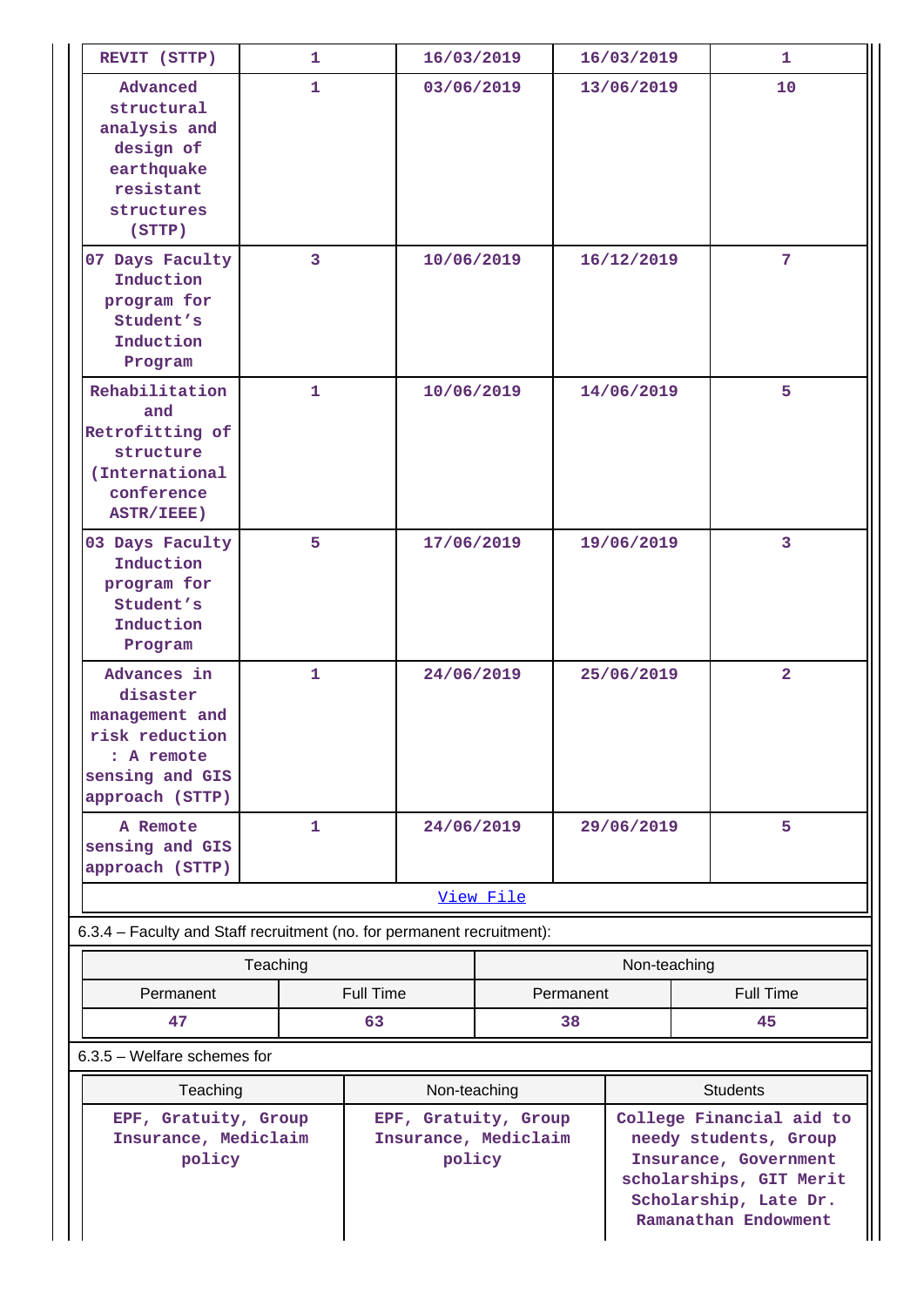| REVIT (STTP) | 1 | 16/03/2019 | 16/03/2019 | 1 |
|---|---|---|---|---|
| Advanced structural analysis and design of earthquake resistant structures (STTP) | 1 | 03/06/2019 | 13/06/2019 | 10 |
| 07 Days Faculty Induction program for Student's Induction Program | 3 | 10/06/2019 | 16/12/2019 | 7 |
| Rehabilitation and Retrofitting of structure (International conference ASTR/IEEE) | 1 | 10/06/2019 | 14/06/2019 | 5 |
| 03 Days Faculty Induction program for Student's Induction Program | 5 | 17/06/2019 | 19/06/2019 | 3 |
| Advances in disaster management and risk reduction : A remote sensing and GIS approach (STTP) | 1 | 24/06/2019 | 25/06/2019 | 2 |
| A Remote sensing and GIS approach (STTP) | 1 | 24/06/2019 | 29/06/2019 | 5 |

[View File]

6.3.4 – Faculty and Staff recruitment (no. for permanent recruitment):

| Teaching | | Non-teaching | |
|---|---|---|---|
| Permanent | Full Time | Permanent | Full Time |
| 47 | 63 | 38 | 45 |

6.3.5 – Welfare schemes for

| Teaching | Non-teaching | Students |
|---|---|---|
| EPF, Gratuity, Group Insurance, Mediclaim policy | EPF, Gratuity, Group Insurance, Mediclaim policy | College Financial aid to needy students, Group Insurance, Government scholarships, GIT Merit Scholarship, Late Dr. Ramanathan Endowment |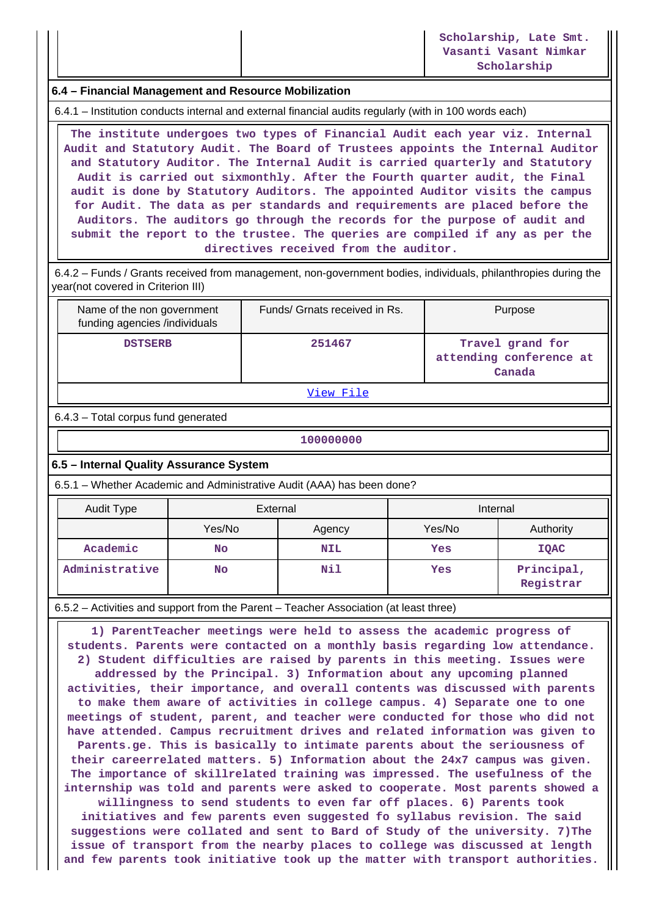| | | Scholarship, Late Smt. Vasanti Vasant Nimkar Scholarship |
|---|---|---|

### 6.4 – Financial Management and Resource Mobilization

6.4.1 – Institution conducts internal and external financial audits regularly (with in 100 words each)

The institute undergoes two types of Financial Audit each year viz. Internal Audit and Statutory Audit. The Board of Trustees appoints the Internal Auditor and Statutory Auditor. The Internal Audit is carried quarterly and Statutory Audit is carried out sixmonthly. After the Fourth quarter audit, the Final audit is done by Statutory Auditors. The appointed Auditor visits the campus for Audit. The data as per standards and requirements are placed before the Auditors. The auditors go through the records for the purpose of audit and submit the report to the trustee. The queries are compiled if any as per the directives received from the auditor.

6.4.2 – Funds / Grants received from management, non-government bodies, individuals, philanthropies during the year(not covered in Criterion III)

| Name of the non government funding agencies /individuals | Funds/ Grnats received in Rs. | Purpose |
|---|---|---|
| DSTSERB | 251467 | Travel grand for attending conference at Canada |

[View File]

6.4.3 – Total corpus fund generated

100000000

### 6.5 – Internal Quality Assurance System

6.5.1 – Whether Academic and Administrative Audit (AAA) has been done?

| Audit Type | External | | Internal | |
|---|---|---|---|---|
| | Yes/No | Agency | Yes/No | Authority |
| Academic | No | NIL | Yes | IQAC |
| Administrative | No | Nil | Yes | Principal, Registrar |

6.5.2 – Activities and support from the Parent – Teacher Association (at least three)

1) ParentTeacher meetings were held to assess the academic progress of students. Parents were contacted on a monthly basis regarding low attendance. 2) Student difficulties are raised by parents in this meeting. Issues were addressed by the Principal. 3) Information about any upcoming planned activities, their importance, and overall contents was discussed with parents to make them aware of activities in college campus. 4) Separate one to one meetings of student, parent, and teacher were conducted for those who did not have attended. Campus recruitment drives and related information was given to Parents.ge. This is basically to intimate parents about the seriousness of their careerrelated matters. 5) Information about the 24x7 campus was given. The importance of skillrelated training was impressed. The usefulness of the internship was told and parents were asked to cooperate. Most parents showed a willingness to send students to even far off places. 6) Parents took initiatives and few parents even suggested fo syllabus revision. The said suggestions were collated and sent to Bard of Study of the university. 7)The issue of transport from the nearby places to college was discussed at length and few parents took initiative took up the matter with transport authorities.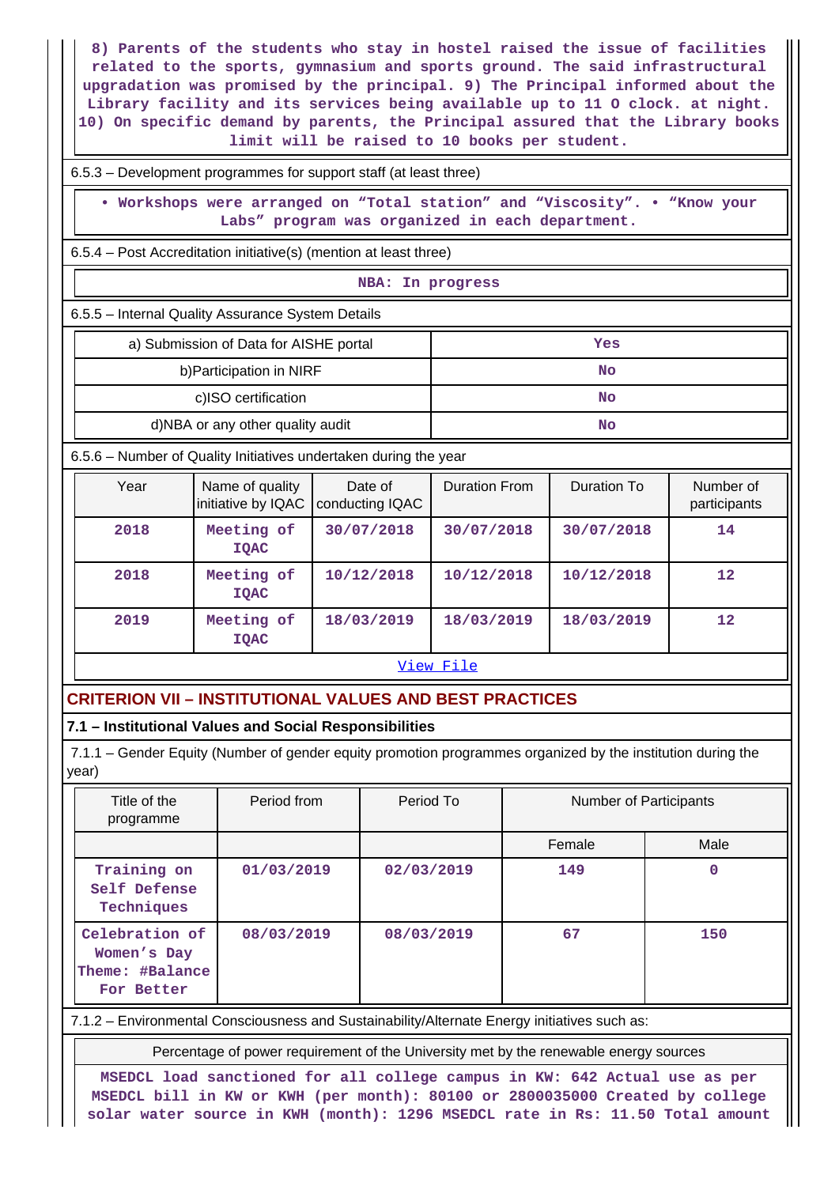8) Parents of the students who stay in hostel raised the issue of facilities related to the sports, gymnasium and sports ground. The said infrastructural upgradation was promised by the principal. 9) The Principal informed about the Library facility and its services being available up to 11 O clock. at night. 10) On specific demand by parents, the Principal assured that the Library books limit will be raised to 10 books per student.

6.5.3 – Development programmes for support staff (at least three)

• Workshops were arranged on "Total station" and "Viscosity". • "Know your Labs" program was organized in each department.

6.5.4 – Post Accreditation initiative(s) (mention at least three)

NBA: In progress

6.5.5 – Internal Quality Assurance System Details

| | |
|---|---|
| a) Submission of Data for AISHE portal | Yes |
| b)Participation in NIRF | No |
| c)ISO certification | No |
| d)NBA or any other quality audit | No |

6.5.6 – Number of Quality Initiatives undertaken during the year

| Year | Name of quality initiative by IQAC | Date of conducting IQAC | Duration From | Duration To | Number of participants |
|---|---|---|---|---|---|
| 2018 | Meeting of IQAC | 30/07/2018 | 30/07/2018 | 30/07/2018 | 14 |
| 2018 | Meeting of IQAC | 10/12/2018 | 10/12/2018 | 10/12/2018 | 12 |
| 2019 | Meeting of IQAC | 18/03/2019 | 18/03/2019 | 18/03/2019 | 12 |

View File

## CRITERION VII – INSTITUTIONAL VALUES AND BEST PRACTICES

### 7.1 – Institutional Values and Social Responsibilities

7.1.1 – Gender Equity (Number of gender equity promotion programmes organized by the institution during the year)

| Title of the programme | Period from | Period To | Number of Participants | |
|---|---|---|---|---|
| | | | Female | Male |
| Training on Self Defense Techniques | 01/03/2019 | 02/03/2019 | 149 | 0 |
| Celebration of Women's Day Theme: #Balance For Better | 08/03/2019 | 08/03/2019 | 67 | 150 |

7.1.2 – Environmental Consciousness and Sustainability/Alternate Energy initiatives such as:

Percentage of power requirement of the University met by the renewable energy sources

MSEDCL load sanctioned for all college campus in KW: 642 Actual use as per MSEDCL bill in KW or KWH (per month): 80100 or 2800035000 Created by college solar water source in KWH (month): 1296 MSEDCL rate in Rs: 11.50 Total amount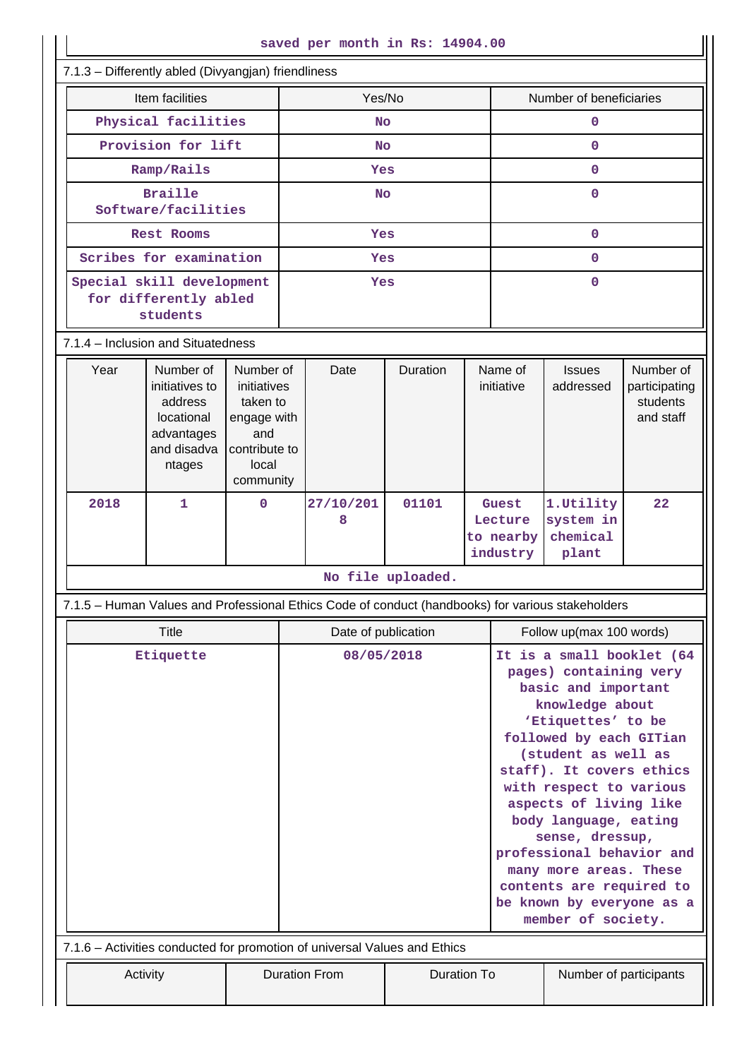saved per month in Rs: 14904.00

7.1.3 – Differently abled (Divyangjan) friendliness

| Item facilities | Yes/No | Number of beneficiaries |
|---|---|---|
| Physical facilities | No | 0 |
| Provision for lift | No | 0 |
| Ramp/Rails | Yes | 0 |
| Braille Software/facilities | No | 0 |
| Rest Rooms | Yes | 0 |
| Scribes for examination | Yes | 0 |
| Special skill development for differently abled students | Yes | 0 |

7.1.4 – Inclusion and Situatedness

| Year | Number of initiatives to address locational advantages and disadvantages | Number of initiatives taken to engage with and contribute to local community | Date | Duration | Name of initiative | Issues addressed | Number of participating students and staff |
|---|---|---|---|---|---|---|---|
| 2018 | 1 | 0 | 27/10/2018 | 01101 | Guest Lecture to nearby industry | 1.Utility system in chemical plant | 22 |

No file uploaded.

7.1.5 – Human Values and Professional Ethics Code of conduct (handbooks) for various stakeholders

| Title | Date of publication | Follow up(max 100 words) |
|---|---|---|
| Etiquette | 08/05/2018 | It is a small booklet (64 pages) containing very basic and important knowledge about 'Etiquettes' to be followed by each GITian (student as well as staff). It covers ethics with respect to various aspects of living like body language, eating sense, dressup, professional behavior and many more areas. These contents are required to be known by everyone as a member of society. |

7.1.6 – Activities conducted for promotion of universal Values and Ethics

| Activity | Duration From | Duration To | Number of participants |
|---|---|---|---|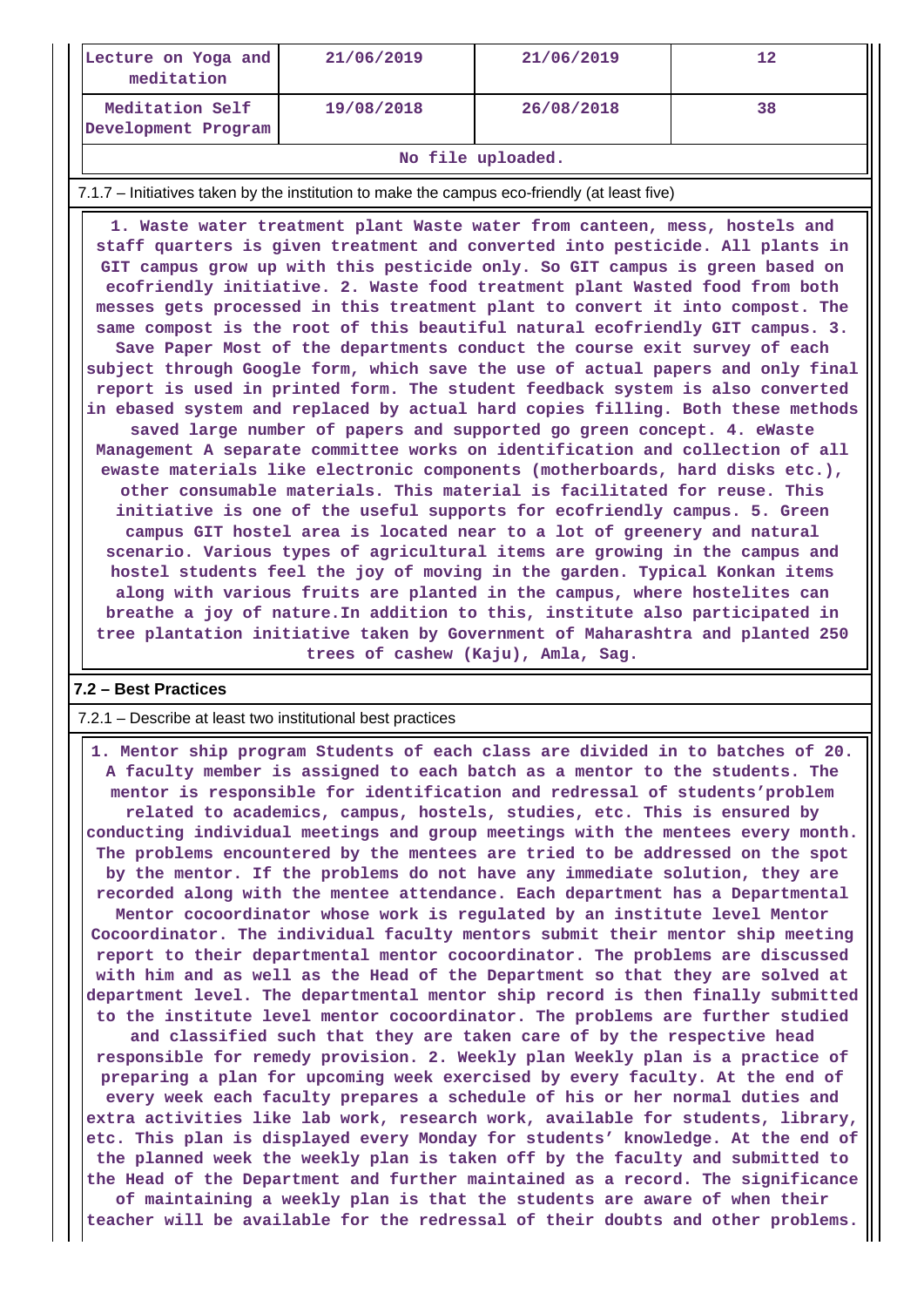| Lecture on Yoga and meditation | 21/06/2019 | 21/06/2019 | 12 |
|---|---|---|---|
| Meditation Self Development Program | 19/08/2018 | 26/08/2018 | 38 |
| No file uploaded. | | | |

7.1.7 – Initiatives taken by the institution to make the campus eco-friendly (at least five)

**1. Waste water treatment plant Waste water from canteen, mess, hostels and staff quarters is given treatment and converted into pesticide. All plants in GIT campus grow up with this pesticide only. So GIT campus is green based on ecofriendly initiative. 2. Waste food treatment plant Wasted food from both messes gets processed in this treatment plant to convert it into compost. The same compost is the root of this beautiful natural ecofriendly GIT campus. 3. Save Paper Most of the departments conduct the course exit survey of each subject through Google form, which save the use of actual papers and only final report is used in printed form. The student feedback system is also converted in ebased system and replaced by actual hard copies filling. Both these methods saved large number of papers and supported go green concept. 4. eWaste Management A separate committee works on identification and collection of all ewaste materials like electronic components (motherboards, hard disks etc.), other consumable materials. This material is facilitated for reuse. This initiative is one of the useful supports for ecofriendly campus. 5. Green campus GIT hostel area is located near to a lot of greenery and natural scenario. Various types of agricultural items are growing in the campus and hostel students feel the joy of moving in the garden. Typical Konkan items along with various fruits are planted in the campus, where hostelites can breathe a joy of nature.In addition to this, institute also participated in tree plantation initiative taken by Government of Maharashtra and planted 250 trees of cashew (Kaju), Amla, Sag.**

**7.2 – Best Practices**

7.2.1 – Describe at least two institutional best practices

**1. Mentor ship program Students of each class are divided in to batches of 20. A faculty member is assigned to each batch as a mentor to the students. The mentor is responsible for identification and redressal of students'problem related to academics, campus, hostels, studies, etc. This is ensured by conducting individual meetings and group meetings with the mentees every month. The problems encountered by the mentees are tried to be addressed on the spot by the mentor. If the problems do not have any immediate solution, they are recorded along with the mentee attendance. Each department has a Departmental Mentor cocoordinator whose work is regulated by an institute level Mentor Cocoordinator. The individual faculty mentors submit their mentor ship meeting report to their departmental mentor cocoordinator. The problems are discussed with him and as well as the Head of the Department so that they are solved at department level. The departmental mentor ship record is then finally submitted to the institute level mentor cocoordinator. The problems are further studied and classified such that they are taken care of by the respective head responsible for remedy provision. 2. Weekly plan Weekly plan is a practice of preparing a plan for upcoming week exercised by every faculty. At the end of every week each faculty prepares a schedule of his or her normal duties and extra activities like lab work, research work, available for students, library, etc. This plan is displayed every Monday for students' knowledge. At the end of the planned week the weekly plan is taken off by the faculty and submitted to the Head of the Department and further maintained as a record. The significance of maintaining a weekly plan is that the students are aware of when their teacher will be available for the redressal of their doubts and other problems.**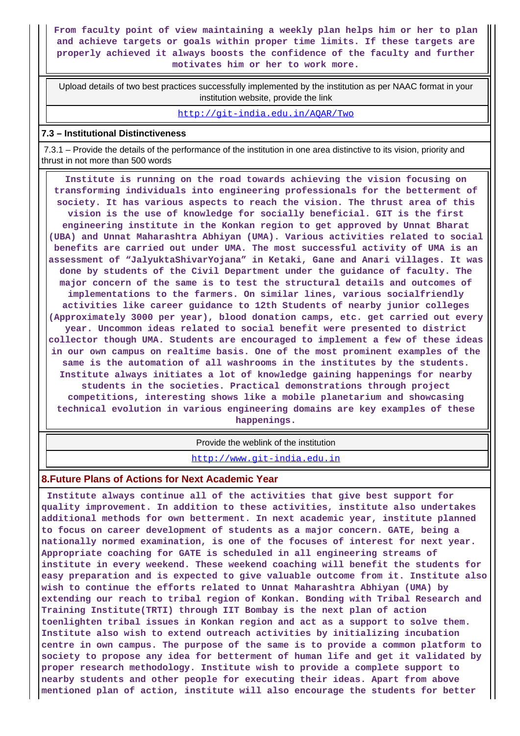From faculty point of view maintaining a weekly plan helps him or her to plan and achieve targets or goals within proper time limits. If these targets are properly achieved it always boosts the confidence of the faculty and further motivates him or her to work more.

| Upload details of two best practices successfully implemented by the institution as per NAAC format in your institution website, provide the link |
|---|
| http://git-india.edu.in/AQAR/Two |

**7.3 – Institutional Distinctiveness**

7.3.1 – Provide the details of the performance of the institution in one area distinctive to its vision, priority and thrust in not more than 500 words

Institute is running on the road towards achieving the vision focusing on transforming individuals into engineering professionals for the betterment of society. It has various aspects to reach the vision. The thrust area of this vision is the use of knowledge for socially beneficial. GIT is the first engineering institute in the Konkan region to get approved by Unnat Bharat (UBA) and Unnat Maharashtra Abhiyan (UMA). Various activities related to social benefits are carried out under UMA. The most successful activity of UMA is an assessment of “JalyuktaShivarYojana” in Ketaki, Gane and Anari villages. It was done by students of the Civil Department under the guidance of faculty. The major concern of the same is to test the structural details and outcomes of implementations to the farmers. On similar lines, various socialfriendly activities like career guidance to 12th Students of nearby junior colleges (Approximately 3000 per year), blood donation camps, etc. get carried out every year. Uncommon ideas related to social benefit were presented to district collector though UMA. Students are encouraged to implement a few of these ideas in our own campus on realtime basis. One of the most prominent examples of the same is the automation of all washrooms in the institutes by the students. Institute always initiates a lot of knowledge gaining happenings for nearby students in the societies. Practical demonstrations through project competitions, interesting shows like a mobile planetarium and showcasing technical evolution in various engineering domains are key examples of these happenings.

| Provide the weblink of the institution |
|---|
| http://www.git-india.edu.in |

## 8.Future Plans of Actions for Next Academic Year

Institute always continue all of the activities that give best support for quality improvement. In addition to these activities, institute also undertakes additional methods for own betterment. In next academic year, institute planned to focus on career development of students as a major concern. GATE, being a nationally normed examination, is one of the focuses of interest for next year. Appropriate coaching for GATE is scheduled in all engineering streams of institute in every weekend. These weekend coaching will benefit the students for easy preparation and is expected to give valuable outcome from it. Institute also wish to continue the efforts related to Unnat Maharashtra Abhiyan (UMA) by extending our reach to tribal region of Konkan. Bonding with Tribal Research and Training Institute(TRTI) through IIT Bombay is the next plan of action toenlighten tribal issues in Konkan region and act as a support to solve them. Institute also wish to extend outreach activities by initializing incubation centre in own campus. The purpose of the same is to provide a common platform to society to propose any idea for betterment of human life and get it validated by proper research methodology. Institute wish to provide a complete support to nearby students and other people for executing their ideas. Apart from above mentioned plan of action, institute will also encourage the students for better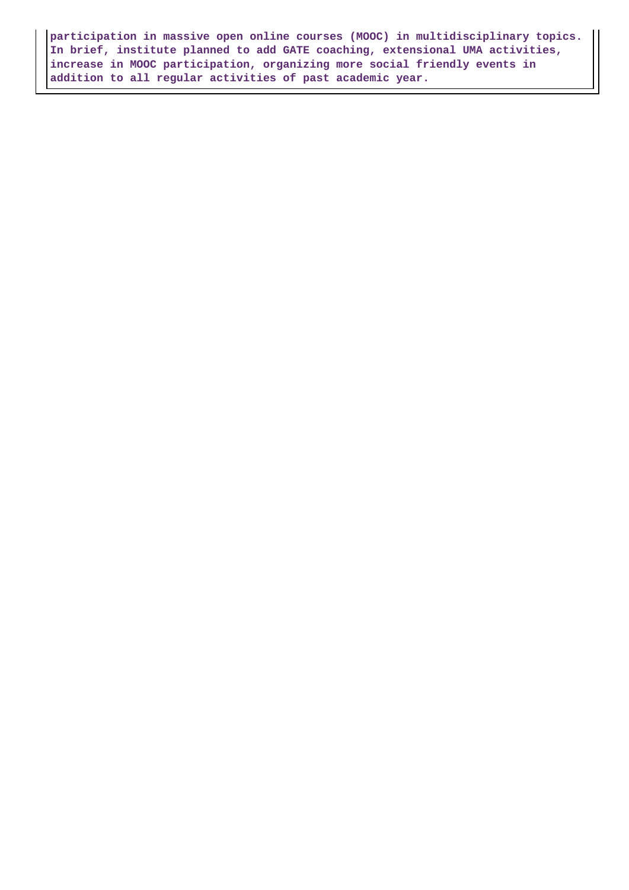**participation in massive open online courses (MOOC) in multidisciplinary topics. In brief, institute planned to add GATE coaching, extensional UMA activities, increase in MOOC participation, organizing more social friendly events in addition to all regular activities of past academic year.**